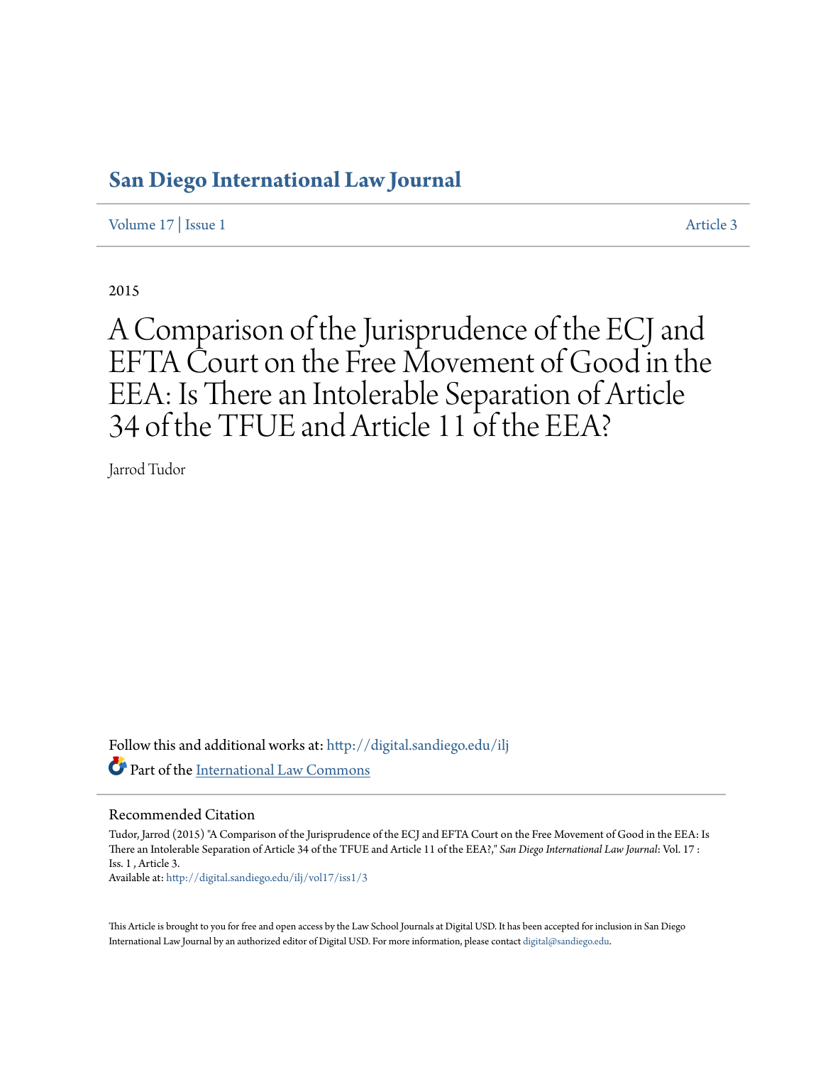# San Diego International Law Journal

Volume 17 | Issue 1 Article 3

2015

# A Comparison of the Jurisprudence of the ECJ and EFTA Court on the Free Movement of Good in the EEA: Is There an Intolerable Separation of Article 34 of the TFUE and Article 11 of the EEA?

Jarrod Tudor

Follow this and additional works at: http://digital.sandiego.edu/ilj

Part of the International Law Commons

## Recommended Citation

Tudor, Jarrod (2015) "A Comparison of the Jurisprudence of the ECJ and EFTA Court on the Free Movement of Good in the EEA: Is There an Intolerable Separation of Article 34 of the TFUE and Article 11 of the EEA?," *San Diego International Law Journal*: Vol. 17 : Iss. 1 , Article 3.
Available at: http://digital.sandiego.edu/ilj/vol17/iss1/3

This Article is brought to you for free and open access by the Law School Journals at Digital USD. It has been accepted for inclusion in San Diego International Law Journal by an authorized editor of Digital USD. For more information, please contact digital@sandiego.edu.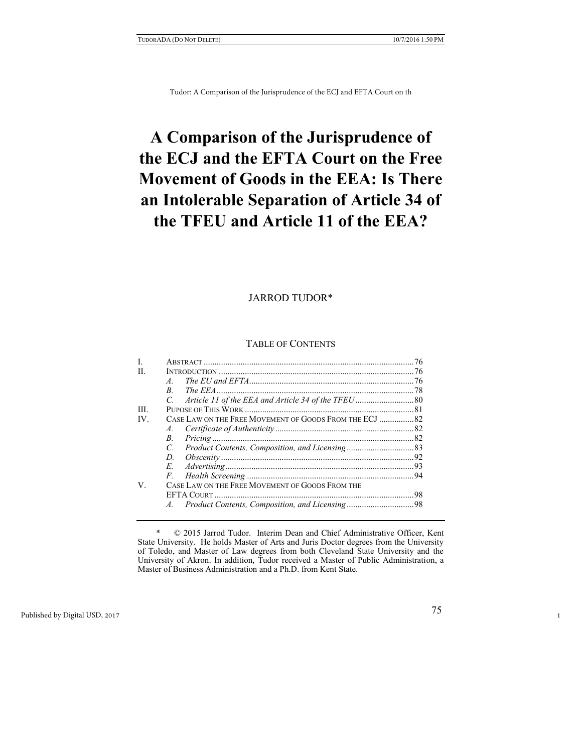# A Comparison of the Jurisprudence of the ECJ and the EFTA Court on the Free Movement of Goods in the EEA: Is There an Intolerable Separation of Article 34 of the TFEU and Article 11 of the EEA?

JARROD TUDOR*

TABLE OF CONTENTS

| | | |
|---|---|---|
| I. | ABSTRACT | 76 |
| II. | INTRODUCTION | 76 |
| | *A. The EU and EFTA* | 76 |
| | *B. The EEA* | 78 |
| | *C. Article 11 of the EEA and Article 34 of the TFEU* | 80 |
| III. | PUPOSE OF THIS WORK | 81 |
| IV. | CASE LAW ON THE FREE MOVEMENT OF GOODS FROM THE ECJ | 82 |
| | *A. Certificate of Authenticity* | 82 |
| | *B. Pricing* | 82 |
| | *C. Product Contents, Composition, and Licensing* | 83 |
| | *D. Obscenity* | 92 |
| | *E. Advertising* | 93 |
| | *F. Health Screening* | 94 |
| V. | CASE LAW ON THE FREE MOVEMENT OF GOODS FROM THE EFTA COURT | 98 |
| | *A. Product Contents, Composition, and Licensing* | 98 |

\* © 2015 Jarrod Tudor. Interim Dean and Chief Administrative Officer, Kent State University. He holds Master of Arts and Juris Doctor degrees from the University of Toledo, and Master of Law degrees from both Cleveland State University and the University of Akron. In addition, Tudor received a Master of Public Administration, a Master of Business Administration and a Ph.D. from Kent State.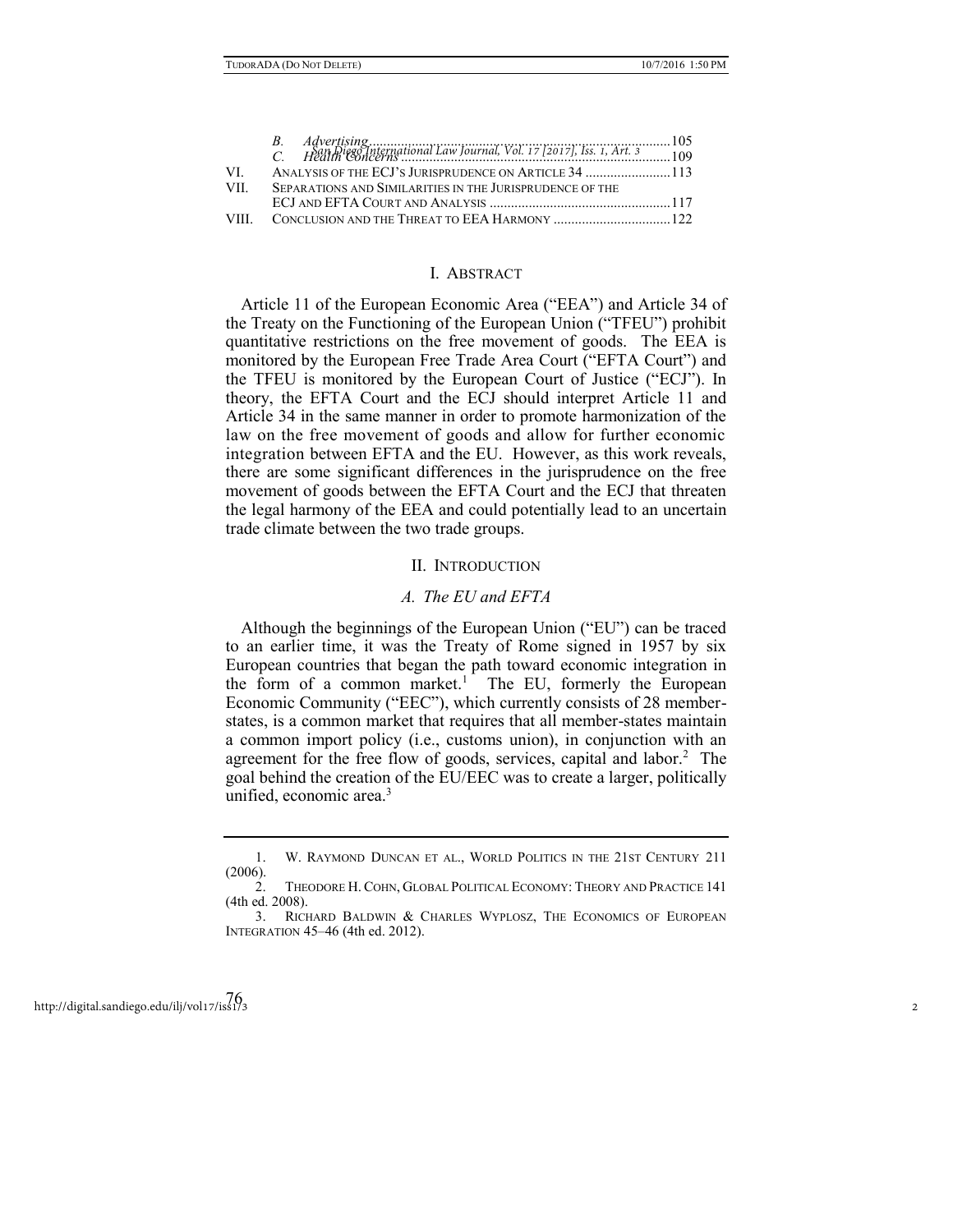| | | |
|---|---|---|
| | *B. Advertising* | 105 |
| | *C. Health Concerns* | 109 |
| VI. | ANALYSIS OF THE ECJ'S JURISPRUDENCE ON ARTICLE 34 | 113 |
| VII. | SEPARATIONS AND SIMILARITIES IN THE JURISPRUDENCE OF THE ECJ AND EFTA COURT AND ANALYSIS | 117 |
| VIII. | CONCLUSION AND THE THREAT TO EEA HARMONY | 122 |

## I. ABSTRACT

Article 11 of the European Economic Area ("EEA") and Article 34 of the Treaty on the Functioning of the European Union ("TFEU") prohibit quantitative restrictions on the free movement of goods. The EEA is monitored by the European Free Trade Area Court ("EFTA Court") and the TFEU is monitored by the European Court of Justice ("ECJ"). In theory, the EFTA Court and the ECJ should interpret Article 11 and Article 34 in the same manner in order to promote harmonization of the law on the free movement of goods and allow for further economic integration between EFTA and the EU. However, as this work reveals, there are some significant differences in the jurisprudence on the free movement of goods between the EFTA Court and the ECJ that threaten the legal harmony of the EEA and could potentially lead to an uncertain trade climate between the two trade groups.

## II. INTRODUCTION

### *A. The EU and EFTA*

Although the beginnings of the European Union ("EU") can be traced to an earlier time, it was the Treaty of Rome signed in 1957 by six European countries that began the path toward economic integration in the form of a common market.[1] The EU, formerly the European Economic Community ("EEC"), which currently consists of 28 member-states, is a common market that requires that all member-states maintain a common import policy (i.e., customs union), in conjunction with an agreement for the free flow of goods, services, capital and labor.[2] The goal behind the creation of the EU/EEC was to create a larger, politically unified, economic area.[3]

1. W. RAYMOND DUNCAN ET AL., WORLD POLITICS IN THE 21ST CENTURY 211 (2006).
2. THEODORE H. COHN, GLOBAL POLITICAL ECONOMY: THEORY AND PRACTICE 141 (4th ed. 2008).
3. RICHARD BALDWIN & CHARLES WYPLOSZ, THE ECONOMICS OF EUROPEAN INTEGRATION 45–46 (4th ed. 2012).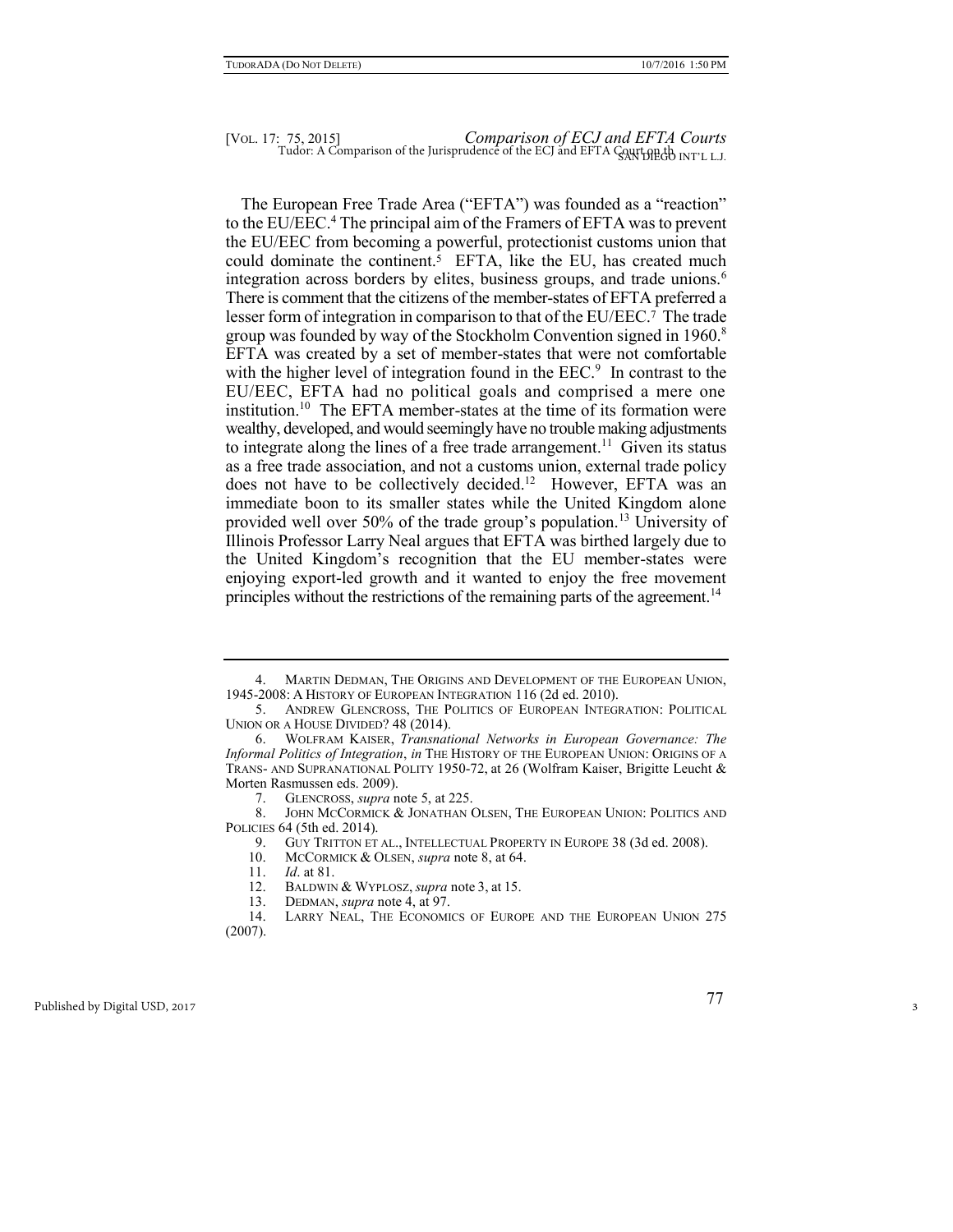The European Free Trade Area ("EFTA") was founded as a "reaction" to the EU/EEC.[4] The principal aim of the Framers of EFTA was to prevent the EU/EEC from becoming a powerful, protectionist customs union that could dominate the continent.[5] EFTA, like the EU, has created much integration across borders by elites, business groups, and trade unions.[6] There is comment that the citizens of the member-states of EFTA preferred a lesser form of integration in comparison to that of the EU/EEC.[7] The trade group was founded by way of the Stockholm Convention signed in 1960.[8] EFTA was created by a set of member-states that were not comfortable with the higher level of integration found in the EEC.[9] In contrast to the EU/EEC, EFTA had no political goals and comprised a mere one institution.[10] The EFTA member-states at the time of its formation were wealthy, developed, and would seemingly have no trouble making adjustments to integrate along the lines of a free trade arrangement.[11] Given its status as a free trade association, and not a customs union, external trade policy does not have to be collectively decided.[12] However, EFTA was an immediate boon to its smaller states while the United Kingdom alone provided well over 50% of the trade group's population.[13] University of Illinois Professor Larry Neal argues that EFTA was birthed largely due to the United Kingdom's recognition that the EU member-states were enjoying export-led growth and it wanted to enjoy the free movement principles without the restrictions of the remaining parts of the agreement.[14]

---

4. MARTIN DEDMAN, THE ORIGINS AND DEVELOPMENT OF THE EUROPEAN UNION, 1945-2008: A HISTORY OF EUROPEAN INTEGRATION 116 (2d ed. 2010).

5. ANDREW GLENCROSS, THE POLITICS OF EUROPEAN INTEGRATION: POLITICAL UNION OR A HOUSE DIVIDED? 48 (2014).

6. WOLFRAM KAISER, *Transnational Networks in European Governance: The Informal Politics of Integration*, *in* THE HISTORY OF THE EUROPEAN UNION: ORIGINS OF A TRANS- AND SUPRANATIONAL POLITY 1950-72, at 26 (Wolfram Kaiser, Brigitte Leucht & Morten Rasmussen eds. 2009).

7. GLENCROSS, *supra* note 5, at 225.

8. JOHN MCCORMICK & JONATHAN OLSEN, THE EUROPEAN UNION: POLITICS AND POLICIES 64 (5th ed. 2014).

9. GUY TRITTON ET AL., INTELLECTUAL PROPERTY IN EUROPE 38 (3d ed. 2008).

10. MCCORMICK & OLSEN, *supra* note 8, at 64.

11. *Id*. at 81.

12. BALDWIN & WYPLOSZ, *supra* note 3, at 15.

13. DEDMAN, *supra* note 4, at 97.

14. LARRY NEAL, THE ECONOMICS OF EUROPE AND THE EUROPEAN UNION 275 (2007).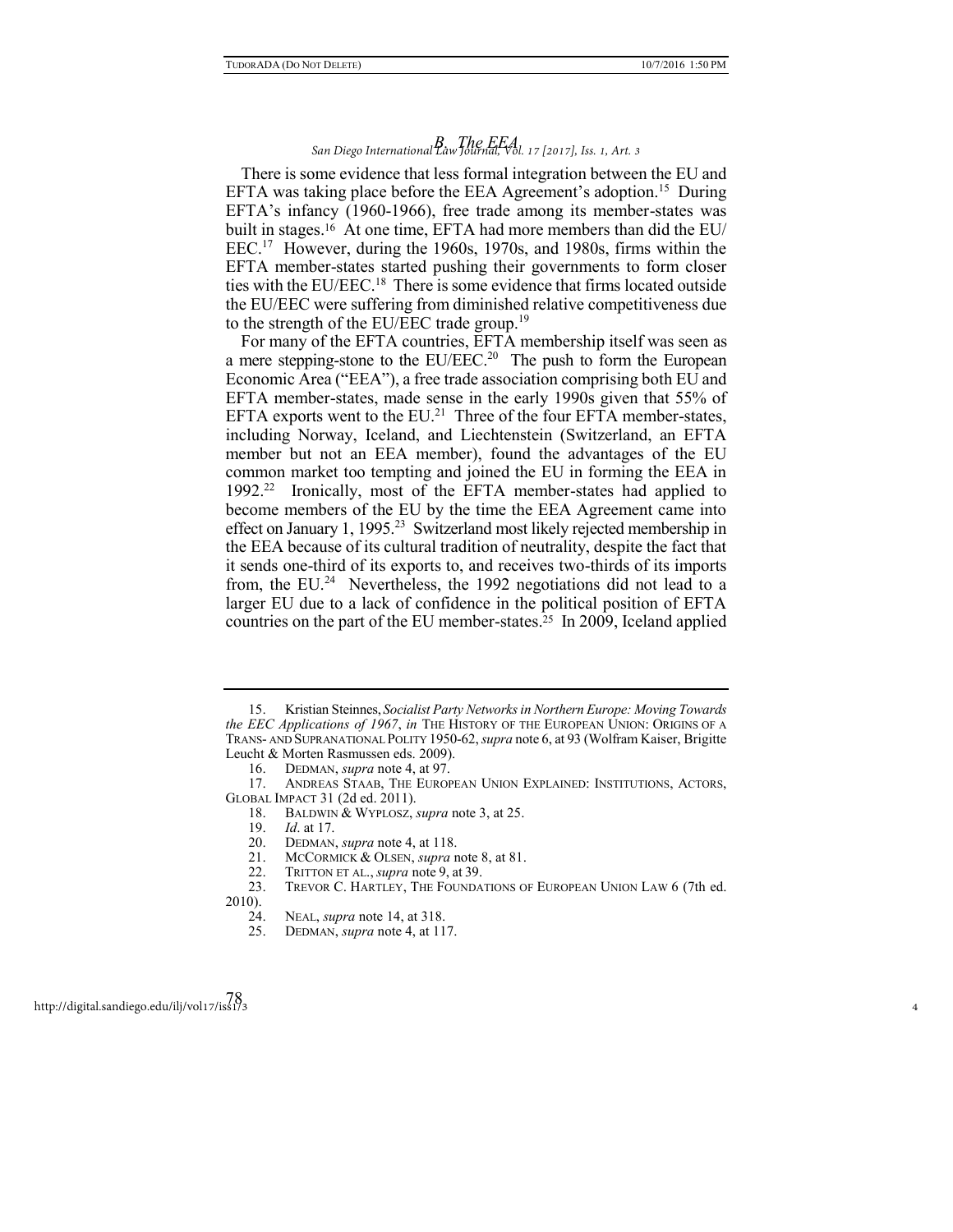## B. The EEA

There is some evidence that less formal integration between the EU and EFTA was taking place before the EEA Agreement's adoption.[15] During EFTA's infancy (1960-1966), free trade among its member-states was built in stages.[16] At one time, EFTA had more members than did the EU/EEC.[17] However, during the 1960s, 1970s, and 1980s, firms within the EFTA member-states started pushing their governments to form closer ties with the EU/EEC.[18] There is some evidence that firms located outside the EU/EEC were suffering from diminished relative competitiveness due to the strength of the EU/EEC trade group.[19]

For many of the EFTA countries, EFTA membership itself was seen as a mere stepping-stone to the EU/EEC.[20] The push to form the European Economic Area ("EEA"), a free trade association comprising both EU and EFTA member-states, made sense in the early 1990s given that 55% of EFTA exports went to the EU.[21] Three of the four EFTA member-states, including Norway, Iceland, and Liechtenstein (Switzerland, an EFTA member but not an EEA member), found the advantages of the EU common market too tempting and joined the EU in forming the EEA in 1992.[22] Ironically, most of the EFTA member-states had applied to become members of the EU by the time the EEA Agreement came into effect on January 1, 1995.[23] Switzerland most likely rejected membership in the EEA because of its cultural tradition of neutrality, despite the fact that it sends one-third of its exports to, and receives two-thirds of its imports from, the EU.[24] Nevertheless, the 1992 negotiations did not lead to a larger EU due to a lack of confidence in the political position of EFTA countries on the part of the EU member-states.[25] In 2009, Iceland applied

---

15. Kristian Steinnes, *Socialist Party Networks in Northern Europe: Moving Towards the EEC Applications of 1967*, *in* THE HISTORY OF THE EUROPEAN UNION: ORIGINS OF A TRANS- AND SUPRANATIONAL POLITY 1950-62, *supra* note 6, at 93 (Wolfram Kaiser, Brigitte Leucht & Morten Rasmussen eds. 2009).

16. DEDMAN, *supra* note 4, at 97.

17. ANDREAS STAAB, THE EUROPEAN UNION EXPLAINED: INSTITUTIONS, ACTORS, GLOBAL IMPACT 31 (2d ed. 2011).

18. BALDWIN & WYPLOSZ, *supra* note 3, at 25.

19. *Id*. at 17.

20. DEDMAN, *supra* note 4, at 118.

21. MCCORMICK & OLSEN, *supra* note 8, at 81.

22. TRITTON ET AL., *supra* note 9, at 39.

23. TREVOR C. HARTLEY, THE FOUNDATIONS OF EUROPEAN UNION LAW 6 (7th ed. 2010).

24. NEAL, *supra* note 14, at 318.

25. DEDMAN, *supra* note 4, at 117.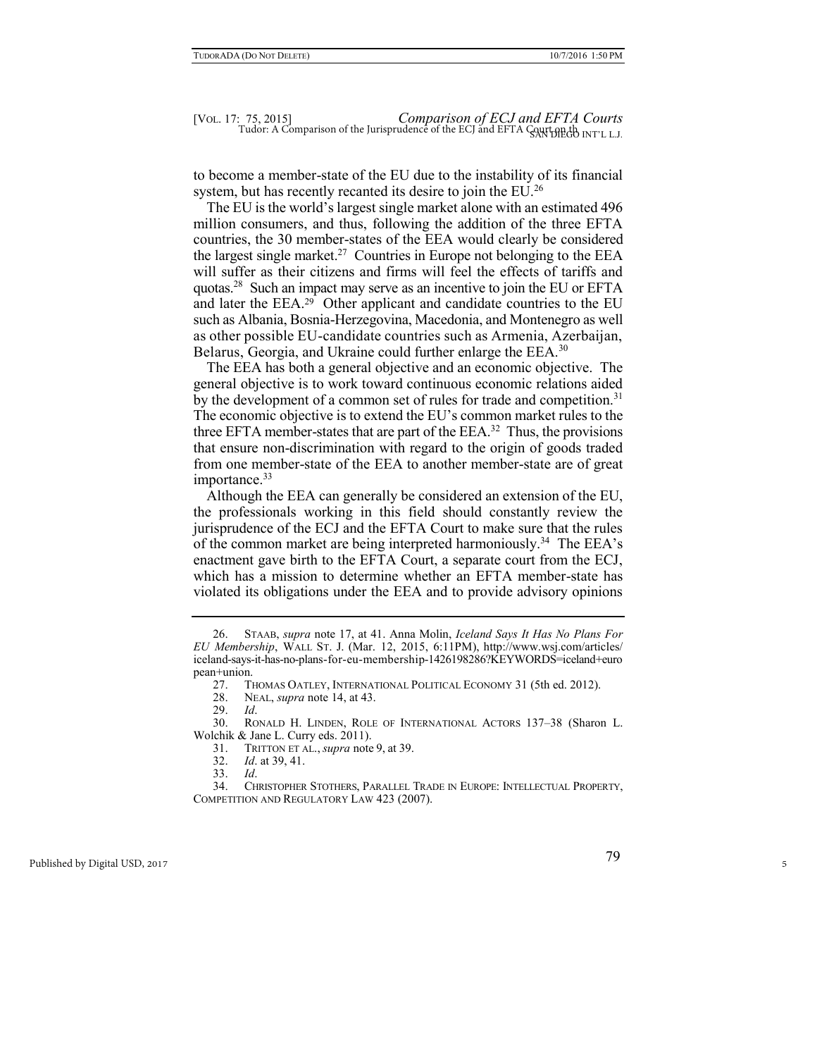to become a member-state of the EU due to the instability of its financial system, but has recently recanted its desire to join the EU.[26]

The EU is the world's largest single market alone with an estimated 496 million consumers, and thus, following the addition of the three EFTA countries, the 30 member-states of the EEA would clearly be considered the largest single market.[27] Countries in Europe not belonging to the EEA will suffer as their citizens and firms will feel the effects of tariffs and quotas.[28] Such an impact may serve as an incentive to join the EU or EFTA and later the EEA.[29] Other applicant and candidate countries to the EU such as Albania, Bosnia-Herzegovina, Macedonia, and Montenegro as well as other possible EU-candidate countries such as Armenia, Azerbaijan, Belarus, Georgia, and Ukraine could further enlarge the EEA.[30]

The EEA has both a general objective and an economic objective. The general objective is to work toward continuous economic relations aided by the development of a common set of rules for trade and competition.[31] The economic objective is to extend the EU's common market rules to the three EFTA member-states that are part of the EEA.[32] Thus, the provisions that ensure non-discrimination with regard to the origin of goods traded from one member-state of the EEA to another member-state are of great importance.[33]

Although the EEA can generally be considered an extension of the EU, the professionals working in this field should constantly review the jurisprudence of the ECJ and the EFTA Court to make sure that the rules of the common market are being interpreted harmoniously.[34] The EEA's enactment gave birth to the EFTA Court, a separate court from the ECJ, which has a mission to determine whether an EFTA member-state has violated its obligations under the EEA and to provide advisory opinions

---

26. STAAB, *supra* note 17, at 41. Anna Molin, *Iceland Says It Has No Plans For EU Membership*, WALL ST. J. (Mar. 12, 2015, 6:11PM), http://www.wsj.com/articles/iceland-says-it-has-no-plans-for-eu-membership-1426198286?KEYWORDS=iceland+european+union.

27. THOMAS OATLEY, INTERNATIONAL POLITICAL ECONOMY 31 (5th ed. 2012).

28. NEAL, *supra* note 14, at 43.

29. *Id*.

30. RONALD H. LINDEN, ROLE OF INTERNATIONAL ACTORS 137–38 (Sharon L. Wolchik & Jane L. Curry eds. 2011).

31. TRITTON ET AL., *supra* note 9, at 39.

32. *Id*. at 39, 41.

33. *Id*.

34. CHRISTOPHER STOTHERS, PARALLEL TRADE IN EUROPE: INTELLECTUAL PROPERTY, COMPETITION AND REGULATORY LAW 423 (2007).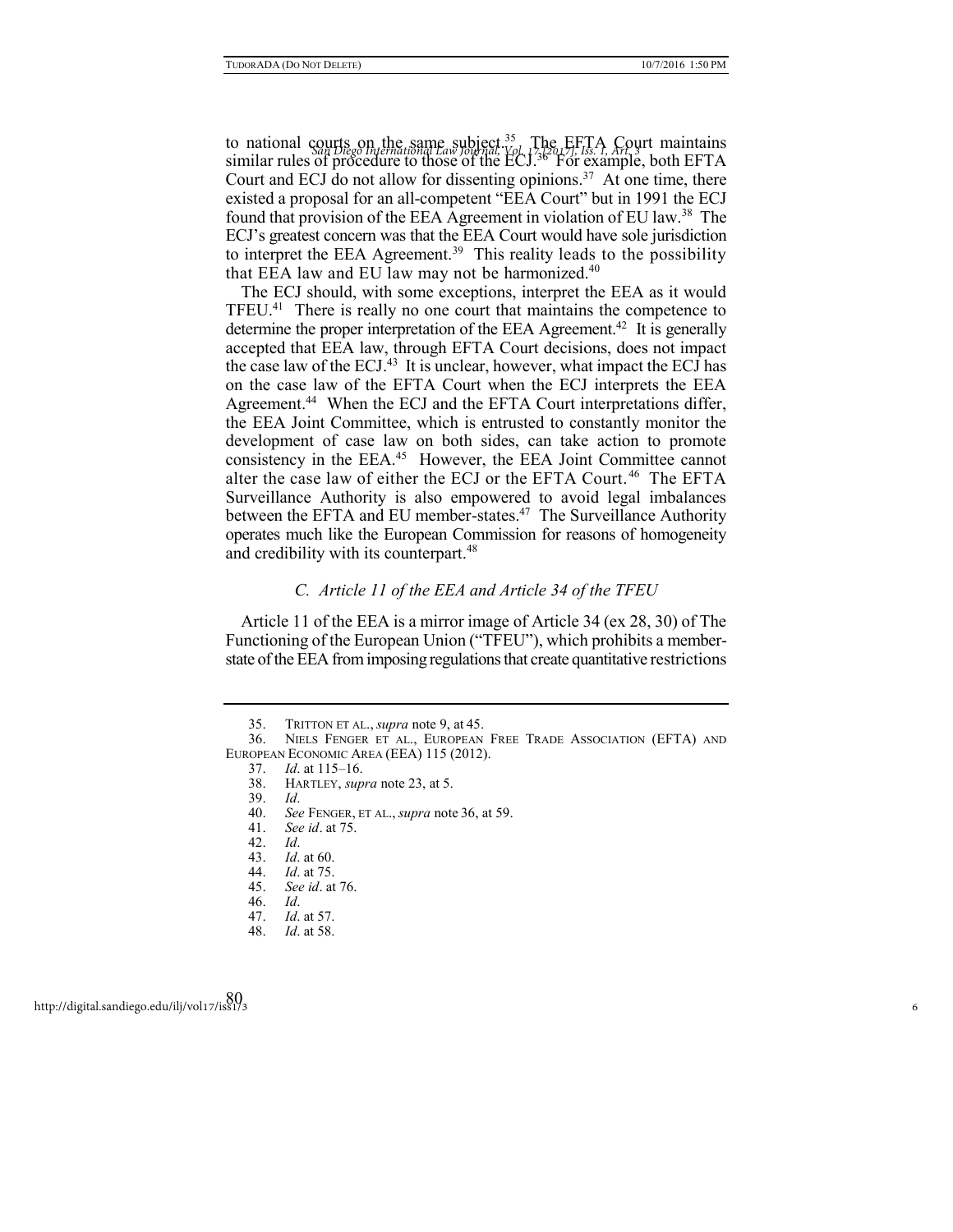to national courts on the same subject.[35] The EFTA Court maintains similar rules of procedure to those of the ECJ.[36] For example, both EFTA Court and ECJ do not allow for dissenting opinions.[37] At one time, there existed a proposal for an all-competent "EEA Court" but in 1991 the ECJ found that provision of the EEA Agreement in violation of EU law.[38] The ECJ's greatest concern was that the EEA Court would have sole jurisdiction to interpret the EEA Agreement.[39] This reality leads to the possibility that EEA law and EU law may not be harmonized.[40]

The ECJ should, with some exceptions, interpret the EEA as it would TFEU.[41] There is really no one court that maintains the competence to determine the proper interpretation of the EEA Agreement.[42] It is generally accepted that EEA law, through EFTA Court decisions, does not impact the case law of the ECJ.[43] It is unclear, however, what impact the ECJ has on the case law of the EFTA Court when the ECJ interprets the EEA Agreement.[44] When the ECJ and the EFTA Court interpretations differ, the EEA Joint Committee, which is entrusted to constantly monitor the development of case law on both sides, can take action to promote consistency in the EEA.[45] However, the EEA Joint Committee cannot alter the case law of either the ECJ or the EFTA Court.[46] The EFTA Surveillance Authority is also empowered to avoid legal imbalances between the EFTA and EU member-states.[47] The Surveillance Authority operates much like the European Commission for reasons of homogeneity and credibility with its counterpart.[48]

### *C. Article 11 of the EEA and Article 34 of the TFEU*

Article 11 of the EEA is a mirror image of Article 34 (ex 28, 30) of The Functioning of the European Union ("TFEU"), which prohibits a member-state of the EEA from imposing regulations that create quantitative restrictions

---

35. TRITTON ET AL., *supra* note 9, at 45.
36. NIELS FENGER ET AL., EUROPEAN FREE TRADE ASSOCIATION (EFTA) AND EUROPEAN ECONOMIC AREA (EEA) 115 (2012).
37. *Id*. at 115–16.
38. HARTLEY, *supra* note 23, at 5.
39. *Id*.
40. *See* FENGER, ET AL., *supra* note 36, at 59.
41. *See id*. at 75.
42. *Id*.
43. *Id*. at 60.
44. *Id*. at 75.
45. *See id*. at 76.
46. *Id*.
47. *Id*. at 57.
48. *Id*. at 58.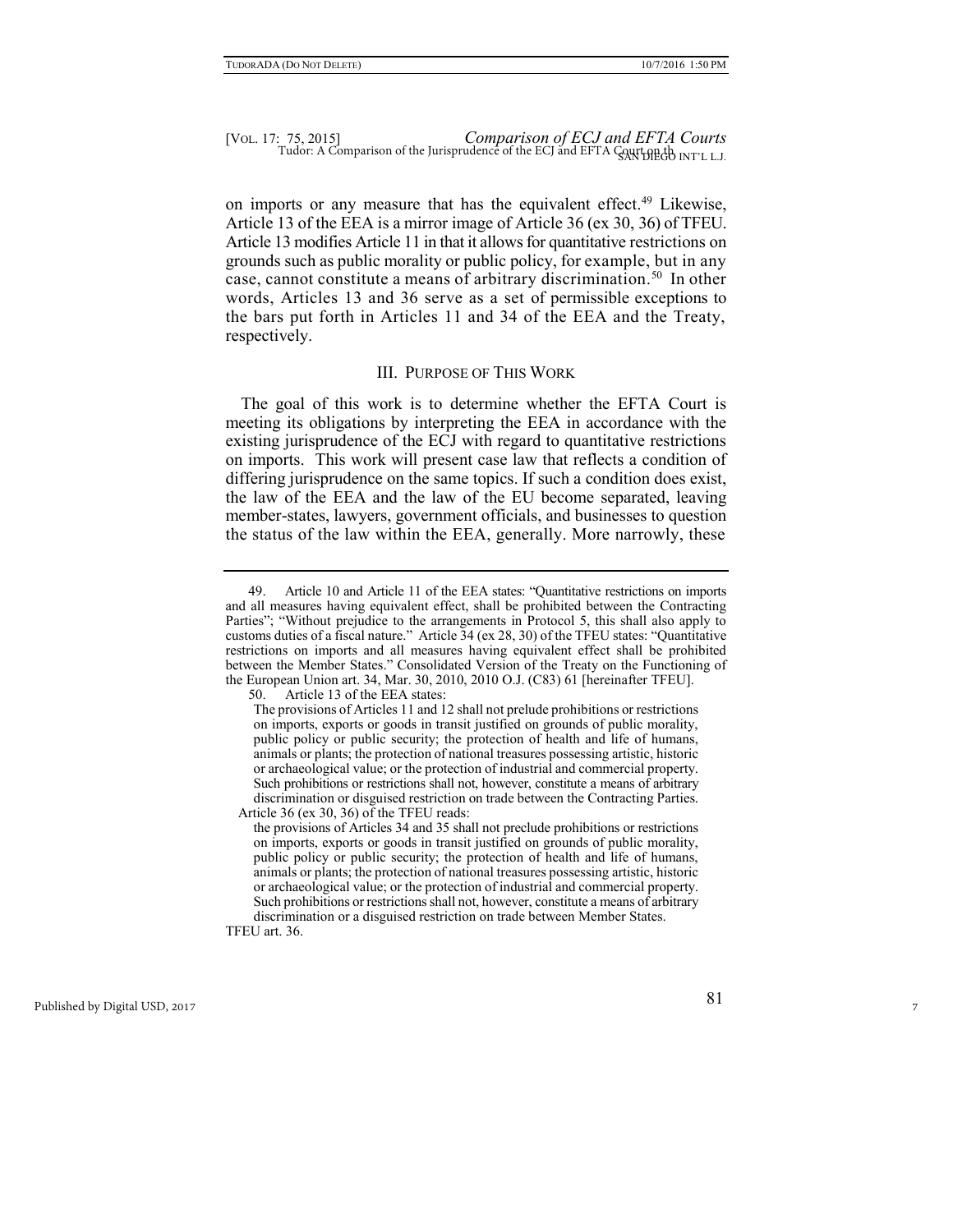on imports or any measure that has the equivalent effect.[49] Likewise, Article 13 of the EEA is a mirror image of Article 36 (ex 30, 36) of TFEU. Article 13 modifies Article 11 in that it allows for quantitative restrictions on grounds such as public morality or public policy, for example, but in any case, cannot constitute a means of arbitrary discrimination.[50] In other words, Articles 13 and 36 serve as a set of permissible exceptions to the bars put forth in Articles 11 and 34 of the EEA and the Treaty, respectively.

## III. Purpose of This Work

The goal of this work is to determine whether the EFTA Court is meeting its obligations by interpreting the EEA in accordance with the existing jurisprudence of the ECJ with regard to quantitative restrictions on imports. This work will present case law that reflects a condition of differing jurisprudence on the same topics. If such a condition does exist, the law of the EEA and the law of the EU become separated, leaving member-states, lawyers, government officials, and businesses to question the status of the law within the EEA, generally. More narrowly, these

---

49. Article 10 and Article 11 of the EEA states: "Quantitative restrictions on imports and all measures having equivalent effect, shall be prohibited between the Contracting Parties"; "Without prejudice to the arrangements in Protocol 5, this shall also apply to customs duties of a fiscal nature." Article 34 (ex 28, 30) of the TFEU states: "Quantitative restrictions on imports and all measures having equivalent effect shall be prohibited between the Member States." Consolidated Version of the Treaty on the Functioning of the European Union art. 34, Mar. 30, 2010, 2010 O.J. (C83) 61 [hereinafter TFEU].

50. Article 13 of the EEA states:

> The provisions of Articles 11 and 12 shall not prelude prohibitions or restrictions on imports, exports or goods in transit justified on grounds of public morality, public policy or public security; the protection of health and life of humans, animals or plants; the protection of national treasures possessing artistic, historic or archaeological value; or the protection of industrial and commercial property. Such prohibitions or restrictions shall not, however, constitute a means of arbitrary discrimination or disguised restriction on trade between the Contracting Parties.

Article 36 (ex 30, 36) of the TFEU reads:

> the provisions of Articles 34 and 35 shall not preclude prohibitions or restrictions on imports, exports or goods in transit justified on grounds of public morality, public policy or public security; the protection of health and life of humans, animals or plants; the protection of national treasures possessing artistic, historic or archaeological value; or the protection of industrial and commercial property. Such prohibitions or restrictions shall not, however, constitute a means of arbitrary discrimination or a disguised restriction on trade between Member States.

TFEU art. 36.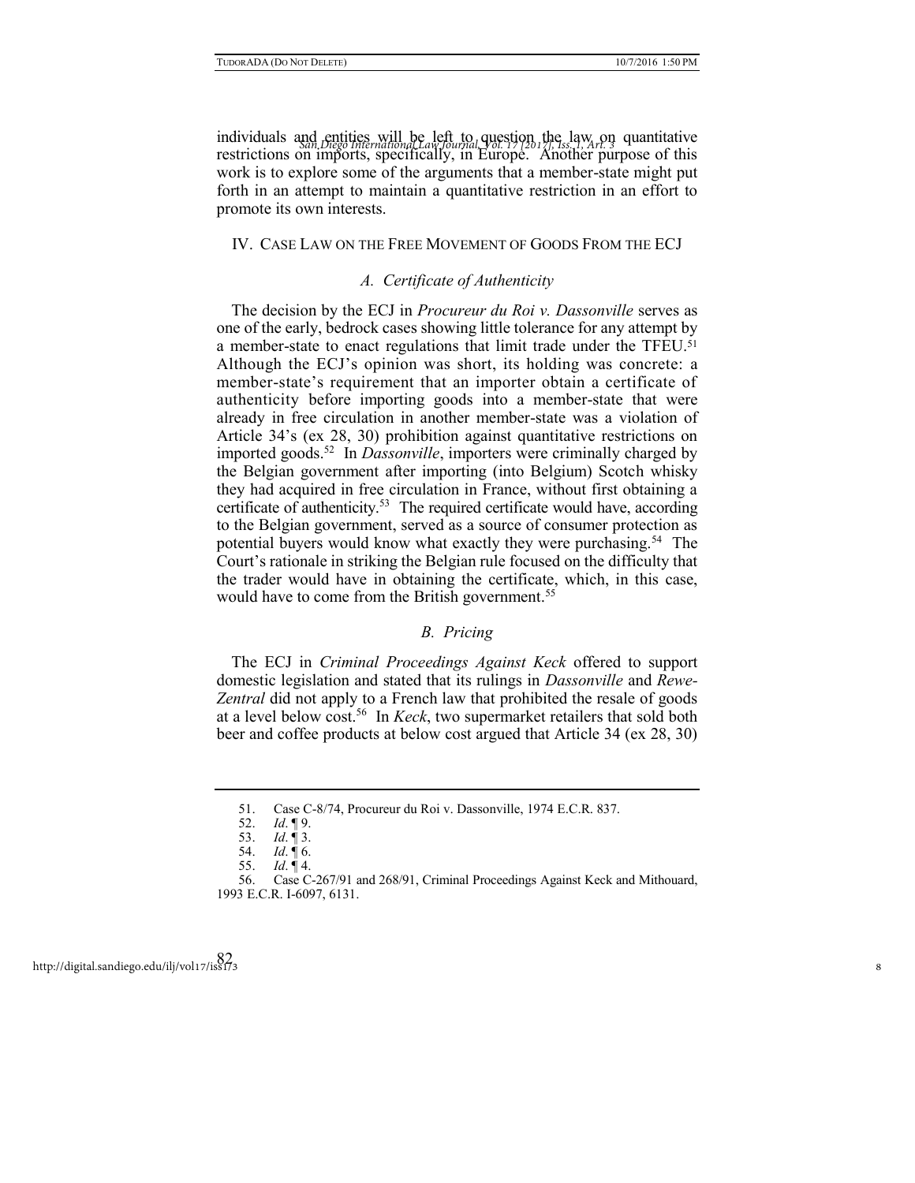individuals and entities will be left to question the law on quantitative restrictions on imports, specifically, in Europe. Another purpose of this work is to explore some of the arguments that a member-state might put forth in an attempt to maintain a quantitative restriction in an effort to promote its own interests.

## IV. Case Law on the Free Movement of Goods From the ECJ

### *A. Certificate of Authenticity*

The decision by the ECJ in *Procureur du Roi v. Dassonville* serves as one of the early, bedrock cases showing little tolerance for any attempt by a member-state to enact regulations that limit trade under the TFEU.[51] Although the ECJ's opinion was short, its holding was concrete: a member-state's requirement that an importer obtain a certificate of authenticity before importing goods into a member-state that were already in free circulation in another member-state was a violation of Article 34's (ex 28, 30) prohibition against quantitative restrictions on imported goods.[52] In *Dassonville*, importers were criminally charged by the Belgian government after importing (into Belgium) Scotch whisky they had acquired in free circulation in France, without first obtaining a certificate of authenticity.[53] The required certificate would have, according to the Belgian government, served as a source of consumer protection as potential buyers would know what exactly they were purchasing.[54] The Court's rationale in striking the Belgian rule focused on the difficulty that the trader would have in obtaining the certificate, which, in this case, would have to come from the British government.[55]

### *B. Pricing*

The ECJ in *Criminal Proceedings Against Keck* offered to support domestic legislation and stated that its rulings in *Dassonville* and *Rewe-Zentral* did not apply to a French law that prohibited the resale of goods at a level below cost.[56] In *Keck*, two supermarket retailers that sold both beer and coffee products at below cost argued that Article 34 (ex 28, 30)

---

51. Case C-8/74, Procureur du Roi v. Dassonville, 1974 E.C.R. 837.

52. *Id*. ¶ 9.

53. *Id*. ¶ 3.

54. *Id*. ¶ 6.

55. *Id*. ¶ 4.

56. Case C-267/91 and 268/91, Criminal Proceedings Against Keck and Mithouard, 1993 E.C.R. I-6097, 6131.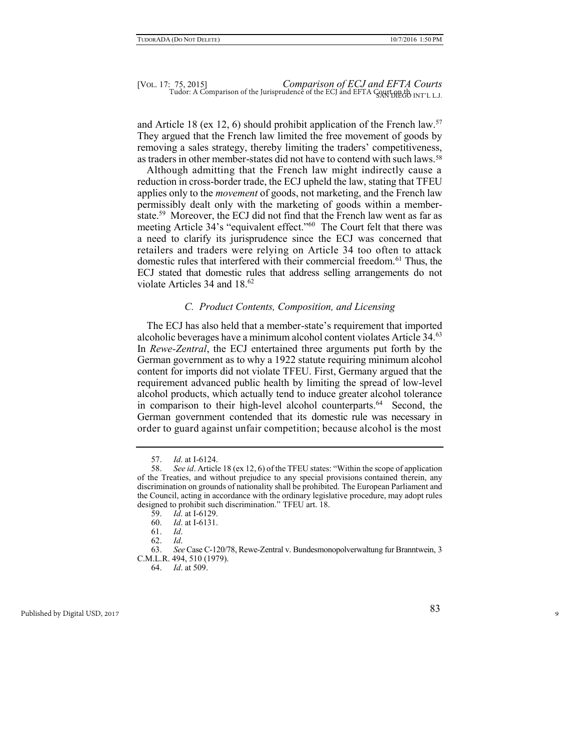and Article 18 (ex 12, 6) should prohibit application of the French law.[57] They argued that the French law limited the free movement of goods by removing a sales strategy, thereby limiting the traders' competitiveness, as traders in other member-states did not have to contend with such laws.[58]

Although admitting that the French law might indirectly cause a reduction in cross-border trade, the ECJ upheld the law, stating that TFEU applies only to the *movement* of goods, not marketing, and the French law permissibly dealt only with the marketing of goods within a member-state.[59] Moreover, the ECJ did not find that the French law went as far as meeting Article 34's "equivalent effect."[60] The Court felt that there was a need to clarify its jurisprudence since the ECJ was concerned that retailers and traders were relying on Article 34 too often to attack domestic rules that interfered with their commercial freedom.[61] Thus, the ECJ stated that domestic rules that address selling arrangements do not violate Articles 34 and 18.[62]

### *C. Product Contents, Composition, and Licensing*

The ECJ has also held that a member-state's requirement that imported alcoholic beverages have a minimum alcohol content violates Article 34.[63] In *Rewe-Zentral*, the ECJ entertained three arguments put forth by the German government as to why a 1922 statute requiring minimum alcohol content for imports did not violate TFEU. First, Germany argued that the requirement advanced public health by limiting the spread of low-level alcohol products, which actually tend to induce greater alcohol tolerance in comparison to their high-level alcohol counterparts.[64] Second, the German government contended that its domestic rule was necessary in order to guard against unfair competition; because alcohol is the most

---

57. *Id*. at I-6124.

58. *See id*. Article 18 (ex 12, 6) of the TFEU states: "Within the scope of application of the Treaties, and without prejudice to any special provisions contained therein, any discrimination on grounds of nationality shall be prohibited. The European Parliament and the Council, acting in accordance with the ordinary legislative procedure, may adopt rules designed to prohibit such discrimination." TFEU art. 18.

59. *Id*. at I-6129.

60. *Id*. at I-6131.

61. *Id*.

62. *Id*.

63. *See* Case C-120/78, Rewe-Zentral v. Bundesmonopolverwaltung fur Branntwein, 3 C.M.L.R. 494, 510 (1979).

64. *Id*. at 509.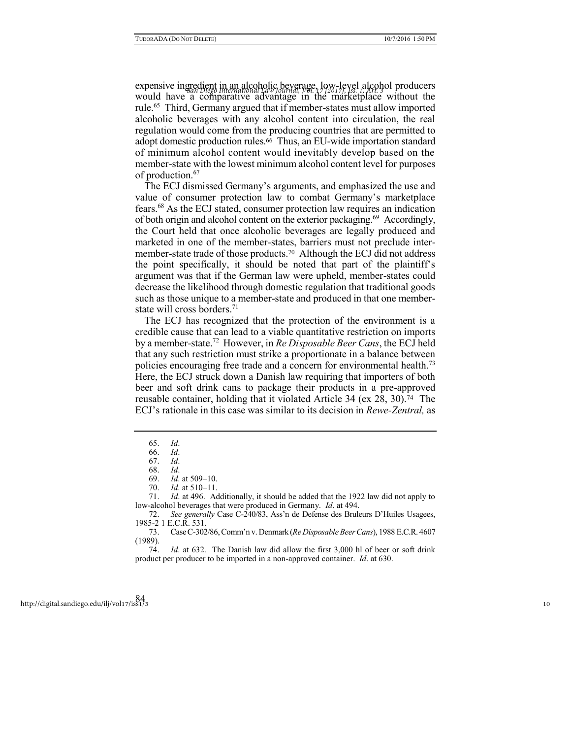expensive ingredient in an alcoholic beverage, low-level alcohol producers would have a comparative advantage in the marketplace without the rule.[65] Third, Germany argued that if member-states must allow imported alcoholic beverages with any alcohol content into circulation, the real regulation would come from the producing countries that are permitted to adopt domestic production rules.[66] Thus, an EU-wide importation standard of minimum alcohol content would inevitably develop based on the member-state with the lowest minimum alcohol content level for purposes of production.[67]

The ECJ dismissed Germany's arguments, and emphasized the use and value of consumer protection law to combat Germany's marketplace fears.[68] As the ECJ stated, consumer protection law requires an indication of both origin and alcohol content on the exterior packaging.[69] Accordingly, the Court held that once alcoholic beverages are legally produced and marketed in one of the member-states, barriers must not preclude inter-member-state trade of those products.[70] Although the ECJ did not address the point specifically, it should be noted that part of the plaintiff's argument was that if the German law were upheld, member-states could decrease the likelihood through domestic regulation that traditional goods such as those unique to a member-state and produced in that one member-state will cross borders.[71]

The ECJ has recognized that the protection of the environment is a credible cause that can lead to a viable quantitative restriction on imports by a member-state.[72] However, in *Re Disposable Beer Cans*, the ECJ held that any such restriction must strike a proportionate in a balance between policies encouraging free trade and a concern for environmental health.[73] Here, the ECJ struck down a Danish law requiring that importers of both beer and soft drink cans to package their products in a pre-approved reusable container, holding that it violated Article 34 (ex 28, 30).[74] The ECJ's rationale in this case was similar to its decision in *Rewe-Zentral,* as

---

65. *Id*.
66. *Id*.
67. *Id*.
68. *Id*.
69. *Id*. at 509–10.
70. *Id*. at 510–11.
71. *Id*. at 496. Additionally, it should be added that the 1922 law did not apply to low-alcohol beverages that were produced in Germany. *Id*. at 494.
72. *See generally* Case C-240/83, Ass'n de Defense des Bruleurs D'Huiles Usagees, 1985-2 1 E.C.R. 531.
73. Case C-302/86, Comm'n v. Denmark (*Re Disposable Beer Cans*), 1988 E.C.R. 4607 (1989).
74. *Id*. at 632. The Danish law did allow the first 3,000 hl of beer or soft drink product per producer to be imported in a non-approved container. *Id*. at 630.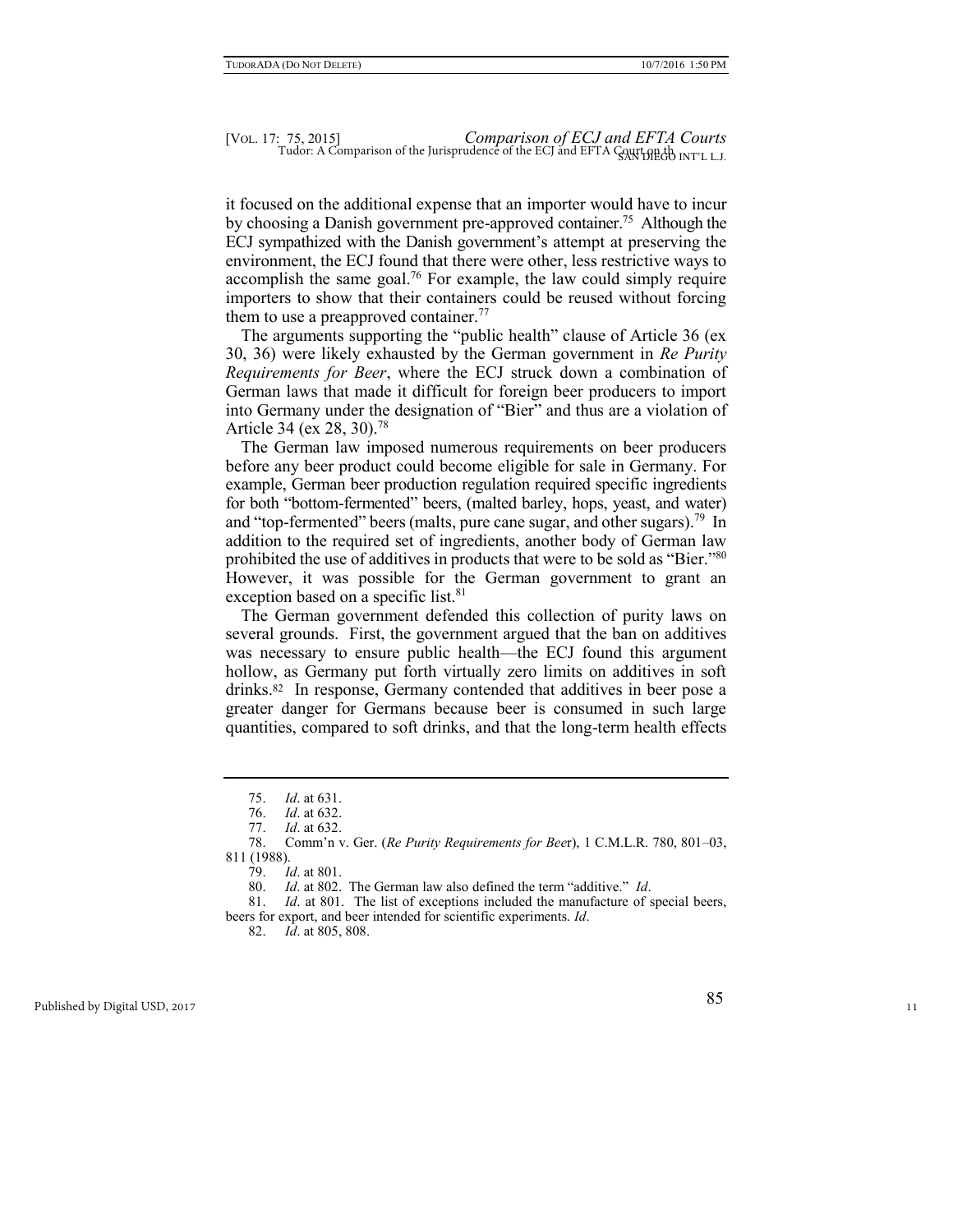it focused on the additional expense that an importer would have to incur by choosing a Danish government pre-approved container.[75] Although the ECJ sympathized with the Danish government's attempt at preserving the environment, the ECJ found that there were other, less restrictive ways to accomplish the same goal.[76] For example, the law could simply require importers to show that their containers could be reused without forcing them to use a preapproved container.[77]

The arguments supporting the "public health" clause of Article 36 (ex 30, 36) were likely exhausted by the German government in *Re Purity Requirements for Beer*, where the ECJ struck down a combination of German laws that made it difficult for foreign beer producers to import into Germany under the designation of "Bier" and thus are a violation of Article 34 (ex 28, 30).[78]

The German law imposed numerous requirements on beer producers before any beer product could become eligible for sale in Germany. For example, German beer production regulation required specific ingredients for both "bottom-fermented" beers, (malted barley, hops, yeast, and water) and "top-fermented" beers (malts, pure cane sugar, and other sugars).[79] In addition to the required set of ingredients, another body of German law prohibited the use of additives in products that were to be sold as "Bier."[80] However, it was possible for the German government to grant an exception based on a specific list.[81]

The German government defended this collection of purity laws on several grounds. First, the government argued that the ban on additives was necessary to ensure public health—the ECJ found this argument hollow, as Germany put forth virtually zero limits on additives in soft drinks.[82] In response, Germany contended that additives in beer pose a greater danger for Germans because beer is consumed in such large quantities, compared to soft drinks, and that the long-term health effects

---

75. *Id*. at 631.

76. *Id*. at 632.

77. *Id*. at 632.

78. Comm'n v. Ger. (*Re Purity Requirements for Beer*), 1 C.M.L.R. 780, 801–03, 811 (1988).

79. *Id*. at 801.

80. *Id*. at 802. The German law also defined the term "additive." *Id*.

81. *Id*. at 801. The list of exceptions included the manufacture of special beers, beers for export, and beer intended for scientific experiments. *Id*.

82. *Id*. at 805, 808.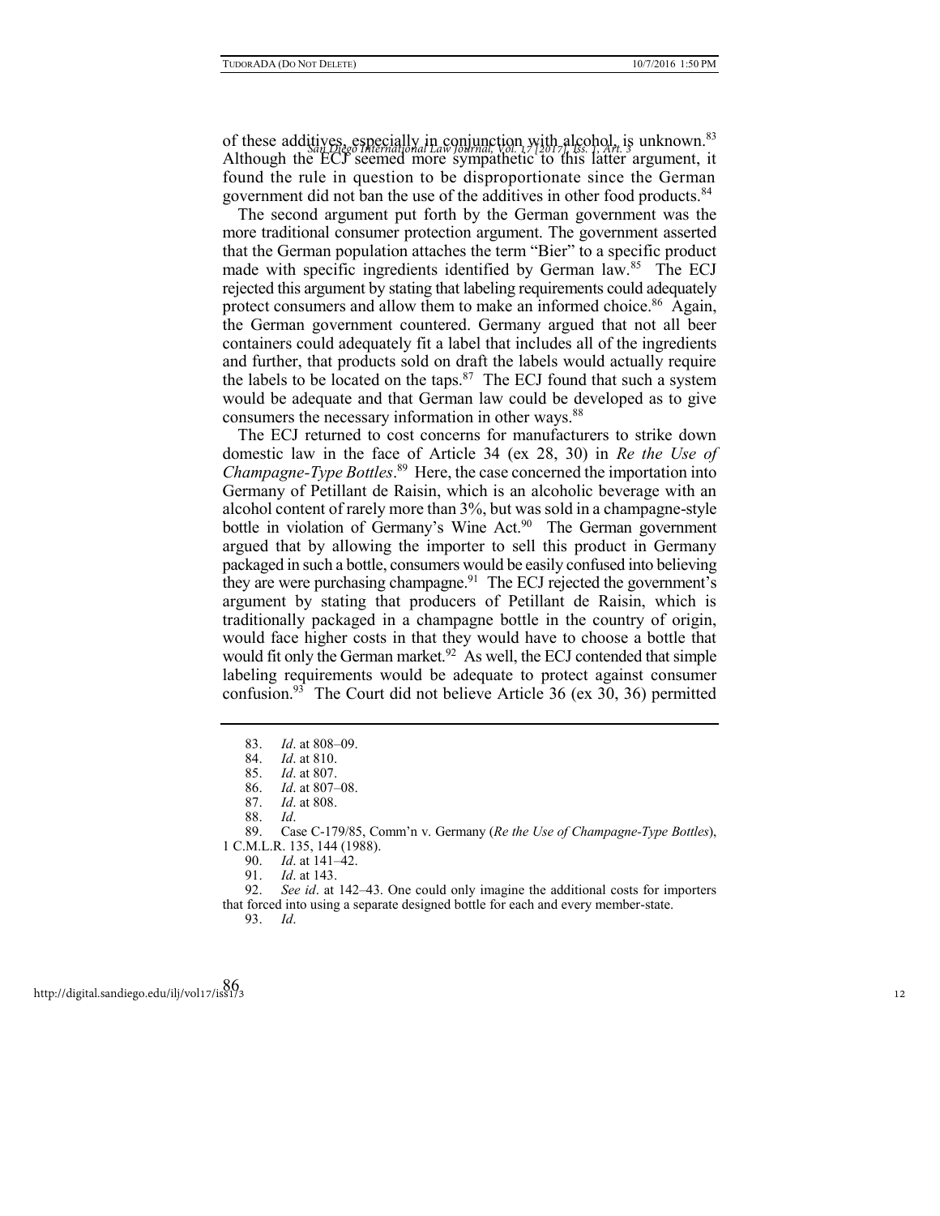of these additives, especially in conjunction with alcohol, is unknown.[83] Although the ECJ seemed more sympathetic to this latter argument, it found the rule in question to be disproportionate since the German government did not ban the use of the additives in other food products.[84]

The second argument put forth by the German government was the more traditional consumer protection argument. The government asserted that the German population attaches the term "Bier" to a specific product made with specific ingredients identified by German law.[85] The ECJ rejected this argument by stating that labeling requirements could adequately protect consumers and allow them to make an informed choice.[86] Again, the German government countered. Germany argued that not all beer containers could adequately fit a label that includes all of the ingredients and further, that products sold on draft the labels would actually require the labels to be located on the taps.[87] The ECJ found that such a system would be adequate and that German law could be developed as to give consumers the necessary information in other ways.[88]

The ECJ returned to cost concerns for manufacturers to strike down domestic law in the face of Article 34 (ex 28, 30) in *Re the Use of Champagne-Type Bottles*.[89] Here, the case concerned the importation into Germany of Petillant de Raisin, which is an alcoholic beverage with an alcohol content of rarely more than 3%, but was sold in a champagne-style bottle in violation of Germany's Wine Act.[90] The German government argued that by allowing the importer to sell this product in Germany packaged in such a bottle, consumers would be easily confused into believing they are were purchasing champagne.[91] The ECJ rejected the government's argument by stating that producers of Petillant de Raisin, which is traditionally packaged in a champagne bottle in the country of origin, would face higher costs in that they would have to choose a bottle that would fit only the German market.[92] As well, the ECJ contended that simple labeling requirements would be adequate to protect against consumer confusion.[93] The Court did not believe Article 36 (ex 30, 36) permitted

---

83. *Id*. at 808–09.
84. *Id*. at 810.
85. *Id*. at 807.
86. *Id*. at 807–08.
87. *Id*. at 808.
88. *Id*.
89. Case C-179/85, Comm'n v. Germany (*Re the Use of Champagne-Type Bottles*), 1 C.M.L.R. 135, 144 (1988).
90. *Id*. at 141–42.
91. *Id*. at 143.
92. *See id*. at 142–43. One could only imagine the additional costs for importers that forced into using a separate designed bottle for each and every member-state.
93. *Id*.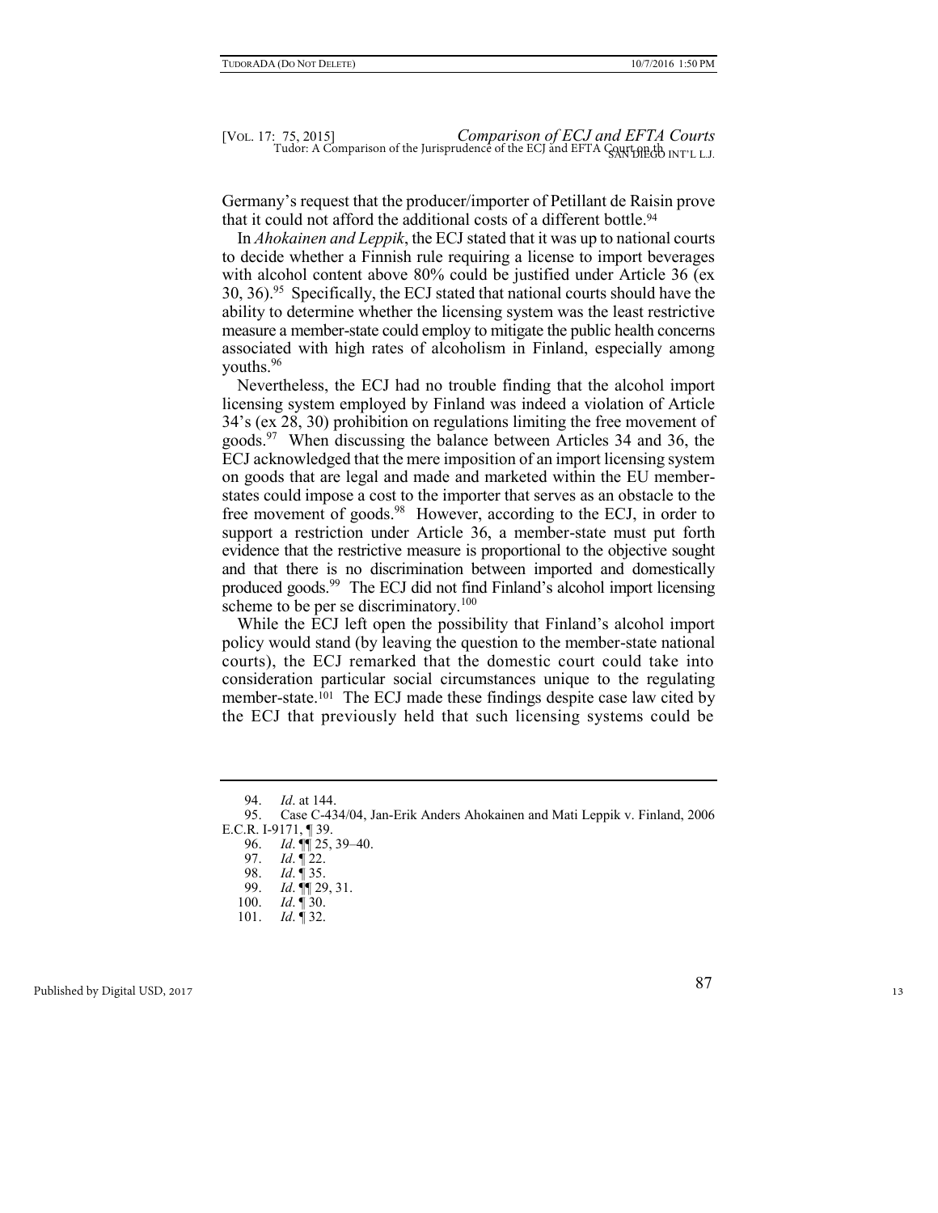Germany's request that the producer/importer of Petillant de Raisin prove that it could not afford the additional costs of a different bottle.[94]

In *Ahokainen and Leppik*, the ECJ stated that it was up to national courts to decide whether a Finnish rule requiring a license to import beverages with alcohol content above 80% could be justified under Article 36 (ex 30, 36).[95] Specifically, the ECJ stated that national courts should have the ability to determine whether the licensing system was the least restrictive measure a member-state could employ to mitigate the public health concerns associated with high rates of alcoholism in Finland, especially among youths.[96]

Nevertheless, the ECJ had no trouble finding that the alcohol import licensing system employed by Finland was indeed a violation of Article 34's (ex 28, 30) prohibition on regulations limiting the free movement of goods.[97] When discussing the balance between Articles 34 and 36, the ECJ acknowledged that the mere imposition of an import licensing system on goods that are legal and made and marketed within the EU member-states could impose a cost to the importer that serves as an obstacle to the free movement of goods.[98] However, according to the ECJ, in order to support a restriction under Article 36, a member-state must put forth evidence that the restrictive measure is proportional to the objective sought and that there is no discrimination between imported and domestically produced goods.[99] The ECJ did not find Finland's alcohol import licensing scheme to be per se discriminatory.[100]

While the ECJ left open the possibility that Finland's alcohol import policy would stand (by leaving the question to the member-state national courts), the ECJ remarked that the domestic court could take into consideration particular social circumstances unique to the regulating member-state.[101] The ECJ made these findings despite case law cited by the ECJ that previously held that such licensing systems could be

---

94. *Id*. at 144.

95. Case C-434/04, Jan-Erik Anders Ahokainen and Mati Leppik v. Finland, 2006 E.C.R. I-9171, ¶ 39.

96. *Id*. ¶¶ 25, 39–40.

97. *Id*. ¶ 22.

98. *Id*. ¶ 35.

99. *Id*. ¶¶ 29, 31.

100. *Id*. ¶ 30.

101. *Id*. ¶ 32.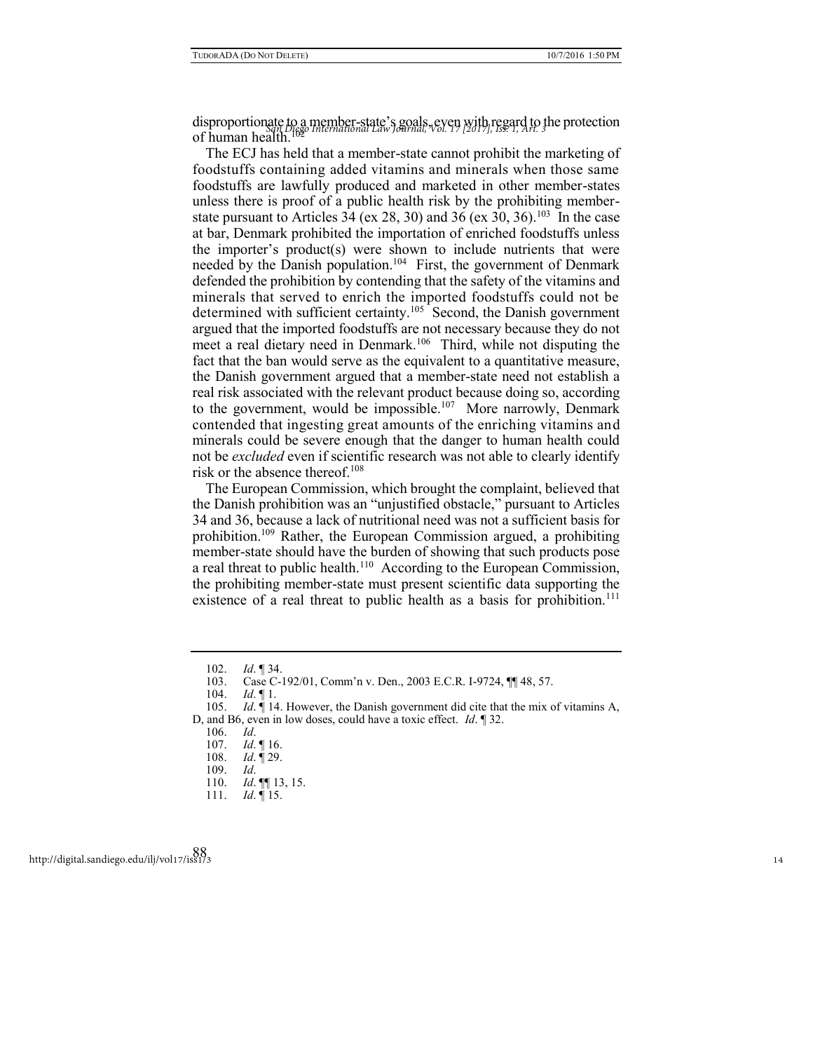disproportionate to a member-state's goals, even with regard to the protection of human health.[102]

The ECJ has held that a member-state cannot prohibit the marketing of foodstuffs containing added vitamins and minerals when those same foodstuffs are lawfully produced and marketed in other member-states unless there is proof of a public health risk by the prohibiting member-state pursuant to Articles 34 (ex 28, 30) and 36 (ex 30, 36).[103] In the case at bar, Denmark prohibited the importation of enriched foodstuffs unless the importer's product(s) were shown to include nutrients that were needed by the Danish population.[104] First, the government of Denmark defended the prohibition by contending that the safety of the vitamins and minerals that served to enrich the imported foodstuffs could not be determined with sufficient certainty.[105] Second, the Danish government argued that the imported foodstuffs are not necessary because they do not meet a real dietary need in Denmark.[106] Third, while not disputing the fact that the ban would serve as the equivalent to a quantitative measure, the Danish government argued that a member-state need not establish a real risk associated with the relevant product because doing so, according to the government, would be impossible.[107] More narrowly, Denmark contended that ingesting great amounts of the enriching vitamins and minerals could be severe enough that the danger to human health could not be *excluded* even if scientific research was not able to clearly identify risk or the absence thereof.[108]

The European Commission, which brought the complaint, believed that the Danish prohibition was an "unjustified obstacle," pursuant to Articles 34 and 36, because a lack of nutritional need was not a sufficient basis for prohibition.[109] Rather, the European Commission argued, a prohibiting member-state should have the burden of showing that such products pose a real threat to public health.[110] According to the European Commission, the prohibiting member-state must present scientific data supporting the existence of a real threat to public health as a basis for prohibition.[111]

---

102. *Id*. ¶ 34.
103. Case C-192/01, Comm'n v. Den., 2003 E.C.R. I-9724, ¶¶ 48, 57.
104. *Id*. ¶ 1.
105. *Id*. ¶ 14. However, the Danish government did cite that the mix of vitamins A, D, and B6, even in low doses, could have a toxic effect. *Id*. ¶ 32.
106. *Id*.
107. *Id*. ¶ 16.
108. *Id*. ¶ 29.
109. *Id*.
110. *Id*. ¶¶ 13, 15.
111. *Id*. ¶ 15.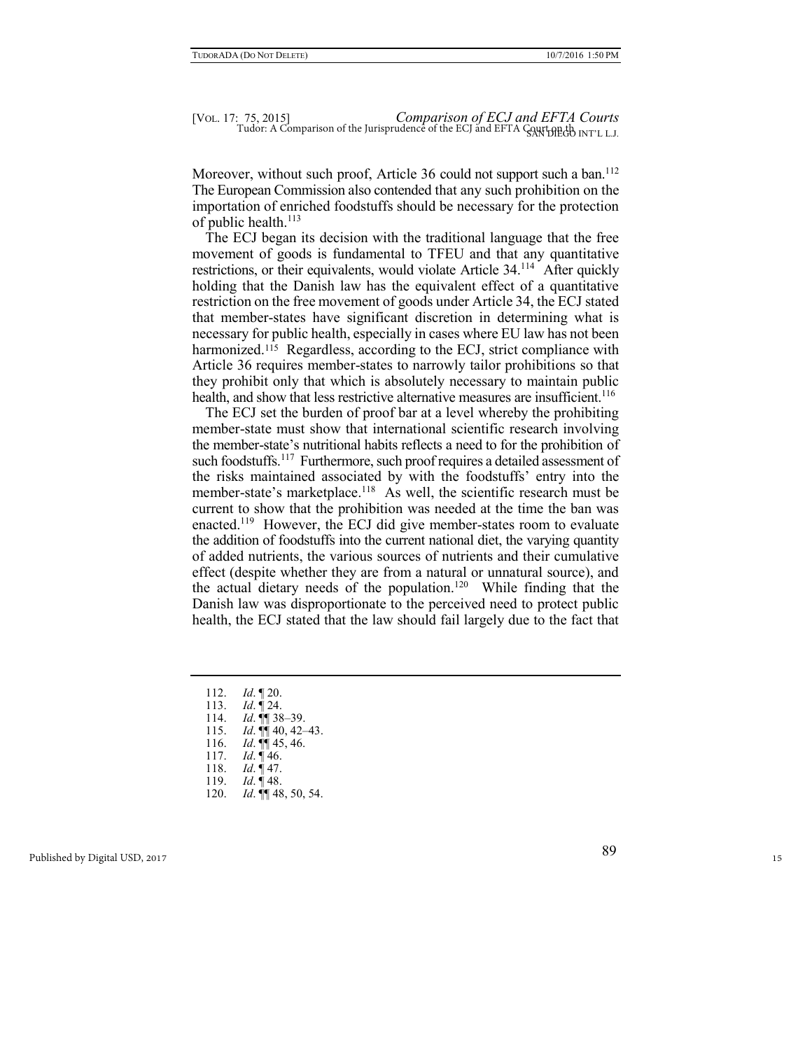Moreover, without such proof, Article 36 could not support such a ban.[112] The European Commission also contended that any such prohibition on the importation of enriched foodstuffs should be necessary for the protection of public health.[113]

The ECJ began its decision with the traditional language that the free movement of goods is fundamental to TFEU and that any quantitative restrictions, or their equivalents, would violate Article 34.[114] After quickly holding that the Danish law has the equivalent effect of a quantitative restriction on the free movement of goods under Article 34, the ECJ stated that member-states have significant discretion in determining what is necessary for public health, especially in cases where EU law has not been harmonized.[115] Regardless, according to the ECJ, strict compliance with Article 36 requires member-states to narrowly tailor prohibitions so that they prohibit only that which is absolutely necessary to maintain public health, and show that less restrictive alternative measures are insufficient.[116]

The ECJ set the burden of proof bar at a level whereby the prohibiting member-state must show that international scientific research involving the member-state's nutritional habits reflects a need to for the prohibition of such foodstuffs.[117] Furthermore, such proof requires a detailed assessment of the risks maintained associated by with the foodstuffs' entry into the member-state's marketplace.[118] As well, the scientific research must be current to show that the prohibition was needed at the time the ban was enacted.[119] However, the ECJ did give member-states room to evaluate the addition of foodstuffs into the current national diet, the varying quantity of added nutrients, the various sources of nutrients and their cumulative effect (despite whether they are from a natural or unnatural source), and the actual dietary needs of the population.[120] While finding that the Danish law was disproportionate to the perceived need to protect public health, the ECJ stated that the law should fail largely due to the fact that

---

112. *Id*. ¶ 20.
113. *Id*. ¶ 24.
114. *Id*. ¶¶ 38–39.
115. *Id*. ¶¶ 40, 42–43.
116. *Id*. ¶¶ 45, 46.
117. *Id*. ¶ 46.
118. *Id*. ¶ 47.
119. *Id*. ¶ 48.
120. *Id*. ¶¶ 48, 50, 54.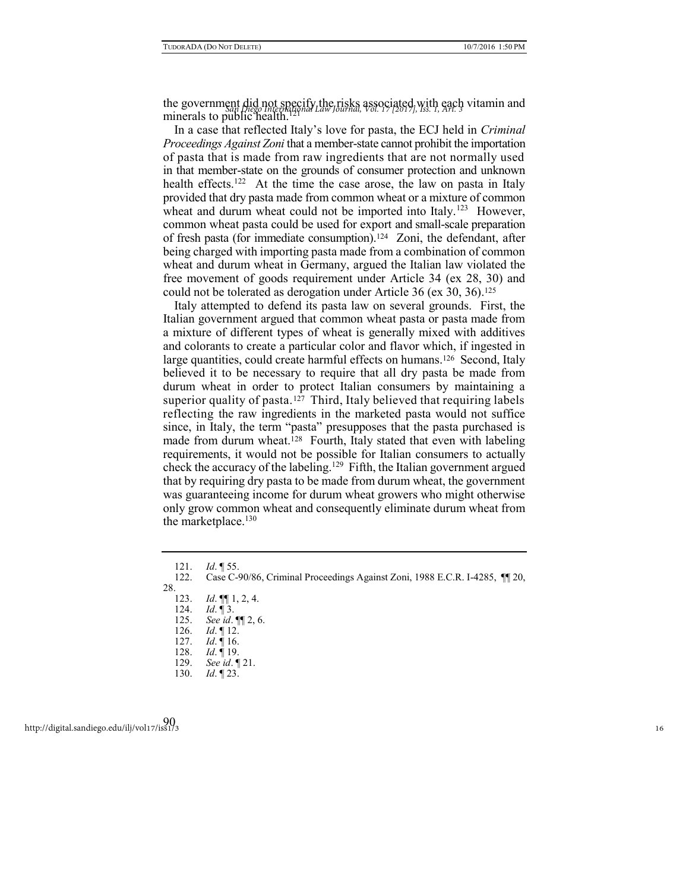the government did not specify the risks associated with each vitamin and minerals to public health.[121]

In a case that reflected Italy's love for pasta, the ECJ held in *Criminal Proceedings Against Zoni* that a member-state cannot prohibit the importation of pasta that is made from raw ingredients that are not normally used in that member-state on the grounds of consumer protection and unknown health effects.[122] At the time the case arose, the law on pasta in Italy provided that dry pasta made from common wheat or a mixture of common wheat and durum wheat could not be imported into Italy.[123] However, common wheat pasta could be used for export and small-scale preparation of fresh pasta (for immediate consumption).[124] Zoni, the defendant, after being charged with importing pasta made from a combination of common wheat and durum wheat in Germany, argued the Italian law violated the free movement of goods requirement under Article 34 (ex 28, 30) and could not be tolerated as derogation under Article 36 (ex 30, 36).[125]

Italy attempted to defend its pasta law on several grounds. First, the Italian government argued that common wheat pasta or pasta made from a mixture of different types of wheat is generally mixed with additives and colorants to create a particular color and flavor which, if ingested in large quantities, could create harmful effects on humans.[126] Second, Italy believed it to be necessary to require that all dry pasta be made from durum wheat in order to protect Italian consumers by maintaining a superior quality of pasta.[127] Third, Italy believed that requiring labels reflecting the raw ingredients in the marketed pasta would not suffice since, in Italy, the term "pasta" presupposes that the pasta purchased is made from durum wheat.[128] Fourth, Italy stated that even with labeling requirements, it would not be possible for Italian consumers to actually check the accuracy of the labeling.[129] Fifth, the Italian government argued that by requiring dry pasta to be made from durum wheat, the government was guaranteeing income for durum wheat growers who might otherwise only grow common wheat and consequently eliminate durum wheat from the marketplace.[130]

---

121. *Id*. ¶ 55.
122. Case C-90/86, Criminal Proceedings Against Zoni, 1988 E.C.R. I-4285, ¶¶ 20, 28.
123. *Id*. ¶¶ 1, 2, 4.
124. *Id*. ¶ 3.
125. *See id*. ¶¶ 2, 6.
126. *Id*. ¶ 12.
127. *Id*. ¶ 16.
128. *Id*. ¶ 19.
129. *See id*. ¶ 21.
130. *Id*. ¶ 23.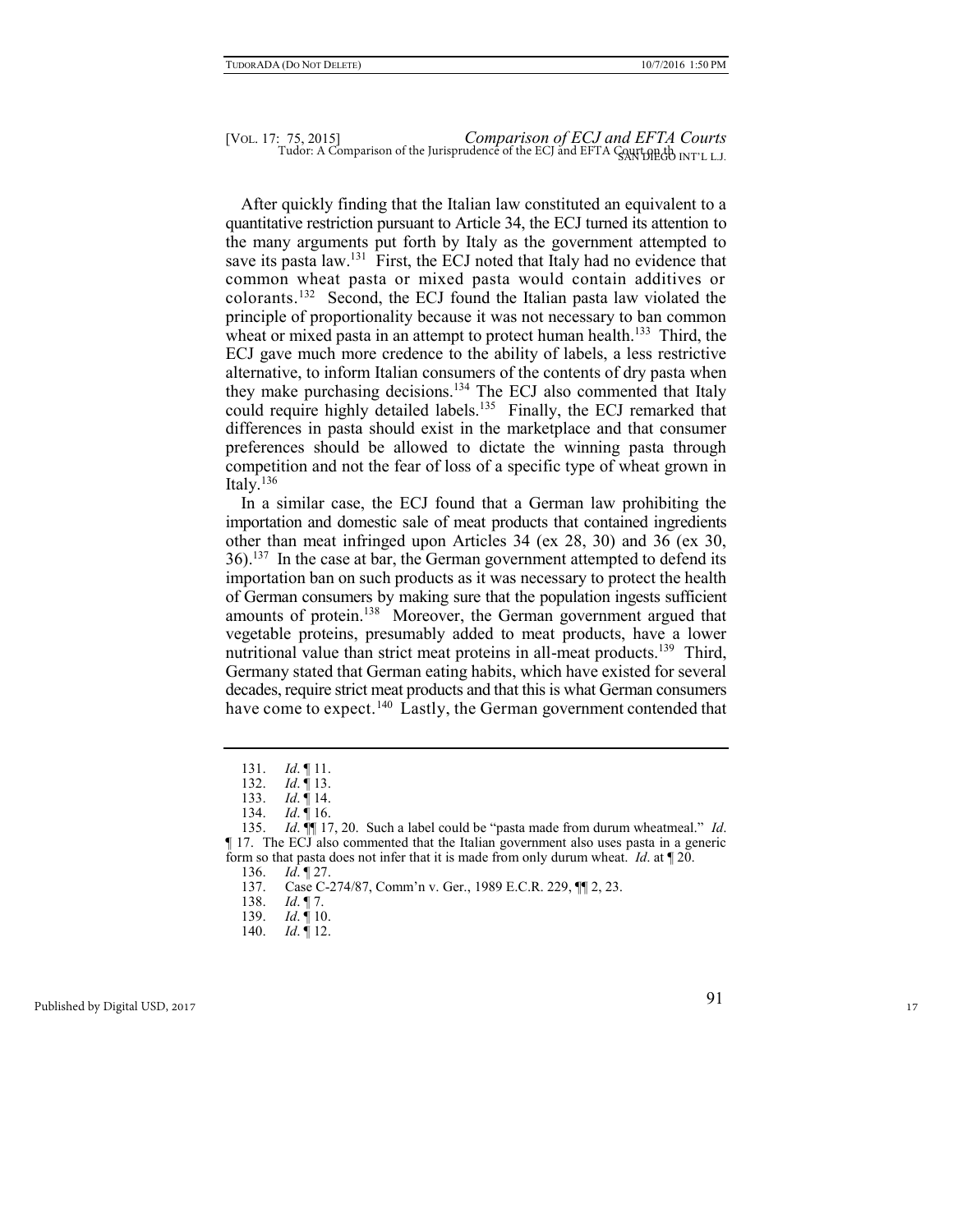After quickly finding that the Italian law constituted an equivalent to a quantitative restriction pursuant to Article 34, the ECJ turned its attention to the many arguments put forth by Italy as the government attempted to save its pasta law.[131] First, the ECJ noted that Italy had no evidence that common wheat pasta or mixed pasta would contain additives or colorants.[132] Second, the ECJ found the Italian pasta law violated the principle of proportionality because it was not necessary to ban common wheat or mixed pasta in an attempt to protect human health.[133] Third, the ECJ gave much more credence to the ability of labels, a less restrictive alternative, to inform Italian consumers of the contents of dry pasta when they make purchasing decisions.[134] The ECJ also commented that Italy could require highly detailed labels.[135] Finally, the ECJ remarked that differences in pasta should exist in the marketplace and that consumer preferences should be allowed to dictate the winning pasta through competition and not the fear of loss of a specific type of wheat grown in Italy.[136]

In a similar case, the ECJ found that a German law prohibiting the importation and domestic sale of meat products that contained ingredients other than meat infringed upon Articles 34 (ex 28, 30) and 36 (ex 30, 36).[137] In the case at bar, the German government attempted to defend its importation ban on such products as it was necessary to protect the health of German consumers by making sure that the population ingests sufficient amounts of protein.[138] Moreover, the German government argued that vegetable proteins, presumably added to meat products, have a lower nutritional value than strict meat proteins in all-meat products.[139] Third, Germany stated that German eating habits, which have existed for several decades, require strict meat products and that this is what German consumers have come to expect.[140] Lastly, the German government contended that

---

131. *Id*. ¶ 11.

132. *Id*. ¶ 13.

133. *Id*. ¶ 14.

134. *Id*. ¶ 16.

135. *Id*. ¶¶ 17, 20. Such a label could be "pasta made from durum wheatmeal." *Id*. ¶ 17. The ECJ also commented that the Italian government also uses pasta in a generic form so that pasta does not infer that it is made from only durum wheat. *Id*. at ¶ 20.

136. *Id*. ¶ 27.

137. Case C-274/87, Comm'n v. Ger., 1989 E.C.R. 229, ¶¶ 2, 23.

138. *Id*. ¶ 7.

139. *Id*. ¶ 10.

140. *Id*. ¶ 12.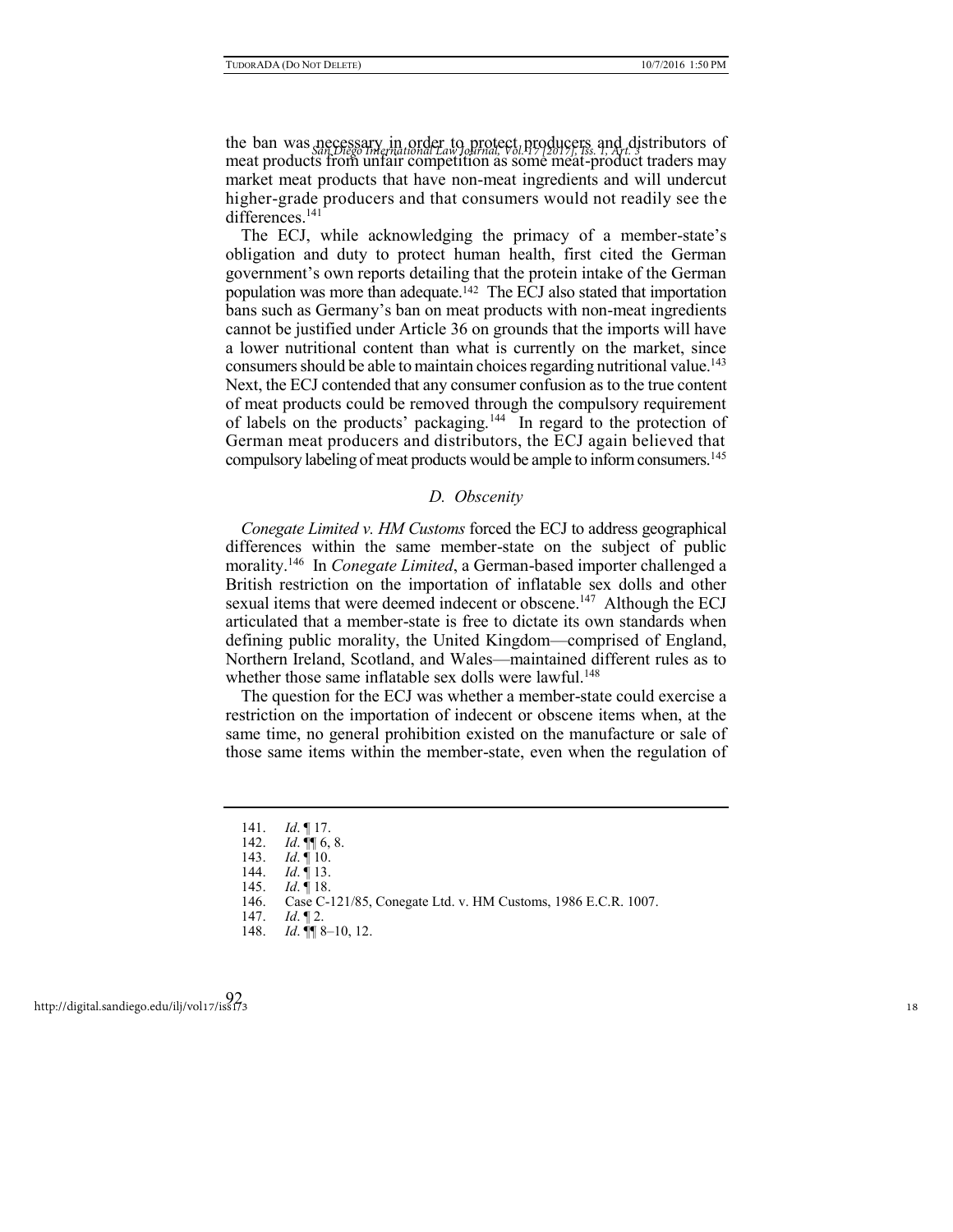the ban was necessary in order to protect producers and distributors of meat products from unfair competition as some meat-product traders may market meat products that have non-meat ingredients and will undercut higher-grade producers and that consumers would not readily see the differences.[141]

The ECJ, while acknowledging the primacy of a member-state's obligation and duty to protect human health, first cited the German government's own reports detailing that the protein intake of the German population was more than adequate.[142] The ECJ also stated that importation bans such as Germany's ban on meat products with non-meat ingredients cannot be justified under Article 36 on grounds that the imports will have a lower nutritional content than what is currently on the market, since consumers should be able to maintain choices regarding nutritional value.[143] Next, the ECJ contended that any consumer confusion as to the true content of meat products could be removed through the compulsory requirement of labels on the products' packaging.[144] In regard to the protection of German meat producers and distributors, the ECJ again believed that compulsory labeling of meat products would be ample to inform consumers.[145]

### *D. Obscenity*

*Conegate Limited v. HM Customs* forced the ECJ to address geographical differences within the same member-state on the subject of public morality.[146] In *Conegate Limited*, a German-based importer challenged a British restriction on the importation of inflatable sex dolls and other sexual items that were deemed indecent or obscene.[147] Although the ECJ articulated that a member-state is free to dictate its own standards when defining public morality, the United Kingdom—comprised of England, Northern Ireland, Scotland, and Wales—maintained different rules as to whether those same inflatable sex dolls were lawful.[148]

The question for the ECJ was whether a member-state could exercise a restriction on the importation of indecent or obscene items when, at the same time, no general prohibition existed on the manufacture or sale of those same items within the member-state, even when the regulation of

---

141. *Id.* ¶ 17.
142. *Id.* ¶¶ 6, 8.
143. *Id.* ¶ 10.
144. *Id.* ¶ 13.
145. *Id.* ¶ 18.
146. Case C-121/85, Conegate Ltd. v. HM Customs, 1986 E.C.R. 1007.
147. *Id.* ¶ 2.
148. *Id.* ¶¶ 8–10, 12.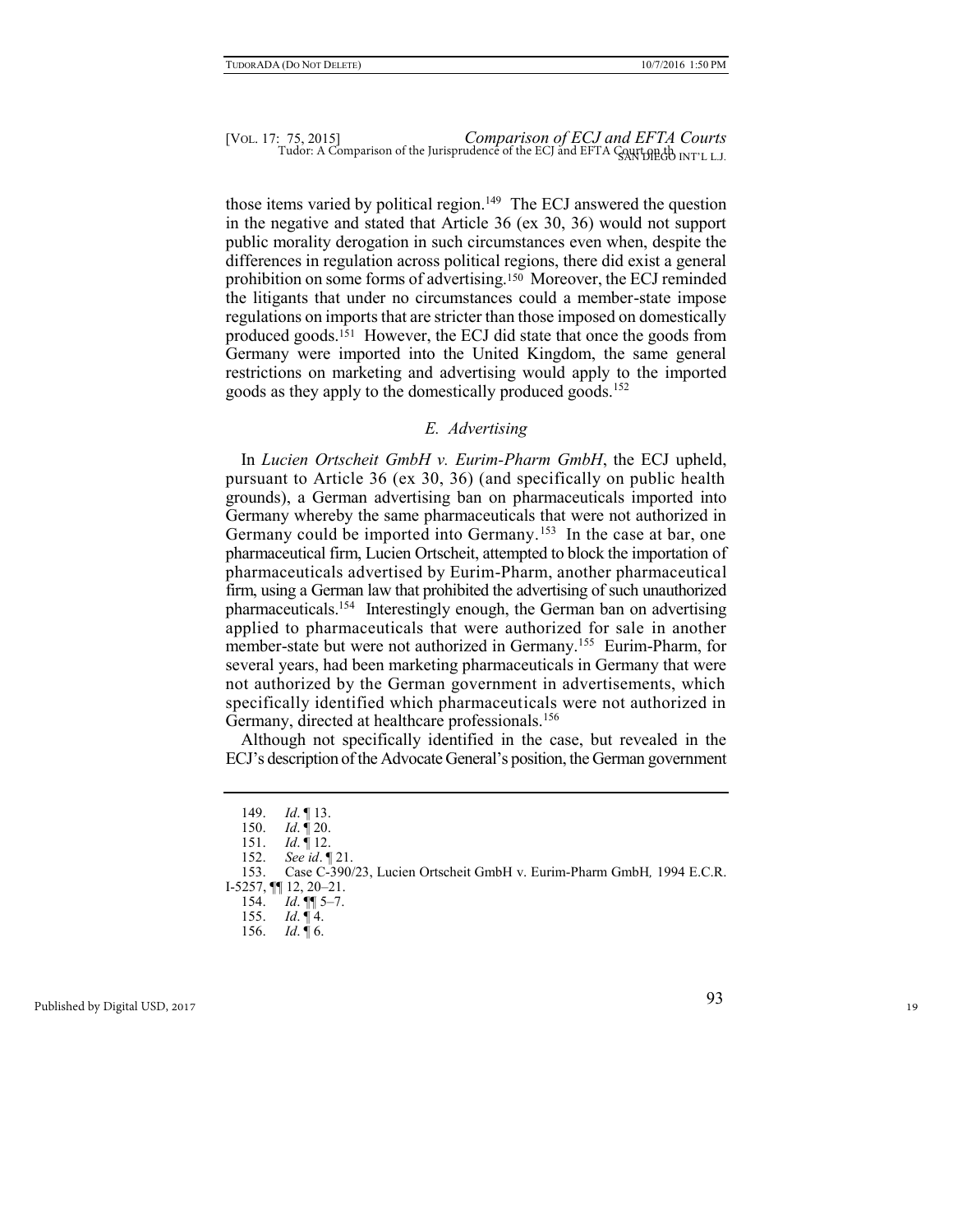those items varied by political region.[149] The ECJ answered the question in the negative and stated that Article 36 (ex 30, 36) would not support public morality derogation in such circumstances even when, despite the differences in regulation across political regions, there did exist a general prohibition on some forms of advertising.[150] Moreover, the ECJ reminded the litigants that under no circumstances could a member-state impose regulations on imports that are stricter than those imposed on domestically produced goods.[151] However, the ECJ did state that once the goods from Germany were imported into the United Kingdom, the same general restrictions on marketing and advertising would apply to the imported goods as they apply to the domestically produced goods.[152]

### *E. Advertising*

In *Lucien Ortscheit GmbH v. Eurim-Pharm GmbH*, the ECJ upheld, pursuant to Article 36 (ex 30, 36) (and specifically on public health grounds), a German advertising ban on pharmaceuticals imported into Germany whereby the same pharmaceuticals that were not authorized in Germany could be imported into Germany.[153] In the case at bar, one pharmaceutical firm, Lucien Ortscheit, attempted to block the importation of pharmaceuticals advertised by Eurim-Pharm, another pharmaceutical firm, using a German law that prohibited the advertising of such unauthorized pharmaceuticals.[154] Interestingly enough, the German ban on advertising applied to pharmaceuticals that were authorized for sale in another member-state but were not authorized in Germany.[155] Eurim-Pharm, for several years, had been marketing pharmaceuticals in Germany that were not authorized by the German government in advertisements, which specifically identified which pharmaceuticals were not authorized in Germany, directed at healthcare professionals.[156]

Although not specifically identified in the case, but revealed in the ECJ's description of the Advocate General's position, the German government

---

149. *Id*. ¶ 13.
150. *Id*. ¶ 20.
151. *Id*. ¶ 12.
152. *See id*. ¶ 21.
153. Case C-390/23, Lucien Ortscheit GmbH v. Eurim-Pharm GmbH*,* 1994 E.C.R. I-5257, ¶¶ 12, 20–21.
154. *Id*. ¶¶ 5–7.
155. *Id*. ¶ 4.
156. *Id*. ¶ 6.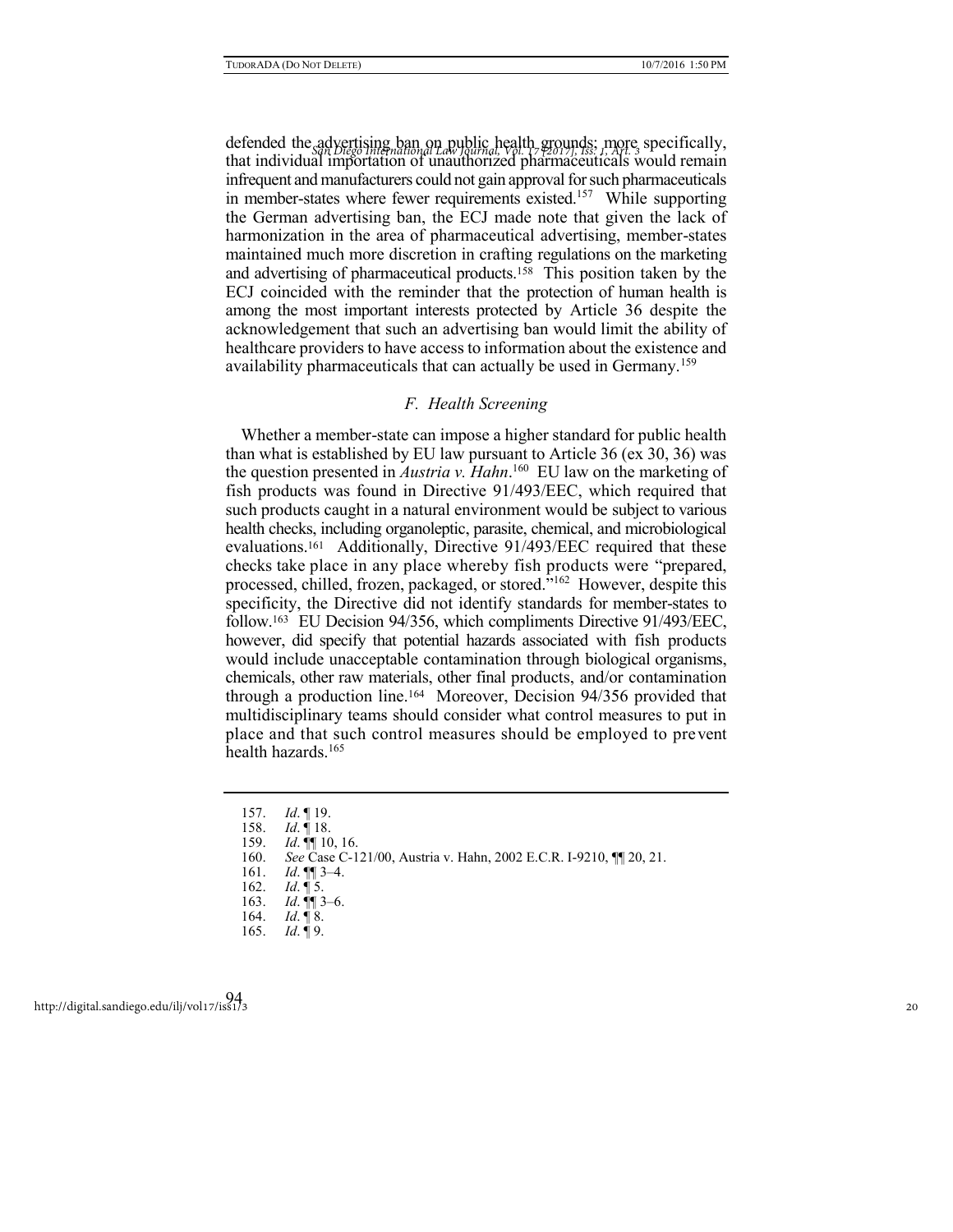defended the advertising ban on public health grounds; more specifically, that individual importation of unauthorized pharmaceuticals would remain infrequent and manufacturers could not gain approval for such pharmaceuticals in member-states where fewer requirements existed.[157] While supporting the German advertising ban, the ECJ made note that given the lack of harmonization in the area of pharmaceutical advertising, member-states maintained much more discretion in crafting regulations on the marketing and advertising of pharmaceutical products.[158] This position taken by the ECJ coincided with the reminder that the protection of human health is among the most important interests protected by Article 36 despite the acknowledgement that such an advertising ban would limit the ability of healthcare providers to have access to information about the existence and availability pharmaceuticals that can actually be used in Germany.[159]

### *F. Health Screening*

Whether a member-state can impose a higher standard for public health than what is established by EU law pursuant to Article 36 (ex 30, 36) was the question presented in *Austria v. Hahn*.[160] EU law on the marketing of fish products was found in Directive 91/493/EEC, which required that such products caught in a natural environment would be subject to various health checks, including organoleptic, parasite, chemical, and microbiological evaluations.[161] Additionally, Directive 91/493/EEC required that these checks take place in any place whereby fish products were "prepared, processed, chilled, frozen, packaged, or stored."[162] However, despite this specificity, the Directive did not identify standards for member-states to follow.[163] EU Decision 94/356, which compliments Directive 91/493/EEC, however, did specify that potential hazards associated with fish products would include unacceptable contamination through biological organisms, chemicals, other raw materials, other final products, and/or contamination through a production line.[164] Moreover, Decision 94/356 provided that multidisciplinary teams should consider what control measures to put in place and that such control measures should be employed to prevent health hazards.[165]

---

157. *Id*. ¶ 19.
158. *Id*. ¶ 18.
159. *Id*. ¶¶ 10, 16.
160. *See* Case C-121/00, Austria v. Hahn, 2002 E.C.R. I-9210, ¶¶ 20, 21.
161. *Id*. ¶¶ 3–4.
162. *Id*. ¶ 5.
163. *Id*. ¶¶ 3–6.
164. *Id*. ¶ 8.
165. *Id*. ¶ 9.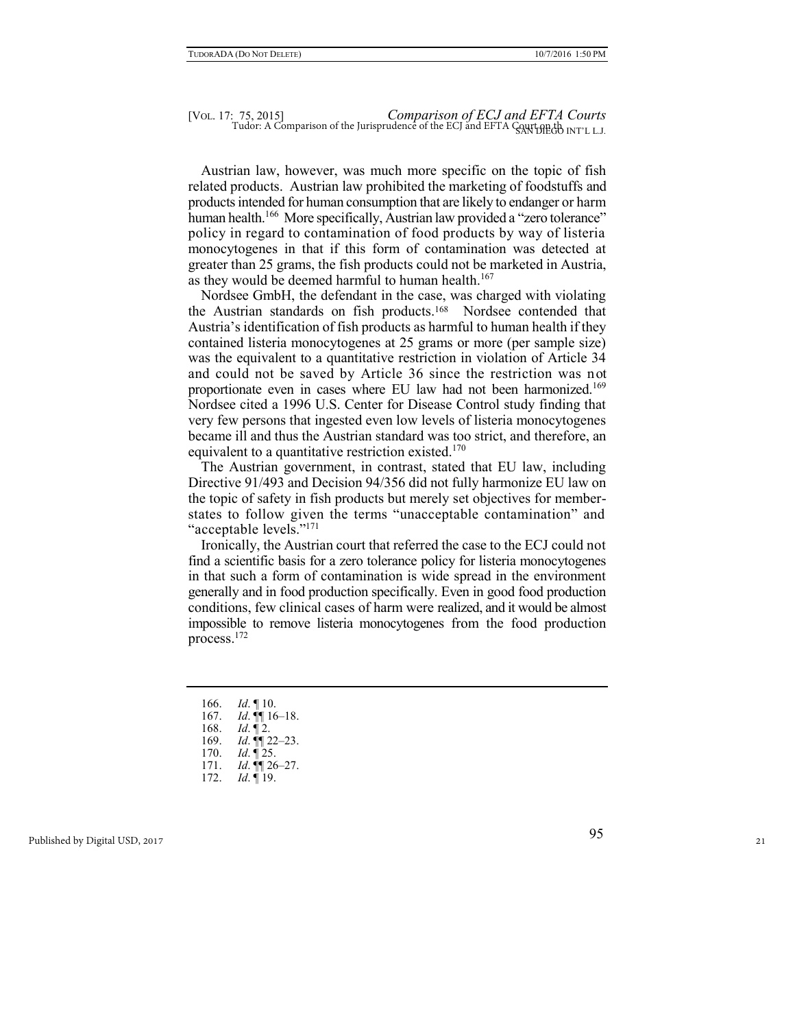Austrian law, however, was much more specific on the topic of fish related products. Austrian law prohibited the marketing of foodstuffs and products intended for human consumption that are likely to endanger or harm human health.[166] More specifically, Austrian law provided a "zero tolerance" policy in regard to contamination of food products by way of listeria monocytogenes in that if this form of contamination was detected at greater than 25 grams, the fish products could not be marketed in Austria, as they would be deemed harmful to human health.[167]

Nordsee GmbH, the defendant in the case, was charged with violating the Austrian standards on fish products.[168] Nordsee contended that Austria's identification of fish products as harmful to human health if they contained listeria monocytogenes at 25 grams or more (per sample size) was the equivalent to a quantitative restriction in violation of Article 34 and could not be saved by Article 36 since the restriction was not proportionate even in cases where EU law had not been harmonized.[169] Nordsee cited a 1996 U.S. Center for Disease Control study finding that very few persons that ingested even low levels of listeria monocytogenes became ill and thus the Austrian standard was too strict, and therefore, an equivalent to a quantitative restriction existed.[170]

The Austrian government, in contrast, stated that EU law, including Directive 91/493 and Decision 94/356 did not fully harmonize EU law on the topic of safety in fish products but merely set objectives for member-states to follow given the terms "unacceptable contamination" and "acceptable levels."[171]

Ironically, the Austrian court that referred the case to the ECJ could not find a scientific basis for a zero tolerance policy for listeria monocytogenes in that such a form of contamination is wide spread in the environment generally and in food production specifically. Even in good food production conditions, few clinical cases of harm were realized, and it would be almost impossible to remove listeria monocytogenes from the food production process.[172]

---

166. *Id*. ¶ 10.
167. *Id*. ¶¶ 16–18.
168. *Id*. ¶ 2.
169. *Id*. ¶¶ 22–23.
170. *Id*. ¶ 25.
171. *Id*. ¶¶ 26–27.
172. *Id*. ¶ 19.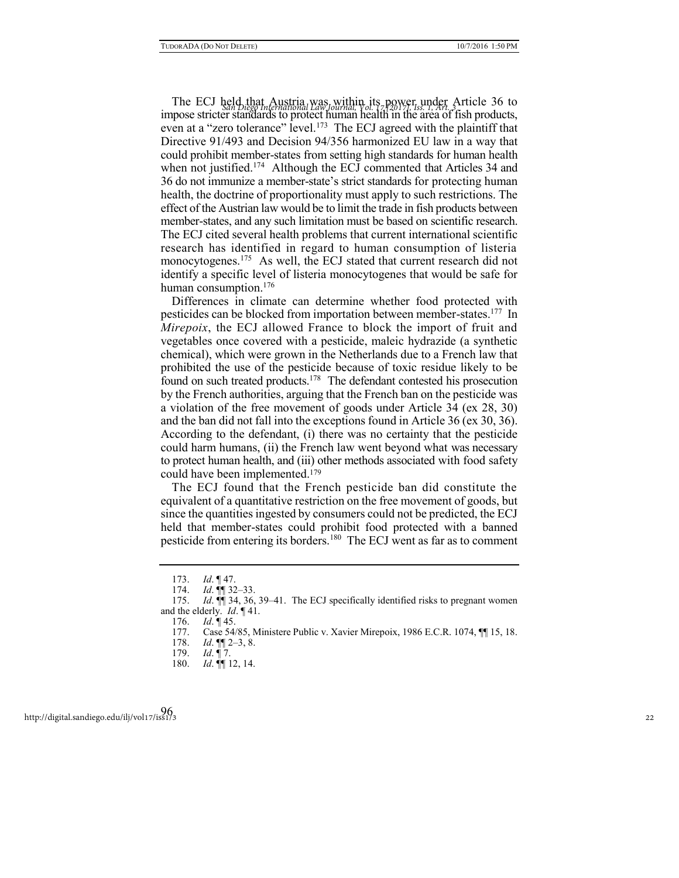The ECJ held that Austria was within its power under Article 36 to impose stricter standards to protect human health in the area of fish products, even at a "zero tolerance" level.[173] The ECJ agreed with the plaintiff that Directive 91/493 and Decision 94/356 harmonized EU law in a way that could prohibit member-states from setting high standards for human health when not justified.[174] Although the ECJ commented that Articles 34 and 36 do not immunize a member-state's strict standards for protecting human health, the doctrine of proportionality must apply to such restrictions. The effect of the Austrian law would be to limit the trade in fish products between member-states, and any such limitation must be based on scientific research. The ECJ cited several health problems that current international scientific research has identified in regard to human consumption of listeria monocytogenes.[175] As well, the ECJ stated that current research did not identify a specific level of listeria monocytogenes that would be safe for human consumption.[176]

Differences in climate can determine whether food protected with pesticides can be blocked from importation between member-states.[177] In *Mirepoix*, the ECJ allowed France to block the import of fruit and vegetables once covered with a pesticide, maleic hydrazide (a synthetic chemical), which were grown in the Netherlands due to a French law that prohibited the use of the pesticide because of toxic residue likely to be found on such treated products.[178] The defendant contested his prosecution by the French authorities, arguing that the French ban on the pesticide was a violation of the free movement of goods under Article 34 (ex 28, 30) and the ban did not fall into the exceptions found in Article 36 (ex 30, 36). According to the defendant, (i) there was no certainty that the pesticide could harm humans, (ii) the French law went beyond what was necessary to protect human health, and (iii) other methods associated with food safety could have been implemented.[179]

The ECJ found that the French pesticide ban did constitute the equivalent of a quantitative restriction on the free movement of goods, but since the quantities ingested by consumers could not be predicted, the ECJ held that member-states could prohibit food protected with a banned pesticide from entering its borders.[180] The ECJ went as far as to comment

---

173. *Id*. ¶ 47.

174. *Id*. ¶¶ 32–33.

175. *Id*. ¶¶ 34, 36, 39–41. The ECJ specifically identified risks to pregnant women and the elderly. *Id*. ¶ 41.

176. *Id*. ¶ 45.

177. Case 54/85, Ministere Public v. Xavier Mirepoix, 1986 E.C.R. 1074, ¶¶ 15, 18.

178. *Id*. ¶¶ 2–3, 8.

179. *Id*. ¶ 7.

180. *Id*. ¶¶ 12, 14.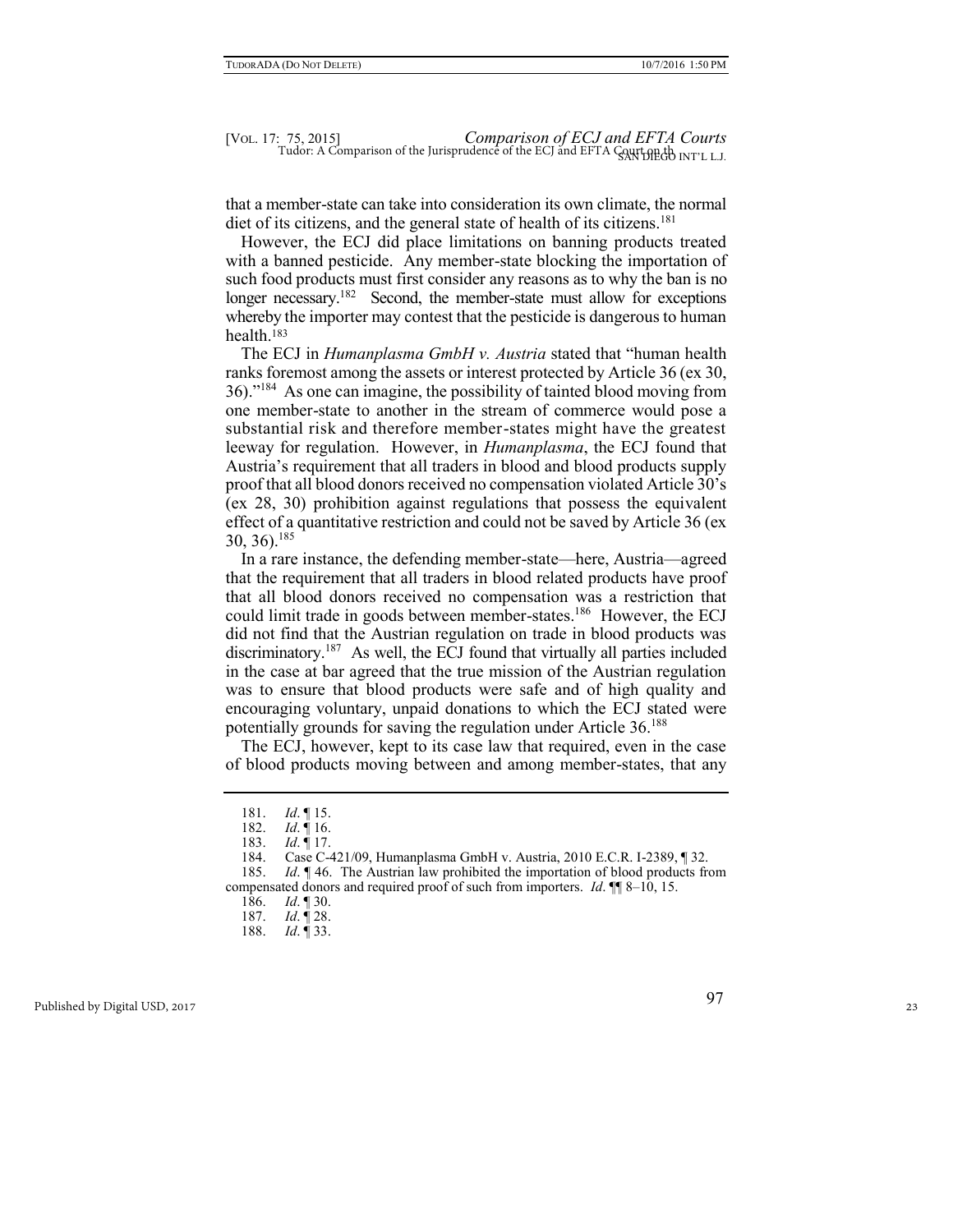that a member-state can take into consideration its own climate, the normal diet of its citizens, and the general state of health of its citizens.[181]

However, the ECJ did place limitations on banning products treated with a banned pesticide. Any member-state blocking the importation of such food products must first consider any reasons as to why the ban is no longer necessary.[182] Second, the member-state must allow for exceptions whereby the importer may contest that the pesticide is dangerous to human health.[183]

The ECJ in *Humanplasma GmbH v. Austria* stated that "human health ranks foremost among the assets or interest protected by Article 36 (ex 30, 36)."[184] As one can imagine, the possibility of tainted blood moving from one member-state to another in the stream of commerce would pose a substantial risk and therefore member-states might have the greatest leeway for regulation. However, in *Humanplasma*, the ECJ found that Austria's requirement that all traders in blood and blood products supply proof that all blood donors received no compensation violated Article 30's (ex 28, 30) prohibition against regulations that possess the equivalent effect of a quantitative restriction and could not be saved by Article 36 (ex 30, 36).[185]

In a rare instance, the defending member-state—here, Austria—agreed that the requirement that all traders in blood related products have proof that all blood donors received no compensation was a restriction that could limit trade in goods between member-states.[186] However, the ECJ did not find that the Austrian regulation on trade in blood products was discriminatory.[187] As well, the ECJ found that virtually all parties included in the case at bar agreed that the true mission of the Austrian regulation was to ensure that blood products were safe and of high quality and encouraging voluntary, unpaid donations to which the ECJ stated were potentially grounds for saving the regulation under Article 36.[188]

The ECJ, however, kept to its case law that required, even in the case of blood products moving between and among member-states, that any

---

181. *Id*. ¶ 15.
182. *Id*. ¶ 16.
183. *Id*. ¶ 17.
184. Case C-421/09, Humanplasma GmbH v. Austria, 2010 E.C.R. I-2389, ¶ 32.
185. *Id*. ¶ 46. The Austrian law prohibited the importation of blood products from compensated donors and required proof of such from importers. *Id*. ¶¶ 8–10, 15.
186. *Id*. ¶ 30.
187. *Id*. ¶ 28.
188. *Id*. ¶ 33.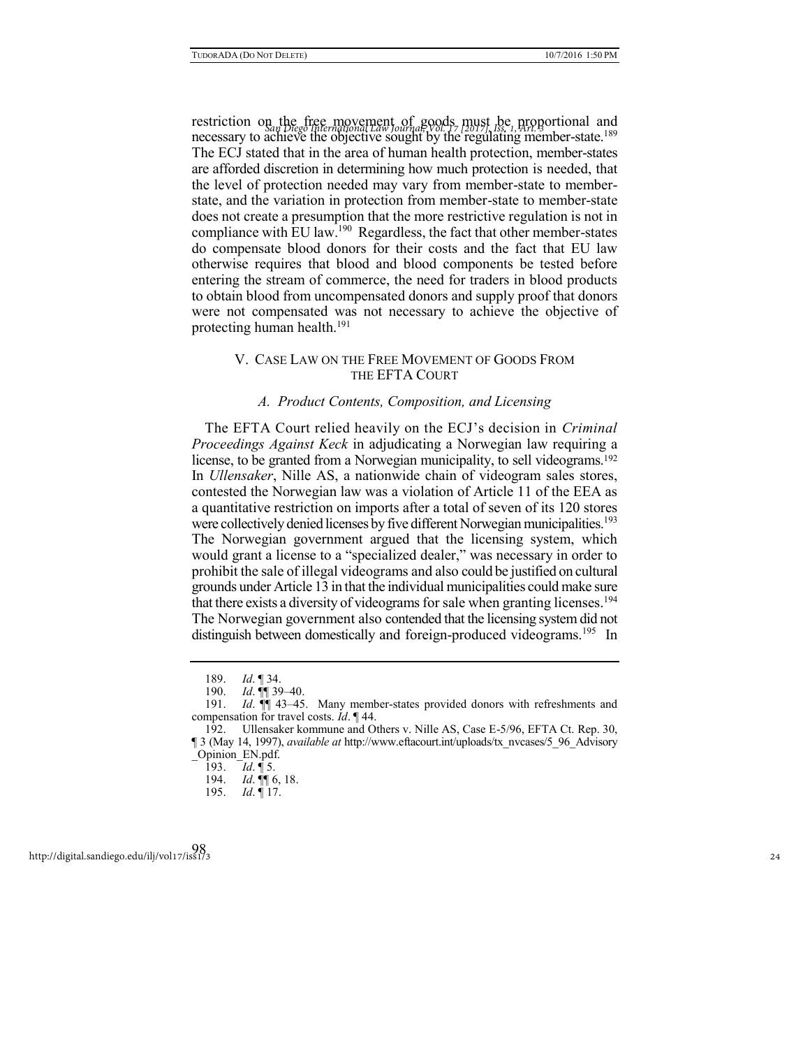restriction on the free movement of goods must be proportional and necessary to achieve the objective sought by the regulating member-state.[189] The ECJ stated that in the area of human health protection, member-states are afforded discretion in determining how much protection is needed, that the level of protection needed may vary from member-state to member-state, and the variation in protection from member-state to member-state does not create a presumption that the more restrictive regulation is not in compliance with EU law.[190] Regardless, the fact that other member-states do compensate blood donors for their costs and the fact that EU law otherwise requires that blood and blood components be tested before entering the stream of commerce, the need for traders in blood products to obtain blood from uncompensated donors and supply proof that donors were not compensated was not necessary to achieve the objective of protecting human health.[191]

## V. Case Law on the Free Movement of Goods From the EFTA Court

### A. Product Contents, Composition, and Licensing

The EFTA Court relied heavily on the ECJ's decision in *Criminal Proceedings Against Keck* in adjudicating a Norwegian law requiring a license, to be granted from a Norwegian municipality, to sell videograms.[192] In *Ullensaker*, Nille AS, a nationwide chain of videogram sales stores, contested the Norwegian law was a violation of Article 11 of the EEA as a quantitative restriction on imports after a total of seven of its 120 stores were collectively denied licenses by five different Norwegian municipalities.[193] The Norwegian government argued that the licensing system, which would grant a license to a "specialized dealer," was necessary in order to prohibit the sale of illegal videograms and also could be justified on cultural grounds under Article 13 in that the individual municipalities could make sure that there exists a diversity of videograms for sale when granting licenses.[194] The Norwegian government also contended that the licensing system did not distinguish between domestically and foreign-produced videograms.[195] In

---

189. *Id*. ¶ 34.

190. *Id*. ¶¶ 39–40.

191. *Id*. ¶¶ 43–45. Many member-states provided donors with refreshments and compensation for travel costs. *Id*. ¶ 44.

192. Ullensaker kommune and Others v. Nille AS, Case E-5/96, EFTA Ct. Rep. 30, ¶ 3 (May 14, 1997), *available at* http://www.eftacourt.int/uploads/tx_nvcases/5_96_Advisory_Opinion_EN.pdf.

193. *Id*. ¶ 5.

194. *Id*. ¶¶ 6, 18.

195. *Id*. ¶ 17.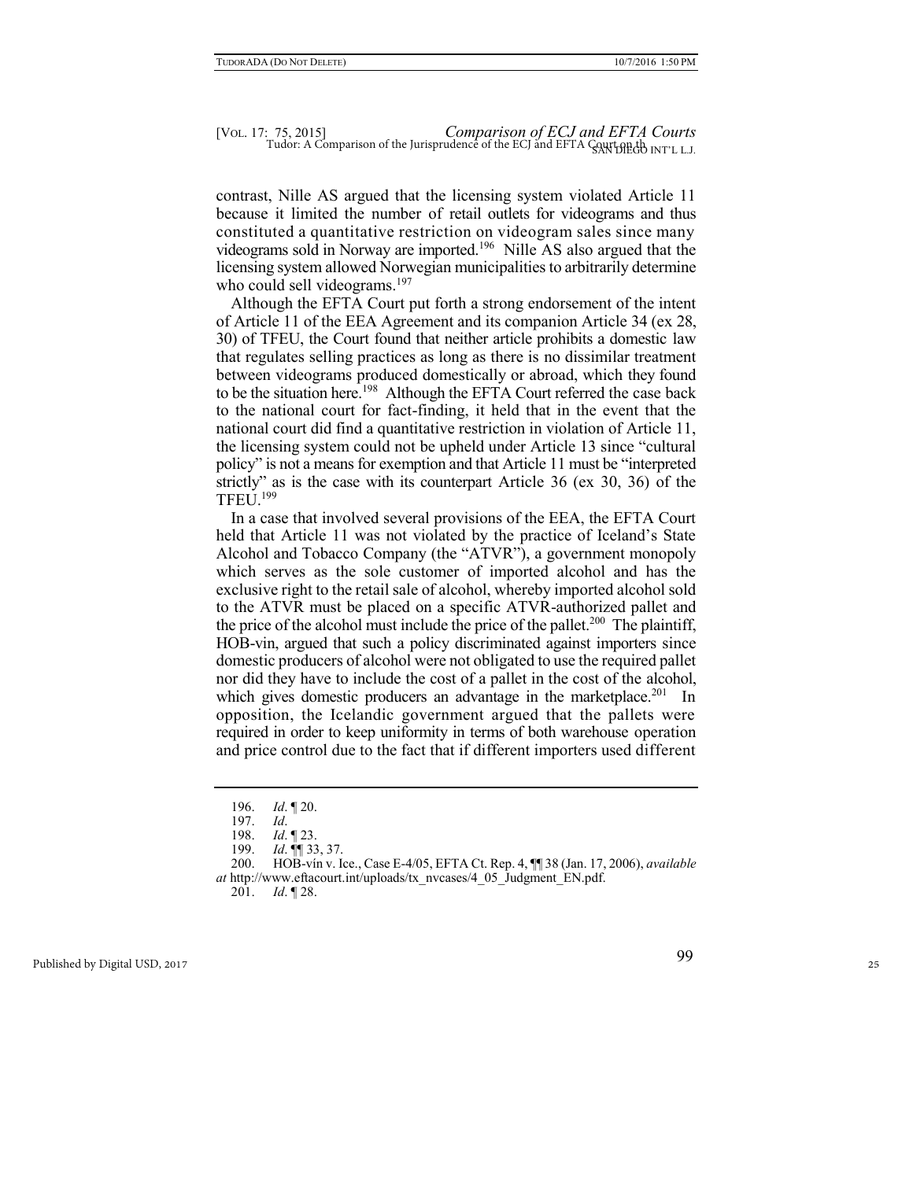contrast, Nille AS argued that the licensing system violated Article 11 because it limited the number of retail outlets for videograms and thus constituted a quantitative restriction on videogram sales since many videograms sold in Norway are imported.[196] Nille AS also argued that the licensing system allowed Norwegian municipalities to arbitrarily determine who could sell videograms.[197]

Although the EFTA Court put forth a strong endorsement of the intent of Article 11 of the EEA Agreement and its companion Article 34 (ex 28, 30) of TFEU, the Court found that neither article prohibits a domestic law that regulates selling practices as long as there is no dissimilar treatment between videograms produced domestically or abroad, which they found to be the situation here.[198] Although the EFTA Court referred the case back to the national court for fact-finding, it held that in the event that the national court did find a quantitative restriction in violation of Article 11, the licensing system could not be upheld under Article 13 since "cultural policy" is not a means for exemption and that Article 11 must be "interpreted strictly" as is the case with its counterpart Article 36 (ex 30, 36) of the TFEU.[199]

In a case that involved several provisions of the EEA, the EFTA Court held that Article 11 was not violated by the practice of Iceland's State Alcohol and Tobacco Company (the "ATVR"), a government monopoly which serves as the sole customer of imported alcohol and has the exclusive right to the retail sale of alcohol, whereby imported alcohol sold to the ATVR must be placed on a specific ATVR-authorized pallet and the price of the alcohol must include the price of the pallet.[200] The plaintiff, HOB-vin, argued that such a policy discriminated against importers since domestic producers of alcohol were not obligated to use the required pallet nor did they have to include the cost of a pallet in the cost of the alcohol, which gives domestic producers an advantage in the marketplace.[201] In opposition, the Icelandic government argued that the pallets were required in order to keep uniformity in terms of both warehouse operation and price control due to the fact that if different importers used different

---

196. *Id*. ¶ 20.

197. *Id*.

198. *Id*. ¶ 23.

199. *Id*. ¶¶ 33, 37.

200. HOB-vín v. Ice., Case E-4/05, EFTA Ct. Rep. 4, ¶¶ 38 (Jan. 17, 2006), *available at* http://www.eftacourt.int/uploads/tx_nvcases/4_05_Judgment_EN.pdf.

201. *Id*. ¶ 28.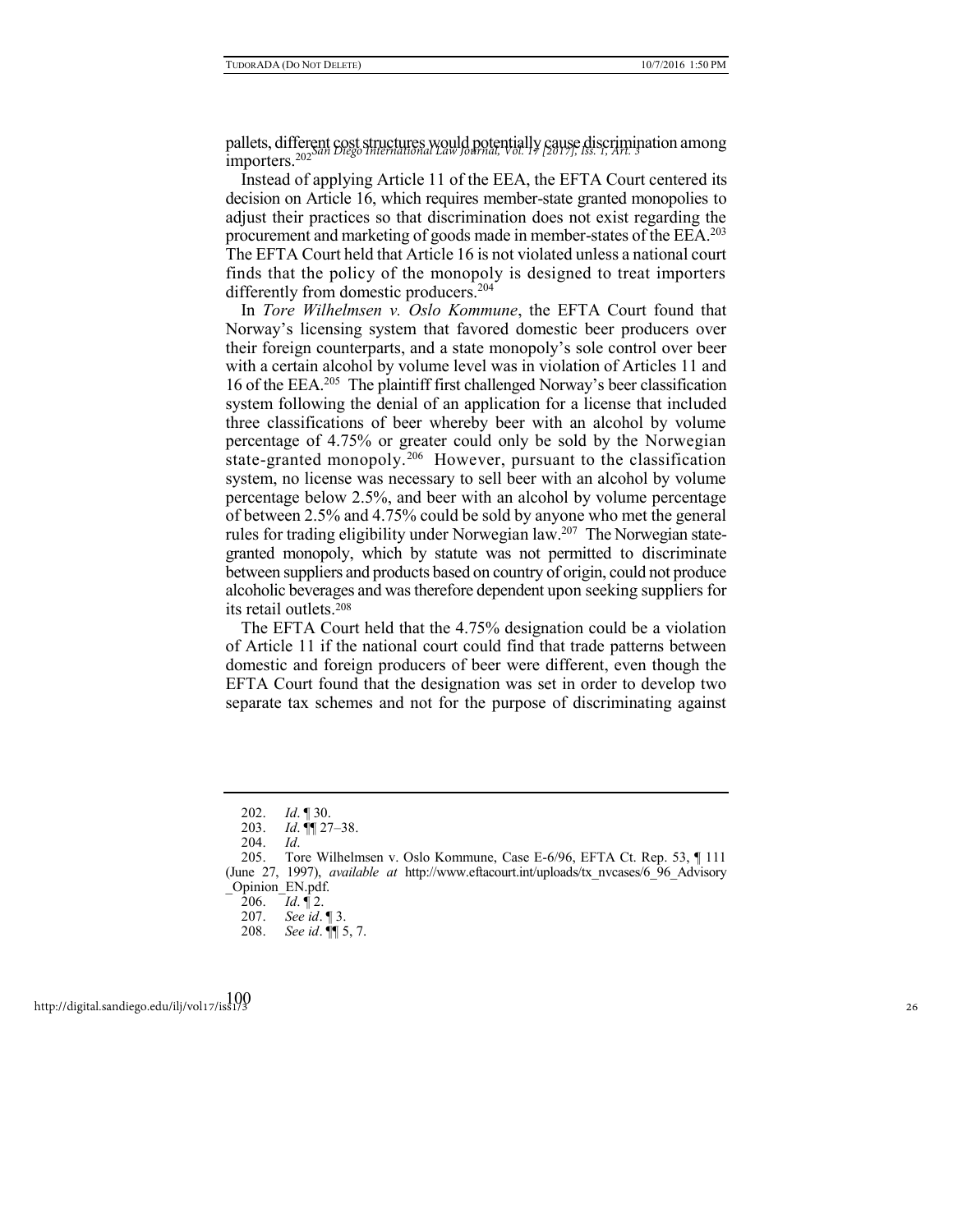pallets, different cost structures would potentially cause discrimination among importers.[202]

Instead of applying Article 11 of the EEA, the EFTA Court centered its decision on Article 16, which requires member-state granted monopolies to adjust their practices so that discrimination does not exist regarding the procurement and marketing of goods made in member-states of the EEA.[203] The EFTA Court held that Article 16 is not violated unless a national court finds that the policy of the monopoly is designed to treat importers differently from domestic producers.[204]

In *Tore Wilhelmsen v. Oslo Kommune*, the EFTA Court found that Norway's licensing system that favored domestic beer producers over their foreign counterparts, and a state monopoly's sole control over beer with a certain alcohol by volume level was in violation of Articles 11 and 16 of the EEA.[205] The plaintiff first challenged Norway's beer classification system following the denial of an application for a license that included three classifications of beer whereby beer with an alcohol by volume percentage of 4.75% or greater could only be sold by the Norwegian state-granted monopoly.[206] However, pursuant to the classification system, no license was necessary to sell beer with an alcohol by volume percentage below 2.5%, and beer with an alcohol by volume percentage of between 2.5% and 4.75% could be sold by anyone who met the general rules for trading eligibility under Norwegian law.[207] The Norwegian state-granted monopoly, which by statute was not permitted to discriminate between suppliers and products based on country of origin, could not produce alcoholic beverages and was therefore dependent upon seeking suppliers for its retail outlets.[208]

The EFTA Court held that the 4.75% designation could be a violation of Article 11 if the national court could find that trade patterns between domestic and foreign producers of beer were different, even though the EFTA Court found that the designation was set in order to develop two separate tax schemes and not for the purpose of discriminating against

---

202. *Id*. ¶ 30.

203. *Id*. ¶¶ 27–38.

204. *Id*.

205. Tore Wilhelmsen v. Oslo Kommune, Case E-6/96, EFTA Ct. Rep. 53, ¶ 111 (June 27, 1997), *available at* http://www.eftacourt.int/uploads/tx_nvcases/6_96_Advisory_Opinion_EN.pdf.

206. *Id*. ¶ 2.

207. *See id*. ¶ 3.

208. *See id*. ¶¶ 5, 7.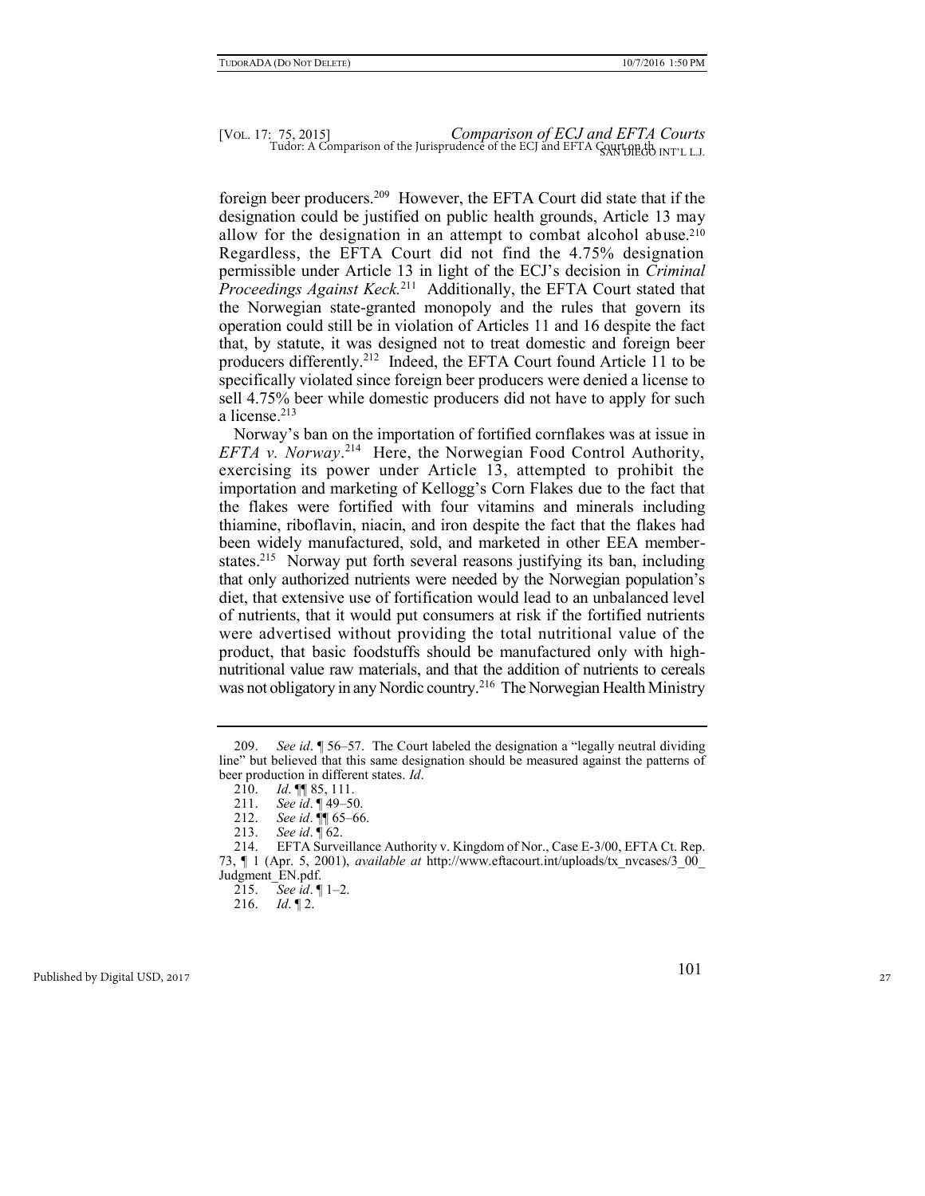foreign beer producers.[209] However, the EFTA Court did state that if the designation could be justified on public health grounds, Article 13 may allow for the designation in an attempt to combat alcohol abuse.[210] Regardless, the EFTA Court did not find the 4.75% designation permissible under Article 13 in light of the ECJ's decision in *Criminal Proceedings Against Keck.*[211] Additionally, the EFTA Court stated that the Norwegian state-granted monopoly and the rules that govern its operation could still be in violation of Articles 11 and 16 despite the fact that, by statute, it was designed not to treat domestic and foreign beer producers differently.[212] Indeed, the EFTA Court found Article 11 to be specifically violated since foreign beer producers were denied a license to sell 4.75% beer while domestic producers did not have to apply for such a license.[213]

Norway's ban on the importation of fortified cornflakes was at issue in *EFTA v. Norway*.[214] Here, the Norwegian Food Control Authority, exercising its power under Article 13, attempted to prohibit the importation and marketing of Kellogg's Corn Flakes due to the fact that the flakes were fortified with four vitamins and minerals including thiamine, riboflavin, niacin, and iron despite the fact that the flakes had been widely manufactured, sold, and marketed in other EEA member-states.[215] Norway put forth several reasons justifying its ban, including that only authorized nutrients were needed by the Norwegian population's diet, that extensive use of fortification would lead to an unbalanced level of nutrients, that it would put consumers at risk if the fortified nutrients were advertised without providing the total nutritional value of the product, that basic foodstuffs should be manufactured only with high-nutritional value raw materials, and that the addition of nutrients to cereals was not obligatory in any Nordic country.[216] The Norwegian Health Ministry

---

209. *See id*. ¶ 56–57. The Court labeled the designation a "legally neutral dividing line" but believed that this same designation should be measured against the patterns of beer production in different states. *Id*.

210. *Id*. ¶¶ 85, 111.

211. *See id*. ¶ 49–50.

212. *See id*. ¶¶ 65–66.

213. *See id*. ¶ 62.

214. EFTA Surveillance Authority v. Kingdom of Nor., Case E-3/00, EFTA Ct. Rep. 73, ¶ 1 (Apr. 5, 2001), *available at* http://www.eftacourt.int/uploads/tx_nvcases/3_00_Judgment_EN.pdf.

215. *See id*. ¶ 1–2.

216. *Id*. ¶ 2.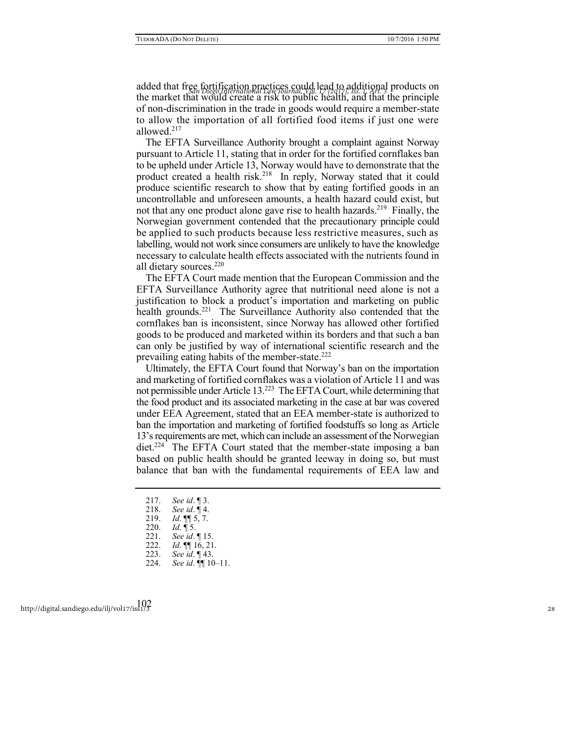added that free fortification practices could lead to additional products on the market that would create a risk to public health, and that the principle of non-discrimination in the trade in goods would require a member-state to allow the importation of all fortified food items if just one were allowed.[217]

The EFTA Surveillance Authority brought a complaint against Norway pursuant to Article 11, stating that in order for the fortified cornflakes ban to be upheld under Article 13, Norway would have to demonstrate that the product created a health risk.[218] In reply, Norway stated that it could produce scientific research to show that by eating fortified goods in an uncontrollable and unforeseen amounts, a health hazard could exist, but not that any one product alone gave rise to health hazards.[219] Finally, the Norwegian government contended that the precautionary principle could be applied to such products because less restrictive measures, such as labelling, would not work since consumers are unlikely to have the knowledge necessary to calculate health effects associated with the nutrients found in all dietary sources.[220]

The EFTA Court made mention that the European Commission and the EFTA Surveillance Authority agree that nutritional need alone is not a justification to block a product's importation and marketing on public health grounds.[221] The Surveillance Authority also contended that the cornflakes ban is inconsistent, since Norway has allowed other fortified goods to be produced and marketed within its borders and that such a ban can only be justified by way of international scientific research and the prevailing eating habits of the member-state.[222]

Ultimately, the EFTA Court found that Norway's ban on the importation and marketing of fortified cornflakes was a violation of Article 11 and was not permissible under Article 13.[223] The EFTA Court, while determining that the food product and its associated marketing in the case at bar was covered under EEA Agreement, stated that an EEA member-state is authorized to ban the importation and marketing of fortified foodstuffs so long as Article 13's requirements are met, which can include an assessment of the Norwegian diet.[224] The EFTA Court stated that the member-state imposing a ban based on public health should be granted leeway in doing so, but must balance that ban with the fundamental requirements of EEA law and

---

217. *See id*. ¶ 3.
218. *See id*. ¶ 4.
219. *Id*. ¶¶ 5, 7.
220. *Id*. ¶ 5.
221. *See id*. ¶ 15.
222. *Id*. ¶¶ 16, 21.
223. *See id*. ¶ 43.
224. *See id*. ¶¶ 10–11.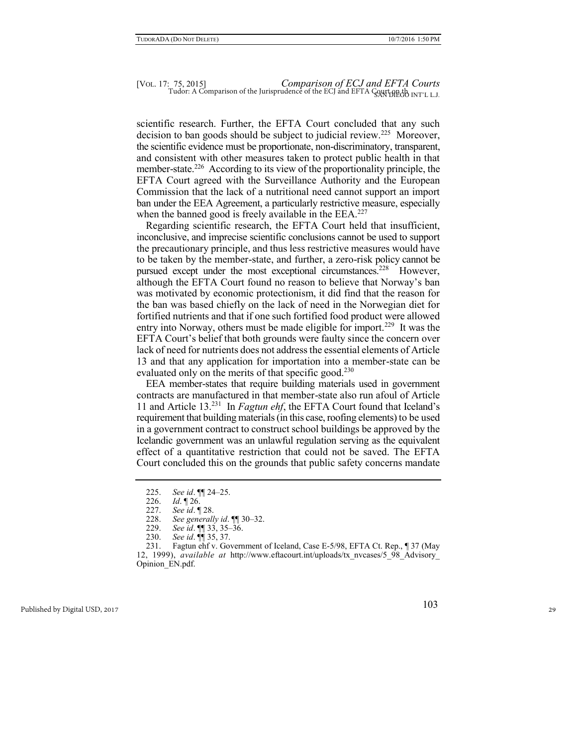scientific research. Further, the EFTA Court concluded that any such decision to ban goods should be subject to judicial review.[225] Moreover, the scientific evidence must be proportionate, non-discriminatory, transparent, and consistent with other measures taken to protect public health in that member-state.[226] According to its view of the proportionality principle, the EFTA Court agreed with the Surveillance Authority and the European Commission that the lack of a nutritional need cannot support an import ban under the EEA Agreement, a particularly restrictive measure, especially when the banned good is freely available in the EEA.[227]

Regarding scientific research, the EFTA Court held that insufficient, inconclusive, and imprecise scientific conclusions cannot be used to support the precautionary principle, and thus less restrictive measures would have to be taken by the member-state, and further, a zero-risk policy cannot be pursued except under the most exceptional circumstances.[228] However, although the EFTA Court found no reason to believe that Norway's ban was motivated by economic protectionism, it did find that the reason for the ban was based chiefly on the lack of need in the Norwegian diet for fortified nutrients and that if one such fortified food product were allowed entry into Norway, others must be made eligible for import.[229] It was the EFTA Court's belief that both grounds were faulty since the concern over lack of need for nutrients does not address the essential elements of Article 13 and that any application for importation into a member-state can be evaluated only on the merits of that specific good.[230]

EEA member-states that require building materials used in government contracts are manufactured in that member-state also run afoul of Article 11 and Article 13.[231] In *Fagtun ehf*, the EFTA Court found that Iceland's requirement that building materials (in this case, roofing elements) to be used in a government contract to construct school buildings be approved by the Icelandic government was an unlawful regulation serving as the equivalent effect of a quantitative restriction that could not be saved. The EFTA Court concluded this on the grounds that public safety concerns mandate

---

225. *See id*. ¶¶ 24–25.

226. *Id*. ¶ 26.

227. *See id*. ¶ 28.

228. *See generally id*. ¶¶ 30–32.

229. *See id*. ¶¶ 33, 35–36.

230. *See id*. ¶¶ 35, 37.

231. Fagtun ehf v. Government of Iceland, Case E-5/98, EFTA Ct. Rep., ¶ 37 (May 12, 1999), *available at* http://www.eftacourt.int/uploads/tx_nvcases/5_98_Advisory_Opinion_EN.pdf.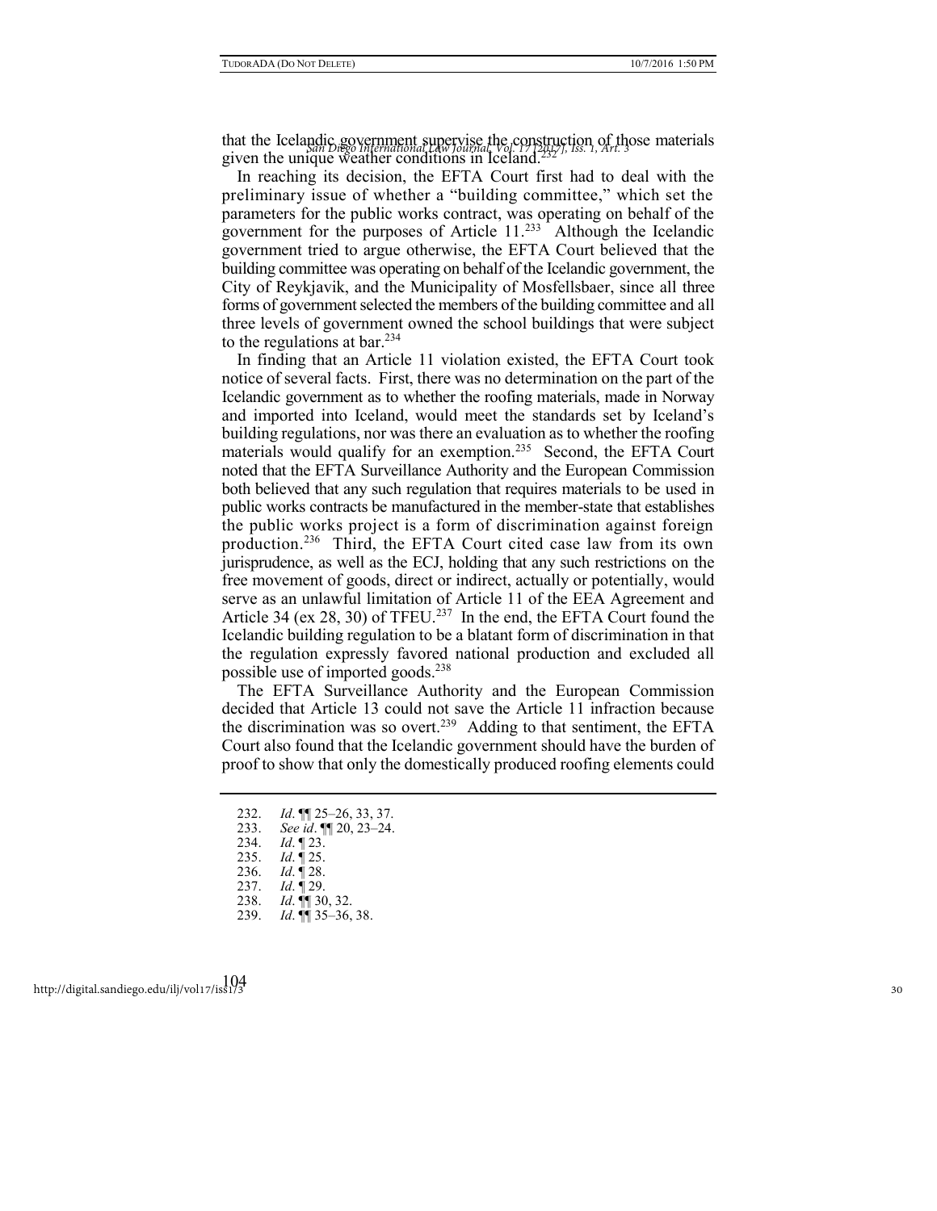that the Icelandic government supervise the construction of those materials given the unique weather conditions in Iceland.[232]

In reaching its decision, the EFTA Court first had to deal with the preliminary issue of whether a "building committee," which set the parameters for the public works contract, was operating on behalf of the government for the purposes of Article 11.[233] Although the Icelandic government tried to argue otherwise, the EFTA Court believed that the building committee was operating on behalf of the Icelandic government, the City of Reykjavik, and the Municipality of Mosfellsbaer, since all three forms of government selected the members of the building committee and all three levels of government owned the school buildings that were subject to the regulations at bar.[234]

In finding that an Article 11 violation existed, the EFTA Court took notice of several facts. First, there was no determination on the part of the Icelandic government as to whether the roofing materials, made in Norway and imported into Iceland, would meet the standards set by Iceland's building regulations, nor was there an evaluation as to whether the roofing materials would qualify for an exemption.[235] Second, the EFTA Court noted that the EFTA Surveillance Authority and the European Commission both believed that any such regulation that requires materials to be used in public works contracts be manufactured in the member-state that establishes the public works project is a form of discrimination against foreign production.[236] Third, the EFTA Court cited case law from its own jurisprudence, as well as the ECJ, holding that any such restrictions on the free movement of goods, direct or indirect, actually or potentially, would serve as an unlawful limitation of Article 11 of the EEA Agreement and Article 34 (ex 28, 30) of TFEU.[237] In the end, the EFTA Court found the Icelandic building regulation to be a blatant form of discrimination in that the regulation expressly favored national production and excluded all possible use of imported goods.[238]

The EFTA Surveillance Authority and the European Commission decided that Article 13 could not save the Article 11 infraction because the discrimination was so overt.[239] Adding to that sentiment, the EFTA Court also found that the Icelandic government should have the burden of proof to show that only the domestically produced roofing elements could

---

232. *Id*. ¶¶ 25–26, 33, 37.
233. *See id*. ¶¶ 20, 23–24.
234. *Id*. ¶ 23.
235. *Id*. ¶ 25.
236. *Id*. ¶ 28.
237. *Id*. ¶ 29.
238. *Id*. ¶¶ 30, 32.
239. *Id*. ¶¶ 35–36, 38.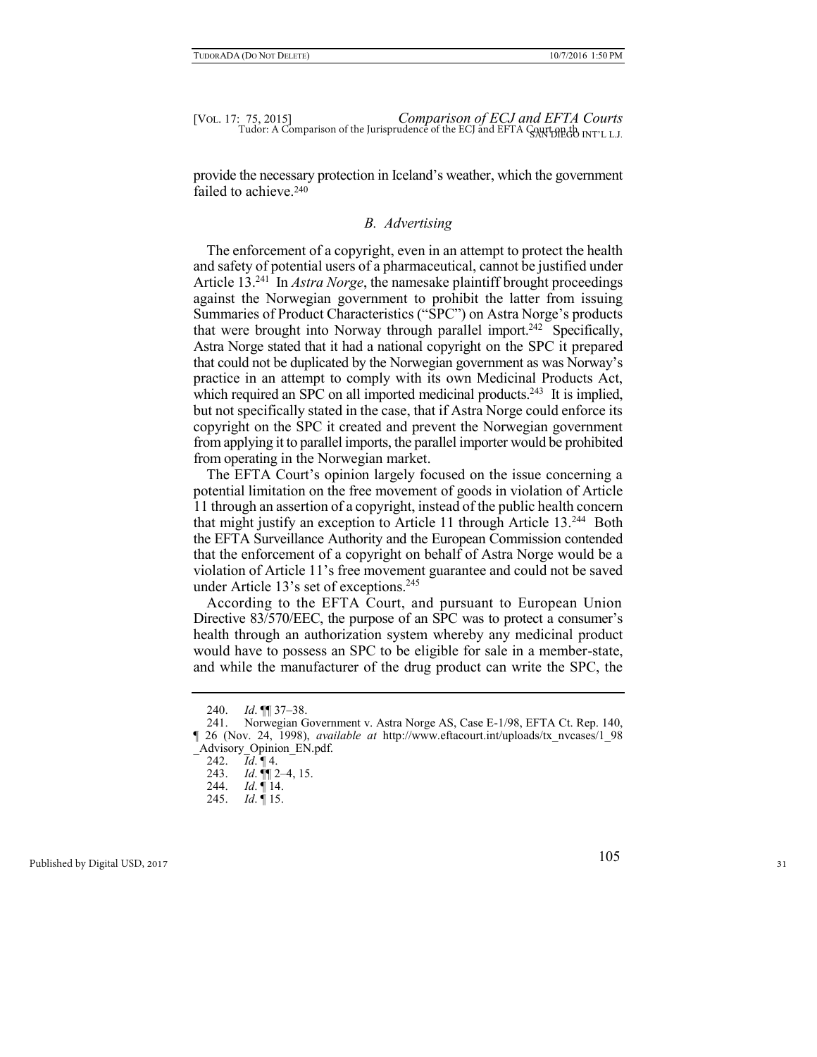provide the necessary protection in Iceland's weather, which the government failed to achieve.[240]

### *B. Advertising*

The enforcement of a copyright, even in an attempt to protect the health and safety of potential users of a pharmaceutical, cannot be justified under Article 13.[241] In *Astra Norge*, the namesake plaintiff brought proceedings against the Norwegian government to prohibit the latter from issuing Summaries of Product Characteristics ("SPC") on Astra Norge's products that were brought into Norway through parallel import.[242] Specifically, Astra Norge stated that it had a national copyright on the SPC it prepared that could not be duplicated by the Norwegian government as was Norway's practice in an attempt to comply with its own Medicinal Products Act, which required an SPC on all imported medicinal products.[243] It is implied, but not specifically stated in the case, that if Astra Norge could enforce its copyright on the SPC it created and prevent the Norwegian government from applying it to parallel imports, the parallel importer would be prohibited from operating in the Norwegian market.

The EFTA Court's opinion largely focused on the issue concerning a potential limitation on the free movement of goods in violation of Article 11 through an assertion of a copyright, instead of the public health concern that might justify an exception to Article 11 through Article 13.[244] Both the EFTA Surveillance Authority and the European Commission contended that the enforcement of a copyright on behalf of Astra Norge would be a violation of Article 11's free movement guarantee and could not be saved under Article 13's set of exceptions.[245]

According to the EFTA Court, and pursuant to European Union Directive 83/570/EEC, the purpose of an SPC was to protect a consumer's health through an authorization system whereby any medicinal product would have to possess an SPC to be eligible for sale in a member-state, and while the manufacturer of the drug product can write the SPC, the

---

240. *Id*. ¶¶ 37–38.

241. Norwegian Government v. Astra Norge AS, Case E-1/98, EFTA Ct. Rep. 140, ¶ 26 (Nov. 24, 1998), *available at* http://www.eftacourt.int/uploads/tx_nvcases/1_98_Advisory_Opinion_EN.pdf.

242. *Id*. ¶ 4.

243. *Id*. ¶¶ 2–4, 15.

244. *Id*. ¶ 14.

245. *Id*. ¶ 15.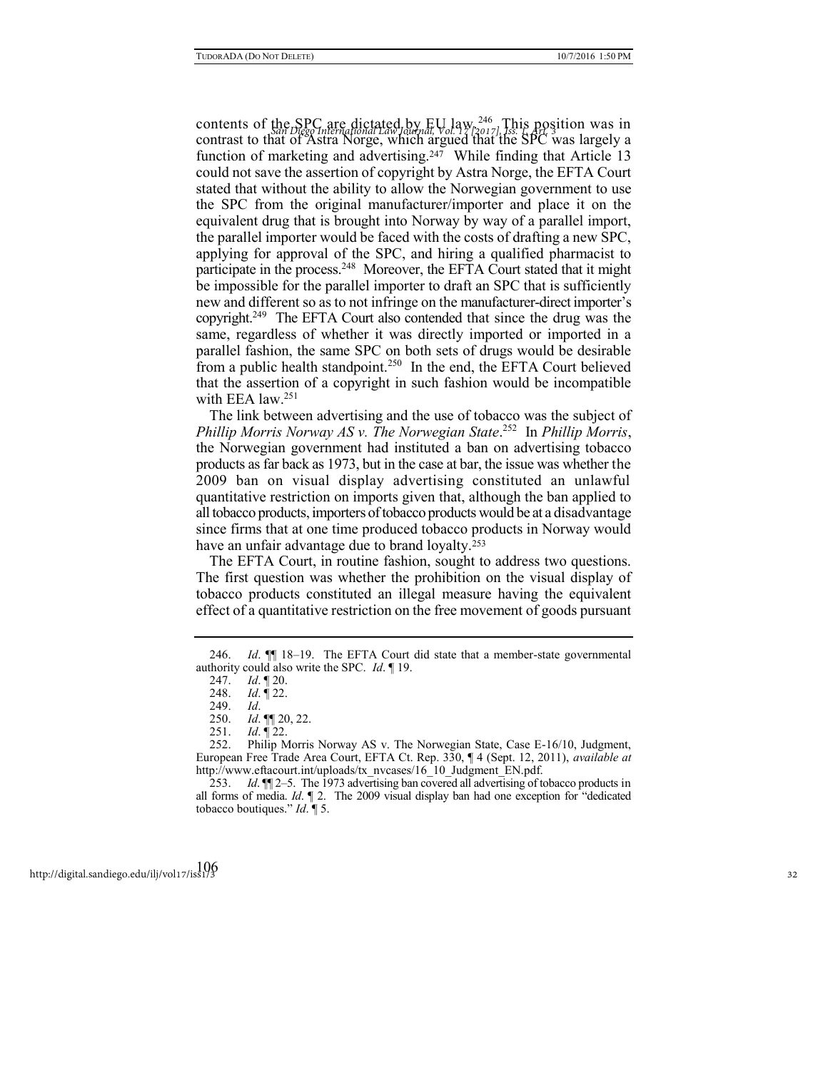contents of the SPC are dictated by EU law.[246] This position was in contrast to that of Astra Norge, which argued that the SPC was largely a function of marketing and advertising.[247] While finding that Article 13 could not save the assertion of copyright by Astra Norge, the EFTA Court stated that without the ability to allow the Norwegian government to use the SPC from the original manufacturer/importer and place it on the equivalent drug that is brought into Norway by way of a parallel import, the parallel importer would be faced with the costs of drafting a new SPC, applying for approval of the SPC, and hiring a qualified pharmacist to participate in the process.[248] Moreover, the EFTA Court stated that it might be impossible for the parallel importer to draft an SPC that is sufficiently new and different so as to not infringe on the manufacturer-direct importer's copyright.[249] The EFTA Court also contended that since the drug was the same, regardless of whether it was directly imported or imported in a parallel fashion, the same SPC on both sets of drugs would be desirable from a public health standpoint.[250] In the end, the EFTA Court believed that the assertion of a copyright in such fashion would be incompatible with EEA law.[251]

The link between advertising and the use of tobacco was the subject of *Phillip Morris Norway AS v. The Norwegian State*.[252] In *Phillip Morris*, the Norwegian government had instituted a ban on advertising tobacco products as far back as 1973, but in the case at bar, the issue was whether the 2009 ban on visual display advertising constituted an unlawful quantitative restriction on imports given that, although the ban applied to all tobacco products, importers of tobacco products would be at a disadvantage since firms that at one time produced tobacco products in Norway would have an unfair advantage due to brand loyalty.[253]

The EFTA Court, in routine fashion, sought to address two questions. The first question was whether the prohibition on the visual display of tobacco products constituted an illegal measure having the equivalent effect of a quantitative restriction on the free movement of goods pursuant

---

246. *Id*. ¶¶ 18–19. The EFTA Court did state that a member-state governmental authority could also write the SPC. *Id*. ¶ 19.

247. *Id*. ¶ 20.

248. *Id*. ¶ 22.

249. *Id*.

250. *Id*. ¶¶ 20, 22.

251. *Id*. ¶ 22.

252. Philip Morris Norway AS v. The Norwegian State, Case E-16/10, Judgment, European Free Trade Area Court, EFTA Ct. Rep. 330, ¶ 4 (Sept. 12, 2011), *available at* http://www.eftacourt.int/uploads/tx_nvcases/16_10_Judgment_EN.pdf.

253. *Id*. ¶¶ 2–5. The 1973 advertising ban covered all advertising of tobacco products in all forms of media. *Id*. ¶ 2. The 2009 visual display ban had one exception for "dedicated tobacco boutiques." *Id*. ¶ 5.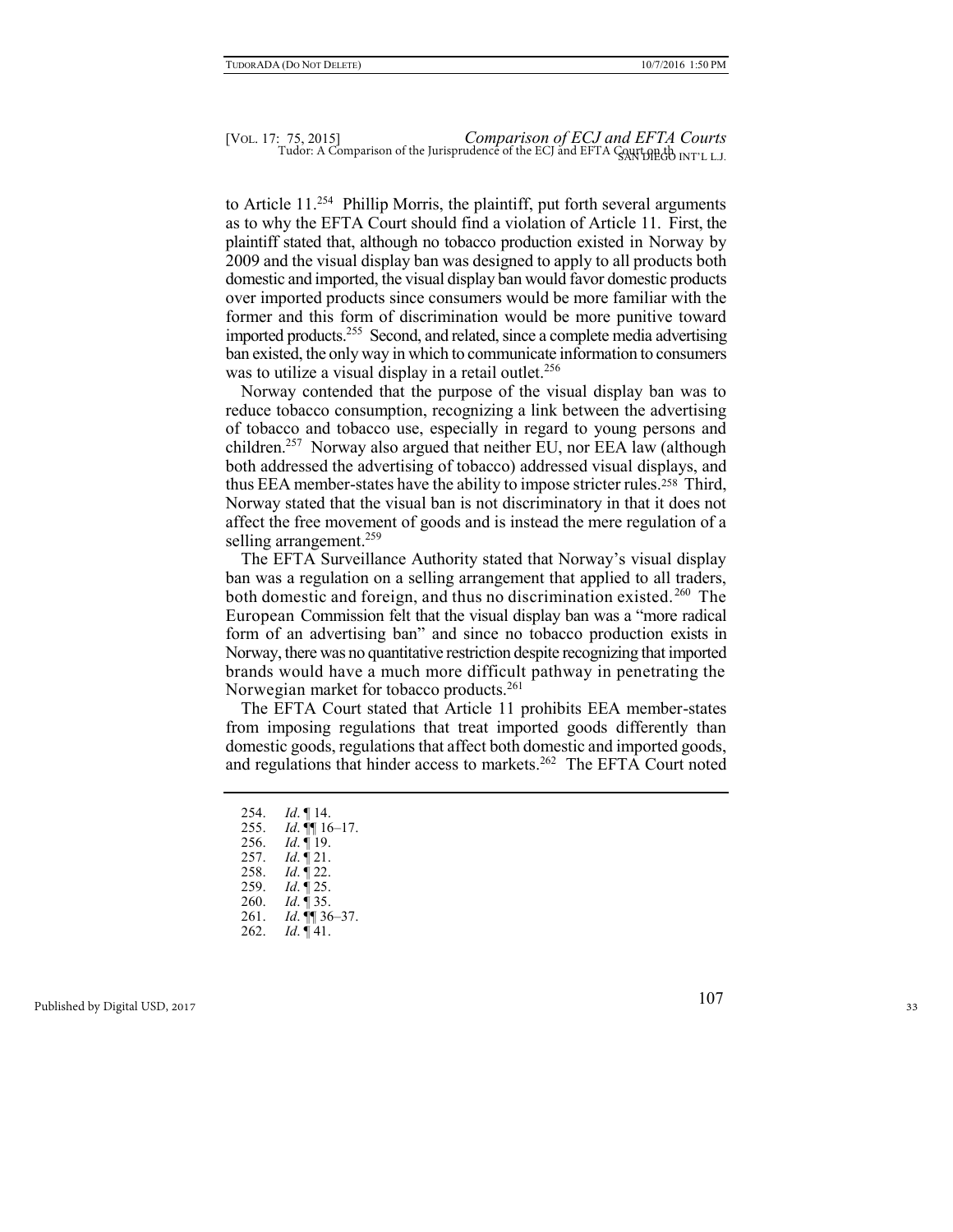to Article 11.[254] Phillip Morris, the plaintiff, put forth several arguments as to why the EFTA Court should find a violation of Article 11. First, the plaintiff stated that, although no tobacco production existed in Norway by 2009 and the visual display ban was designed to apply to all products both domestic and imported, the visual display ban would favor domestic products over imported products since consumers would be more familiar with the former and this form of discrimination would be more punitive toward imported products.[255] Second, and related, since a complete media advertising ban existed, the only way in which to communicate information to consumers was to utilize a visual display in a retail outlet.[256]

Norway contended that the purpose of the visual display ban was to reduce tobacco consumption, recognizing a link between the advertising of tobacco and tobacco use, especially in regard to young persons and children.[257] Norway also argued that neither EU, nor EEA law (although both addressed the advertising of tobacco) addressed visual displays, and thus EEA member-states have the ability to impose stricter rules.[258] Third, Norway stated that the visual ban is not discriminatory in that it does not affect the free movement of goods and is instead the mere regulation of a selling arrangement.[259]

The EFTA Surveillance Authority stated that Norway's visual display ban was a regulation on a selling arrangement that applied to all traders, both domestic and foreign, and thus no discrimination existed.[260] The European Commission felt that the visual display ban was a "more radical form of an advertising ban" and since no tobacco production exists in Norway, there was no quantitative restriction despite recognizing that imported brands would have a much more difficult pathway in penetrating the Norwegian market for tobacco products.[261]

The EFTA Court stated that Article 11 prohibits EEA member-states from imposing regulations that treat imported goods differently than domestic goods, regulations that affect both domestic and imported goods, and regulations that hinder access to markets.[262] The EFTA Court noted

---

254. *Id*. ¶ 14.
255. *Id*. ¶¶ 16–17.
256. *Id*. ¶ 19.
257. *Id*. ¶ 21.
258. *Id*. ¶ 22.
259. *Id*. ¶ 25.
260. *Id*. ¶ 35.
261. *Id*. ¶¶ 36–37.
262. *Id*. ¶ 41.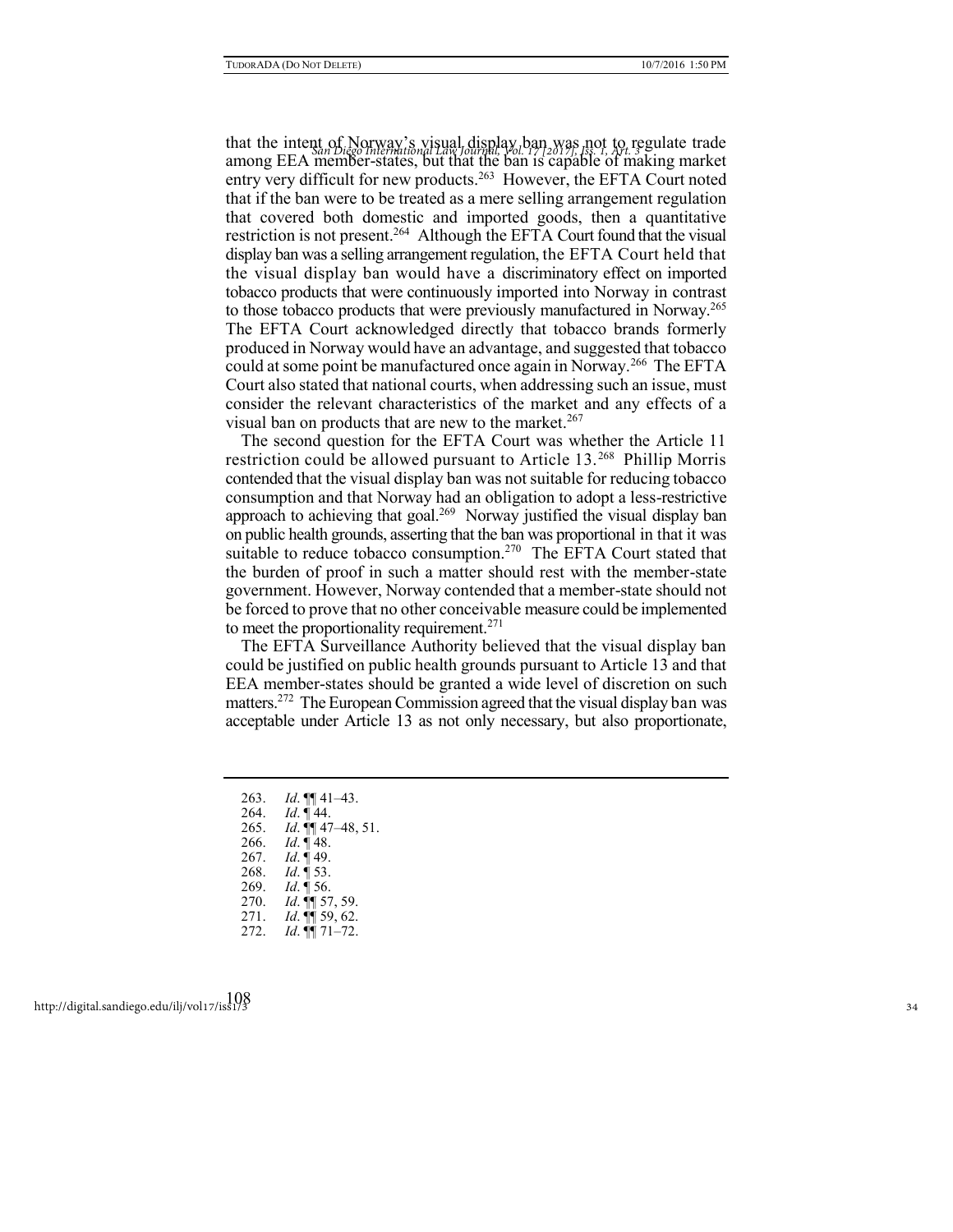that the intent of Norway's visual display ban was not to regulate trade among EEA member-states, but that the ban is capable of making market entry very difficult for new products.[263] However, the EFTA Court noted that if the ban were to be treated as a mere selling arrangement regulation that covered both domestic and imported goods, then a quantitative restriction is not present.[264] Although the EFTA Court found that the visual display ban was a selling arrangement regulation, the EFTA Court held that the visual display ban would have a discriminatory effect on imported tobacco products that were continuously imported into Norway in contrast to those tobacco products that were previously manufactured in Norway.[265] The EFTA Court acknowledged directly that tobacco brands formerly produced in Norway would have an advantage, and suggested that tobacco could at some point be manufactured once again in Norway.[266] The EFTA Court also stated that national courts, when addressing such an issue, must consider the relevant characteristics of the market and any effects of a visual ban on products that are new to the market.[267]

The second question for the EFTA Court was whether the Article 11 restriction could be allowed pursuant to Article 13.[268] Phillip Morris contended that the visual display ban was not suitable for reducing tobacco consumption and that Norway had an obligation to adopt a less-restrictive approach to achieving that goal.[269] Norway justified the visual display ban on public health grounds, asserting that the ban was proportional in that it was suitable to reduce tobacco consumption.[270] The EFTA Court stated that the burden of proof in such a matter should rest with the member-state government. However, Norway contended that a member-state should not be forced to prove that no other conceivable measure could be implemented to meet the proportionality requirement.[271]

The EFTA Surveillance Authority believed that the visual display ban could be justified on public health grounds pursuant to Article 13 and that EEA member-states should be granted a wide level of discretion on such matters.[272] The European Commission agreed that the visual display ban was acceptable under Article 13 as not only necessary, but also proportionate,

---

263. *Id*. ¶¶ 41–43.
264. *Id*. ¶ 44.
265. *Id*. ¶¶ 47–48, 51.
266. *Id*. ¶ 48.
267. *Id*. ¶ 49.
268. *Id*. ¶ 53.
269. *Id*. ¶ 56.
270. *Id*. ¶¶ 57, 59.
271. *Id*. ¶¶ 59, 62.
272. *Id*. ¶¶ 71–72.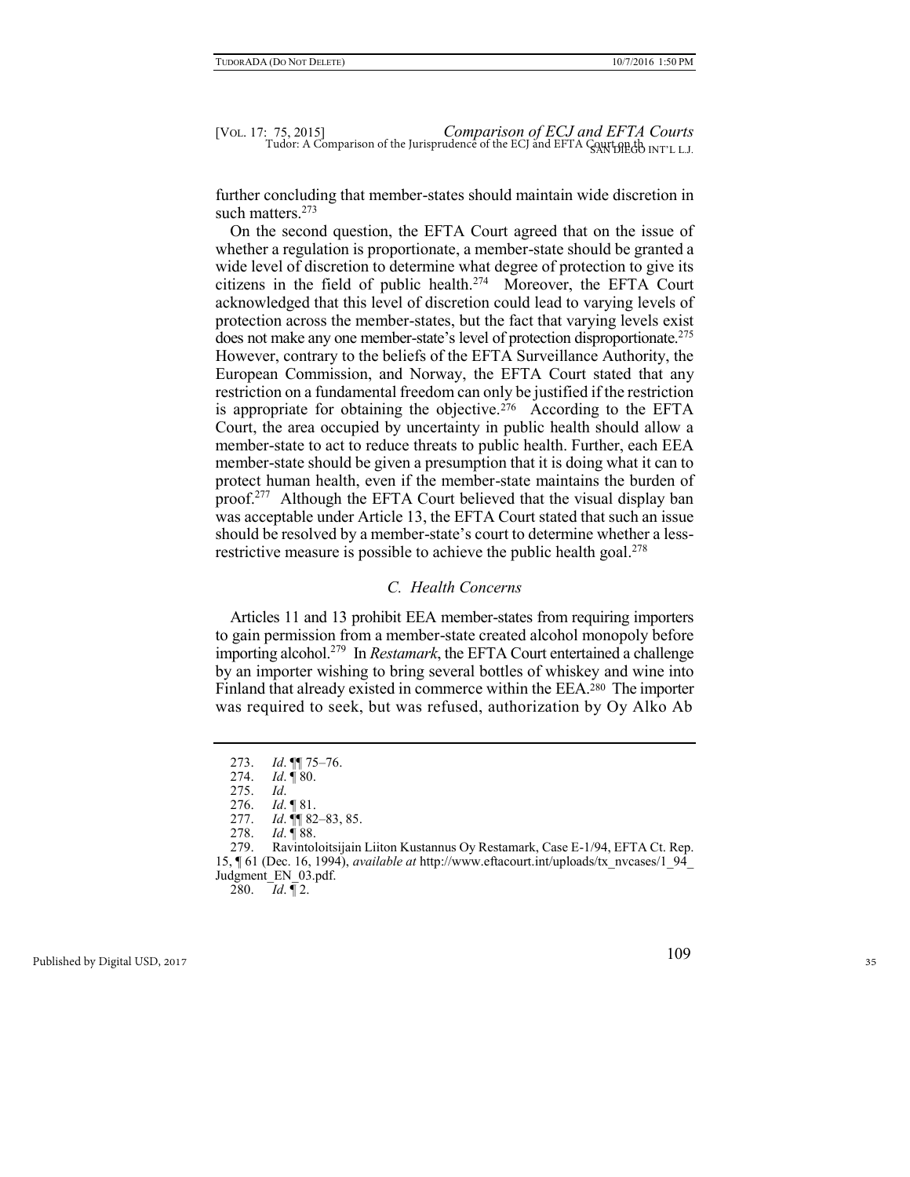further concluding that member-states should maintain wide discretion in such matters.[273]

On the second question, the EFTA Court agreed that on the issue of whether a regulation is proportionate, a member-state should be granted a wide level of discretion to determine what degree of protection to give its citizens in the field of public health.[274] Moreover, the EFTA Court acknowledged that this level of discretion could lead to varying levels of protection across the member-states, but the fact that varying levels exist does not make any one member-state's level of protection disproportionate.[275] However, contrary to the beliefs of the EFTA Surveillance Authority, the European Commission, and Norway, the EFTA Court stated that any restriction on a fundamental freedom can only be justified if the restriction is appropriate for obtaining the objective.[276] According to the EFTA Court, the area occupied by uncertainty in public health should allow a member-state to act to reduce threats to public health. Further, each EEA member-state should be given a presumption that it is doing what it can to protect human health, even if the member-state maintains the burden of proof.[277] Although the EFTA Court believed that the visual display ban was acceptable under Article 13, the EFTA Court stated that such an issue should be resolved by a member-state's court to determine whether a less-restrictive measure is possible to achieve the public health goal.[278]

### C. Health Concerns

Articles 11 and 13 prohibit EEA member-states from requiring importers to gain permission from a member-state created alcohol monopoly before importing alcohol.[279] In *Restamark*, the EFTA Court entertained a challenge by an importer wishing to bring several bottles of whiskey and wine into Finland that already existed in commerce within the EEA.[280] The importer was required to seek, but was refused, authorization by Oy Alko Ab

---

273. *Id*. ¶¶ 75–76.
274. *Id*. ¶ 80.
275. *Id*.
276. *Id*. ¶ 81.
277. *Id*. ¶¶ 82–83, 85.
278. *Id*. ¶ 88.
279. Ravintoloitsijain Liiton Kustannus Oy Restamark, Case E-1/94, EFTA Ct. Rep. 15, ¶ 61 (Dec. 16, 1994), *available at* http://www.eftacourt.int/uploads/tx_nvcases/1_94_Judgment_EN_03.pdf.
280. *Id*. ¶ 2.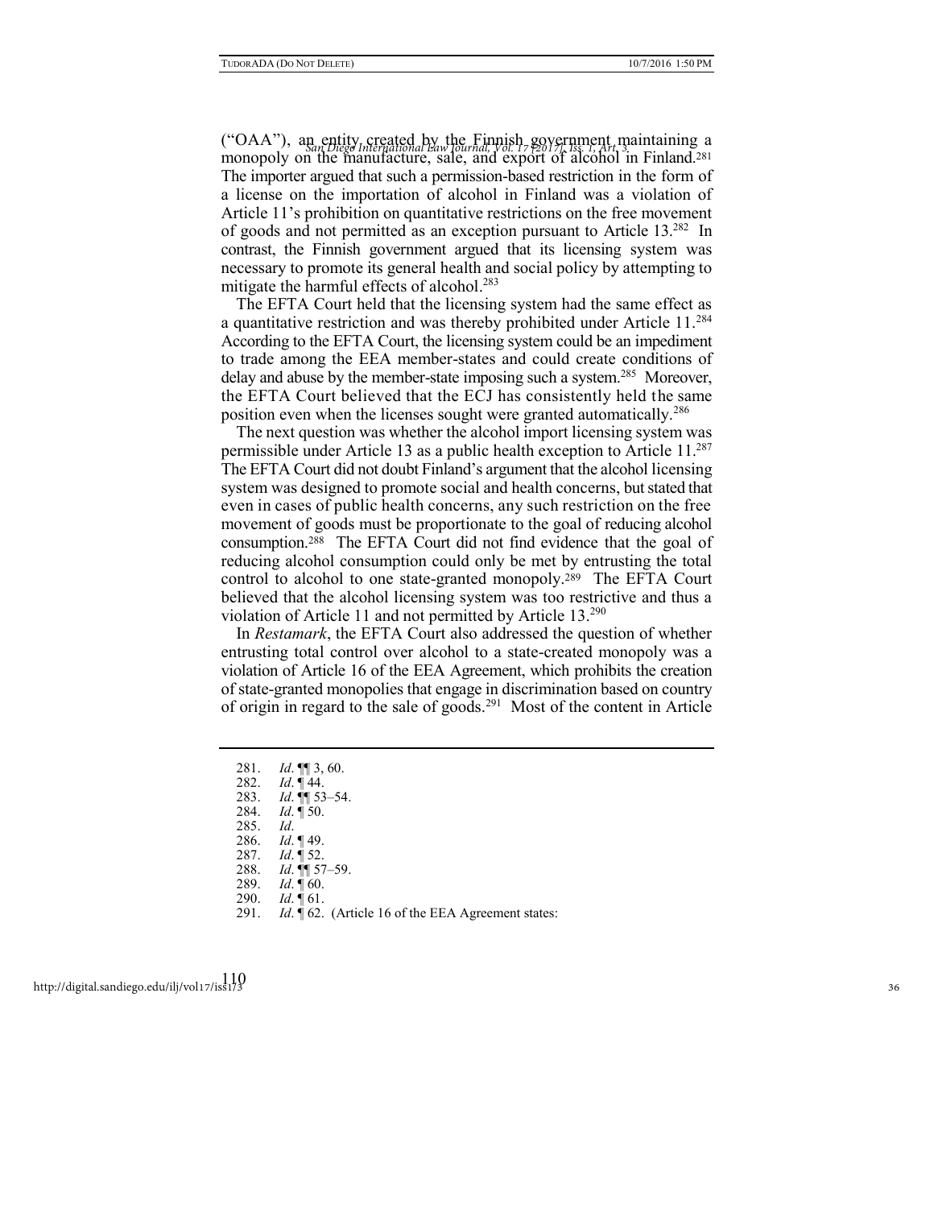("OAA"), an entity created by the Finnish government maintaining a monopoly on the manufacture, sale, and export of alcohol in Finland.[281] The importer argued that such a permission-based restriction in the form of a license on the importation of alcohol in Finland was a violation of Article 11's prohibition on quantitative restrictions on the free movement of goods and not permitted as an exception pursuant to Article 13.[282] In contrast, the Finnish government argued that its licensing system was necessary to promote its general health and social policy by attempting to mitigate the harmful effects of alcohol.[283]

The EFTA Court held that the licensing system had the same effect as a quantitative restriction and was thereby prohibited under Article 11.[284] According to the EFTA Court, the licensing system could be an impediment to trade among the EEA member-states and could create conditions of delay and abuse by the member-state imposing such a system.[285] Moreover, the EFTA Court believed that the ECJ has consistently held the same position even when the licenses sought were granted automatically.[286]

The next question was whether the alcohol import licensing system was permissible under Article 13 as a public health exception to Article 11.[287] The EFTA Court did not doubt Finland's argument that the alcohol licensing system was designed to promote social and health concerns, but stated that even in cases of public health concerns, any such restriction on the free movement of goods must be proportionate to the goal of reducing alcohol consumption.[288] The EFTA Court did not find evidence that the goal of reducing alcohol consumption could only be met by entrusting the total control to alcohol to one state-granted monopoly.[289] The EFTA Court believed that the alcohol licensing system was too restrictive and thus a violation of Article 11 and not permitted by Article 13.[290]

In *Restamark*, the EFTA Court also addressed the question of whether entrusting total control over alcohol to a state-created monopoly was a violation of Article 16 of the EEA Agreement, which prohibits the creation of state-granted monopolies that engage in discrimination based on country of origin in regard to the sale of goods.[291] Most of the content in Article

---

281. *Id*. ¶¶ 3, 60.
282. *Id*. ¶ 44.
283. *Id*. ¶¶ 53–54.
284. *Id*. ¶ 50.
285. *Id*.
286. *Id*. ¶ 49.
287. *Id*. ¶ 52.
288. *Id*. ¶¶ 57–59.
289. *Id*. ¶ 60.
290. *Id*. ¶ 61.
291. *Id*. ¶ 62. (Article 16 of the EEA Agreement states: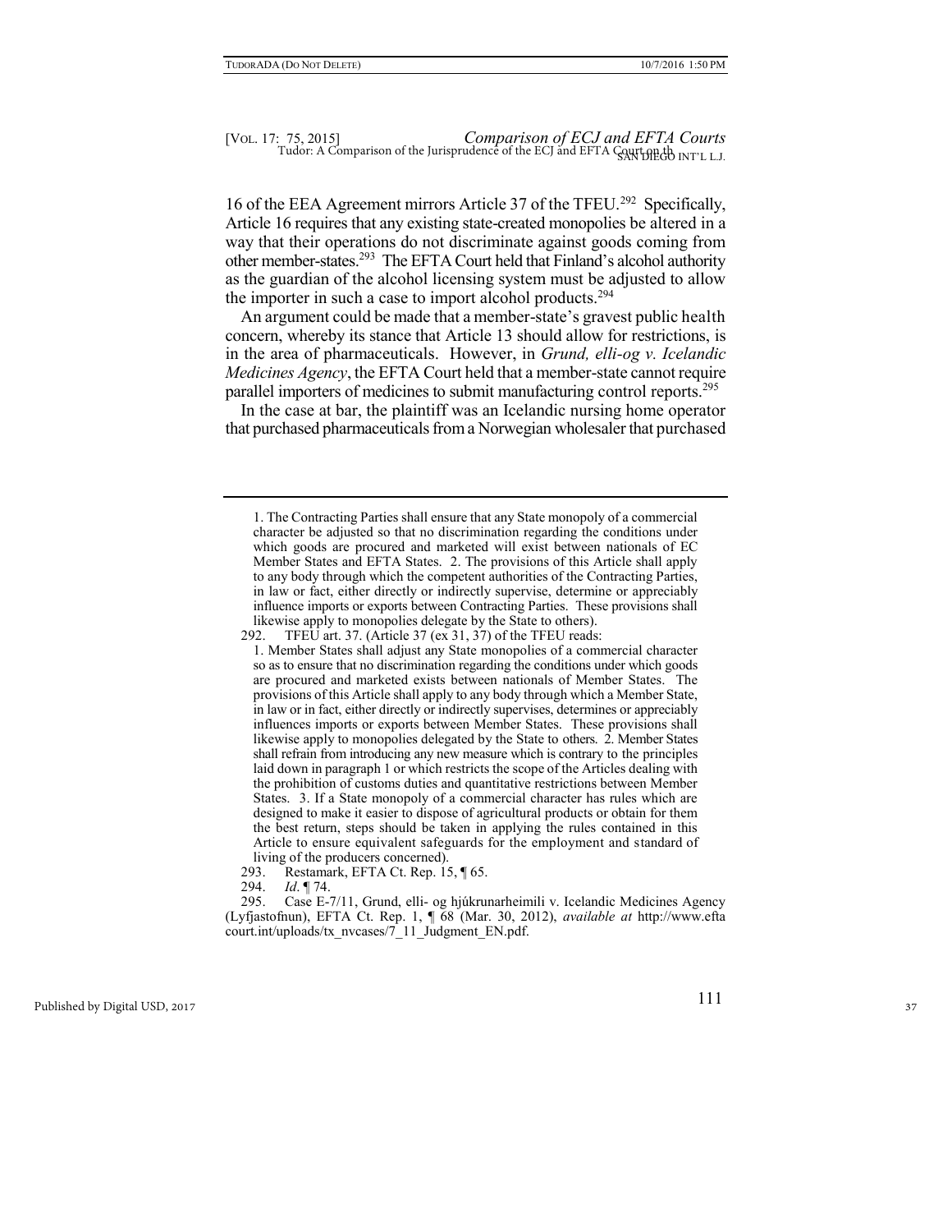16 of the EEA Agreement mirrors Article 37 of the TFEU.[292] Specifically, Article 16 requires that any existing state-created monopolies be altered in a way that their operations do not discriminate against goods coming from other member-states.[293] The EFTA Court held that Finland's alcohol authority as the guardian of the alcohol licensing system must be adjusted to allow the importer in such a case to import alcohol products.[294]

An argument could be made that a member-state's gravest public health concern, whereby its stance that Article 13 should allow for restrictions, is in the area of pharmaceuticals. However, in *Grund, elli-og v. Icelandic Medicines Agency*, the EFTA Court held that a member-state cannot require parallel importers of medicines to submit manufacturing control reports.[295]

In the case at bar, the plaintiff was an Icelandic nursing home operator that purchased pharmaceuticals from a Norwegian wholesaler that purchased

---

1. The Contracting Parties shall ensure that any State monopoly of a commercial character be adjusted so that no discrimination regarding the conditions under which goods are procured and marketed will exist between nationals of EC Member States and EFTA States. 2. The provisions of this Article shall apply to any body through which the competent authorities of the Contracting Parties, in law or fact, either directly or indirectly supervise, determine or appreciably influence imports or exports between Contracting Parties. These provisions shall likewise apply to monopolies delegate by the State to others).

292. TFEU art. 37. (Article 37 (ex 31, 37) of the TFEU reads:

1. Member States shall adjust any State monopolies of a commercial character so as to ensure that no discrimination regarding the conditions under which goods are procured and marketed exists between nationals of Member States. The provisions of this Article shall apply to any body through which a Member State, in law or in fact, either directly or indirectly supervises, determines or appreciably influences imports or exports between Member States. These provisions shall likewise apply to monopolies delegated by the State to others. 2. Member States shall refrain from introducing any new measure which is contrary to the principles laid down in paragraph 1 or which restricts the scope of the Articles dealing with the prohibition of customs duties and quantitative restrictions between Member States. 3. If a State monopoly of a commercial character has rules which are designed to make it easier to dispose of agricultural products or obtain for them the best return, steps should be taken in applying the rules contained in this Article to ensure equivalent safeguards for the employment and standard of living of the producers concerned).

293. Restamark, EFTA Ct. Rep. 15, ¶ 65.

294. *Id*. ¶ 74.

295. Case E-7/11, Grund, elli- og hjúkrunarheimili v. Icelandic Medicines Agency (Lyfjastofnun), EFTA Ct. Rep. 1, ¶ 68 (Mar. 30, 2012), *available at* http://www.eftacourt.int/uploads/tx_nvcases/7_11_Judgment_EN.pdf.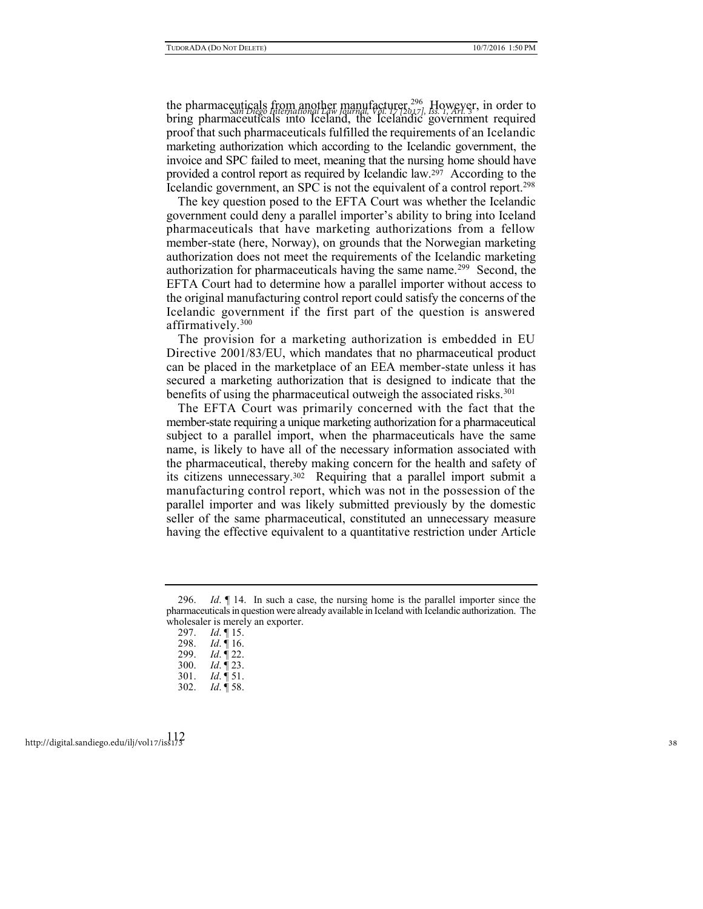the pharmaceuticals from another manufacturer.[296] However, in order to bring pharmaceuticals into Iceland, the Icelandic government required proof that such pharmaceuticals fulfilled the requirements of an Icelandic marketing authorization which according to the Icelandic government, the invoice and SPC failed to meet, meaning that the nursing home should have provided a control report as required by Icelandic law.[297] According to the Icelandic government, an SPC is not the equivalent of a control report.[298]

The key question posed to the EFTA Court was whether the Icelandic government could deny a parallel importer's ability to bring into Iceland pharmaceuticals that have marketing authorizations from a fellow member-state (here, Norway), on grounds that the Norwegian marketing authorization does not meet the requirements of the Icelandic marketing authorization for pharmaceuticals having the same name.[299] Second, the EFTA Court had to determine how a parallel importer without access to the original manufacturing control report could satisfy the concerns of the Icelandic government if the first part of the question is answered affirmatively.[300]

The provision for a marketing authorization is embedded in EU Directive 2001/83/EU, which mandates that no pharmaceutical product can be placed in the marketplace of an EEA member-state unless it has secured a marketing authorization that is designed to indicate that the benefits of using the pharmaceutical outweigh the associated risks.[301]

The EFTA Court was primarily concerned with the fact that the member-state requiring a unique marketing authorization for a pharmaceutical subject to a parallel import, when the pharmaceuticals have the same name, is likely to have all of the necessary information associated with the pharmaceutical, thereby making concern for the health and safety of its citizens unnecessary.[302] Requiring that a parallel import submit a manufacturing control report, which was not in the possession of the parallel importer and was likely submitted previously by the domestic seller of the same pharmaceutical, constituted an unnecessary measure having the effective equivalent to a quantitative restriction under Article

---

296. *Id*. ¶ 14. In such a case, the nursing home is the parallel importer since the pharmaceuticals in question were already available in Iceland with Icelandic authorization. The wholesaler is merely an exporter.

297. *Id*. ¶ 15.

298. *Id*. ¶ 16.

299. *Id*. ¶ 22.

300. *Id*. ¶ 23.

301. *Id*. ¶ 51.

302. *Id*. ¶ 58.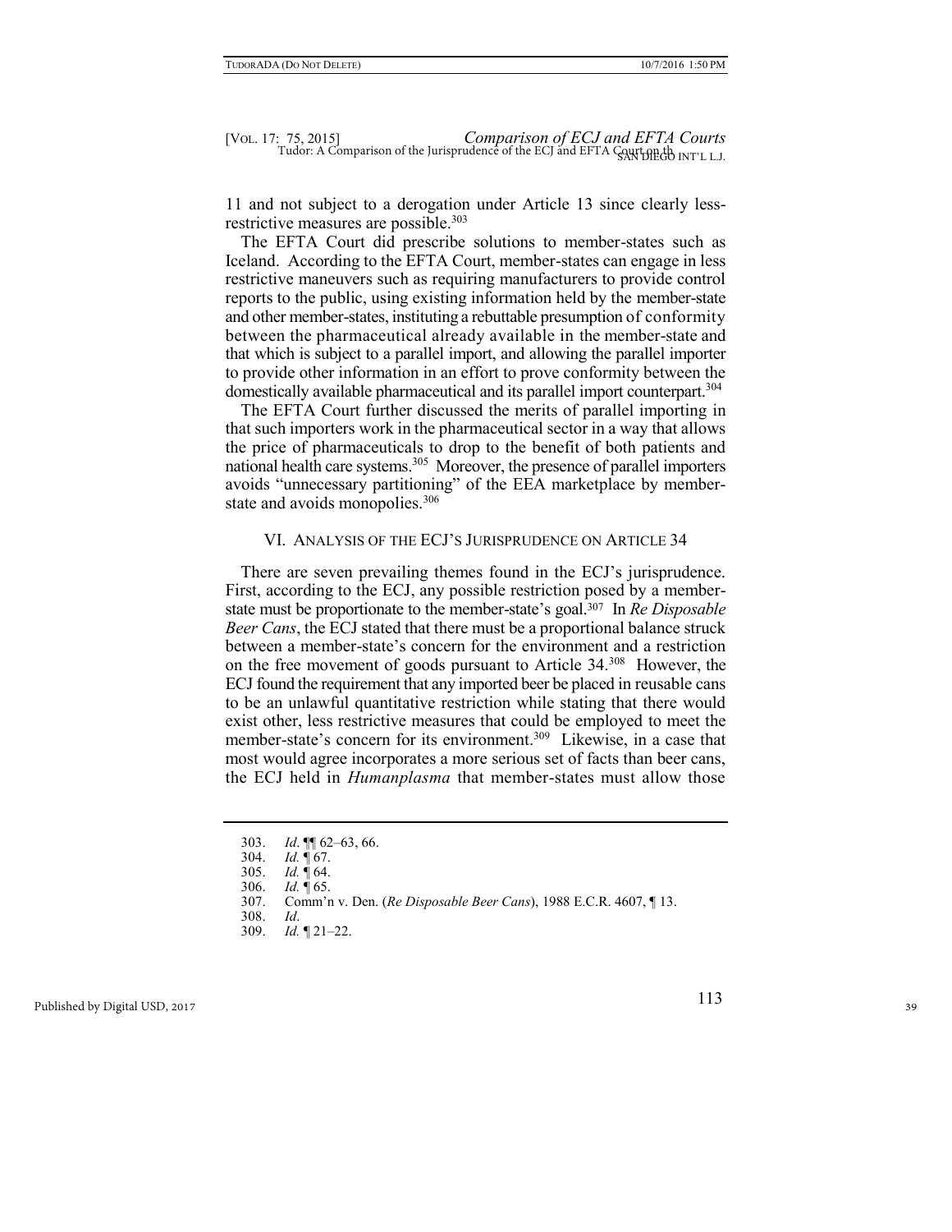11 and not subject to a derogation under Article 13 since clearly less-restrictive measures are possible.[303]

The EFTA Court did prescribe solutions to member-states such as Iceland. According to the EFTA Court, member-states can engage in less restrictive maneuvers such as requiring manufacturers to provide control reports to the public, using existing information held by the member-state and other member-states, instituting a rebuttable presumption of conformity between the pharmaceutical already available in the member-state and that which is subject to a parallel import, and allowing the parallel importer to provide other information in an effort to prove conformity between the domestically available pharmaceutical and its parallel import counterpart.[304]

The EFTA Court further discussed the merits of parallel importing in that such importers work in the pharmaceutical sector in a way that allows the price of pharmaceuticals to drop to the benefit of both patients and national health care systems.[305] Moreover, the presence of parallel importers avoids "unnecessary partitioning" of the EEA marketplace by member-state and avoids monopolies.[306]

## VI. Analysis of the ECJ's Jurisprudence on Article 34

There are seven prevailing themes found in the ECJ's jurisprudence. First, according to the ECJ, any possible restriction posed by a member-state must be proportionate to the member-state's goal.[307] In *Re Disposable Beer Cans*, the ECJ stated that there must be a proportional balance struck between a member-state's concern for the environment and a restriction on the free movement of goods pursuant to Article 34.[308] However, the ECJ found the requirement that any imported beer be placed in reusable cans to be an unlawful quantitative restriction while stating that there would exist other, less restrictive measures that could be employed to meet the member-state's concern for its environment.[309] Likewise, in a case that most would agree incorporates a more serious set of facts than beer cans, the ECJ held in *Humanplasma* that member-states must allow those

---

303. *Id*. ¶¶ 62–63, 66.
304. *Id.* ¶ 67.
305. *Id.* ¶ 64.
306. *Id.* ¶ 65.
307. Comm'n v. Den. (*Re Disposable Beer Cans*), 1988 E.C.R. 4607, ¶ 13.
308. *Id*.
309. *Id.* ¶ 21–22.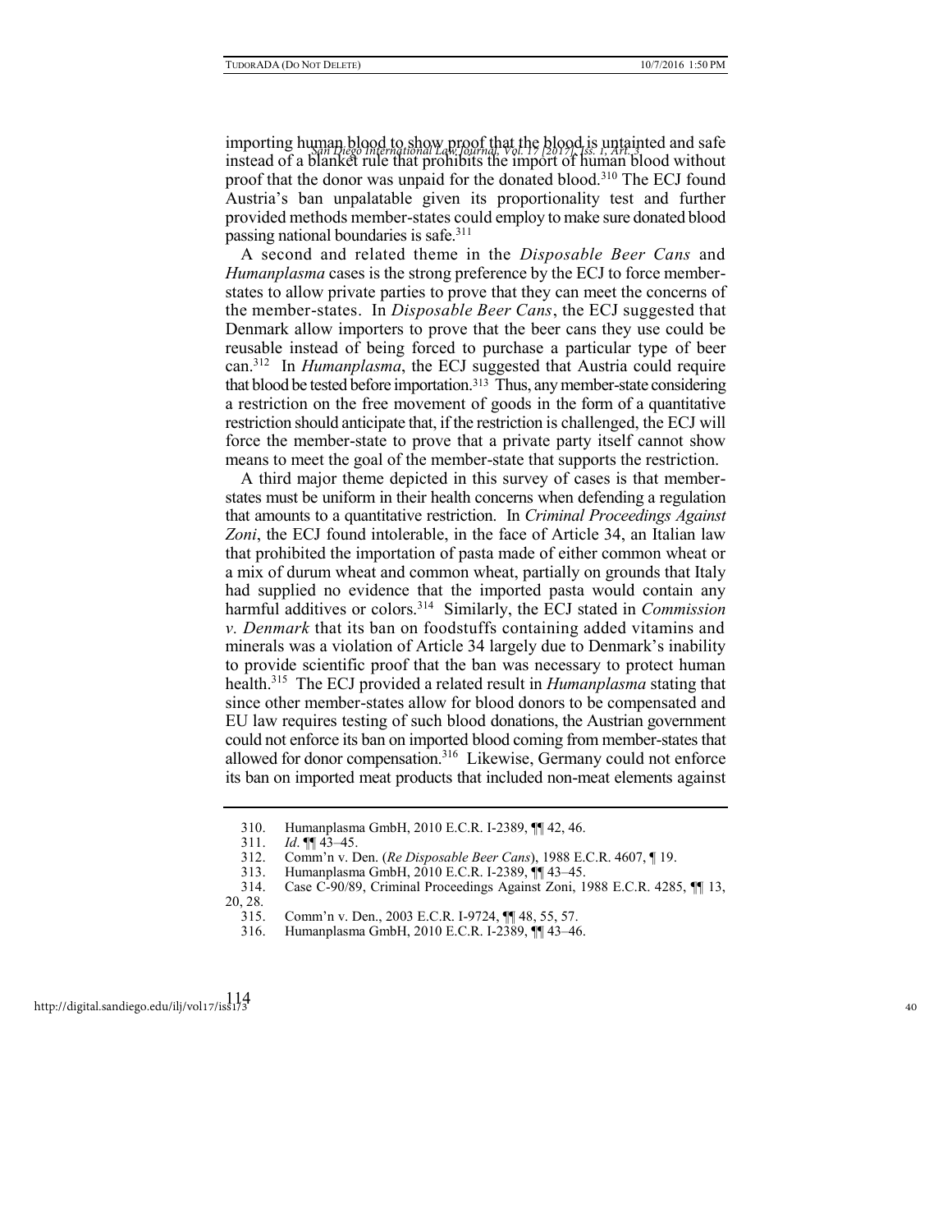importing human blood to show proof that the blood is untainted and safe instead of a blanket rule that prohibits the import of human blood without proof that the donor was unpaid for the donated blood.[310] The ECJ found Austria's ban unpalatable given its proportionality test and further provided methods member-states could employ to make sure donated blood passing national boundaries is safe.[311]

A second and related theme in the *Disposable Beer Cans* and *Humanplasma* cases is the strong preference by the ECJ to force member-states to allow private parties to prove that they can meet the concerns of the member-states. In *Disposable Beer Cans*, the ECJ suggested that Denmark allow importers to prove that the beer cans they use could be reusable instead of being forced to purchase a particular type of beer can.[312] In *Humanplasma*, the ECJ suggested that Austria could require that blood be tested before importation.[313] Thus, any member-state considering a restriction on the free movement of goods in the form of a quantitative restriction should anticipate that, if the restriction is challenged, the ECJ will force the member-state to prove that a private party itself cannot show means to meet the goal of the member-state that supports the restriction.

A third major theme depicted in this survey of cases is that member-states must be uniform in their health concerns when defending a regulation that amounts to a quantitative restriction. In *Criminal Proceedings Against Zoni*, the ECJ found intolerable, in the face of Article 34, an Italian law that prohibited the importation of pasta made of either common wheat or a mix of durum wheat and common wheat, partially on grounds that Italy had supplied no evidence that the imported pasta would contain any harmful additives or colors.[314] Similarly, the ECJ stated in *Commission v. Denmark* that its ban on foodstuffs containing added vitamins and minerals was a violation of Article 34 largely due to Denmark's inability to provide scientific proof that the ban was necessary to protect human health.[315] The ECJ provided a related result in *Humanplasma* stating that since other member-states allow for blood donors to be compensated and EU law requires testing of such blood donations, the Austrian government could not enforce its ban on imported blood coming from member-states that allowed for donor compensation.[316] Likewise, Germany could not enforce its ban on imported meat products that included non-meat elements against

---

310. Humanplasma GmbH, 2010 E.C.R. I-2389, ¶¶ 42, 46.

311. *Id.* ¶¶ 43–45.

312. Comm'n v. Den. (*Re Disposable Beer Cans*), 1988 E.C.R. 4607, ¶ 19.

313. Humanplasma GmbH, 2010 E.C.R. I-2389, ¶¶ 43–45.

314. Case C-90/89, Criminal Proceedings Against Zoni, 1988 E.C.R. 4285, ¶¶ 13, 20, 28.

315. Comm'n v. Den., 2003 E.C.R. I-9724, ¶¶ 48, 55, 57.

316. Humanplasma GmbH, 2010 E.C.R. I-2389, ¶¶ 43–46.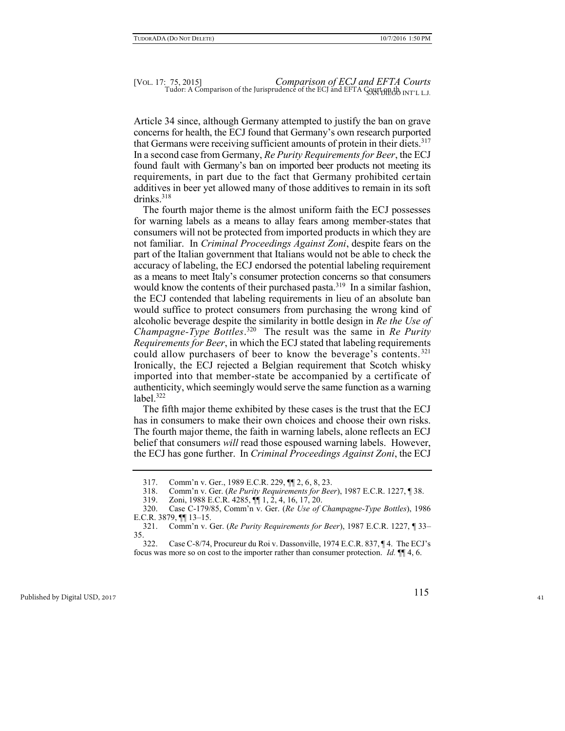Article 34 since, although Germany attempted to justify the ban on grave concerns for health, the ECJ found that Germany's own research purported that Germans were receiving sufficient amounts of protein in their diets.[317] In a second case from Germany, *Re Purity Requirements for Beer*, the ECJ found fault with Germany's ban on imported beer products not meeting its requirements, in part due to the fact that Germany prohibited certain additives in beer yet allowed many of those additives to remain in its soft drinks.[318]

The fourth major theme is the almost uniform faith the ECJ possesses for warning labels as a means to allay fears among member-states that consumers will not be protected from imported products in which they are not familiar. In *Criminal Proceedings Against Zoni*, despite fears on the part of the Italian government that Italians would not be able to check the accuracy of labeling, the ECJ endorsed the potential labeling requirement as a means to meet Italy's consumer protection concerns so that consumers would know the contents of their purchased pasta.[319] In a similar fashion, the ECJ contended that labeling requirements in lieu of an absolute ban would suffice to protect consumers from purchasing the wrong kind of alcoholic beverage despite the similarity in bottle design in *Re the Use of Champagne-Type Bottles*.[320] The result was the same in *Re Purity Requirements for Beer*, in which the ECJ stated that labeling requirements could allow purchasers of beer to know the beverage's contents.[321] Ironically, the ECJ rejected a Belgian requirement that Scotch whisky imported into that member-state be accompanied by a certificate of authenticity, which seemingly would serve the same function as a warning label.[322]

The fifth major theme exhibited by these cases is the trust that the ECJ has in consumers to make their own choices and choose their own risks. The fourth major theme, the faith in warning labels, alone reflects an ECJ belief that consumers *will* read those espoused warning labels. However, the ECJ has gone further. In *Criminal Proceedings Against Zoni*, the ECJ

---

317. Comm'n v. Ger., 1989 E.C.R. 229, ¶¶ 2, 6, 8, 23.

318. Comm'n v. Ger. (*Re Purity Requirements for Beer*), 1987 E.C.R. 1227, ¶ 38.

319. Zoni, 1988 E.C.R. 4285, ¶¶ 1, 2, 4, 16, 17, 20.

320. Case C-179/85, Comm'n v. Ger. (*Re Use of Champagne-Type Bottles*), 1986 E.C.R. 3879, ¶¶ 13–15.

321. Comm'n v. Ger. (*Re Purity Requirements for Beer*), 1987 E.C.R. 1227, ¶ 33–35.

322. Case C-8/74, Procureur du Roi v. Dassonville, 1974 E.C.R. 837, ¶ 4. The ECJ's focus was more so on cost to the importer rather than consumer protection. *Id.* ¶¶ 4, 6.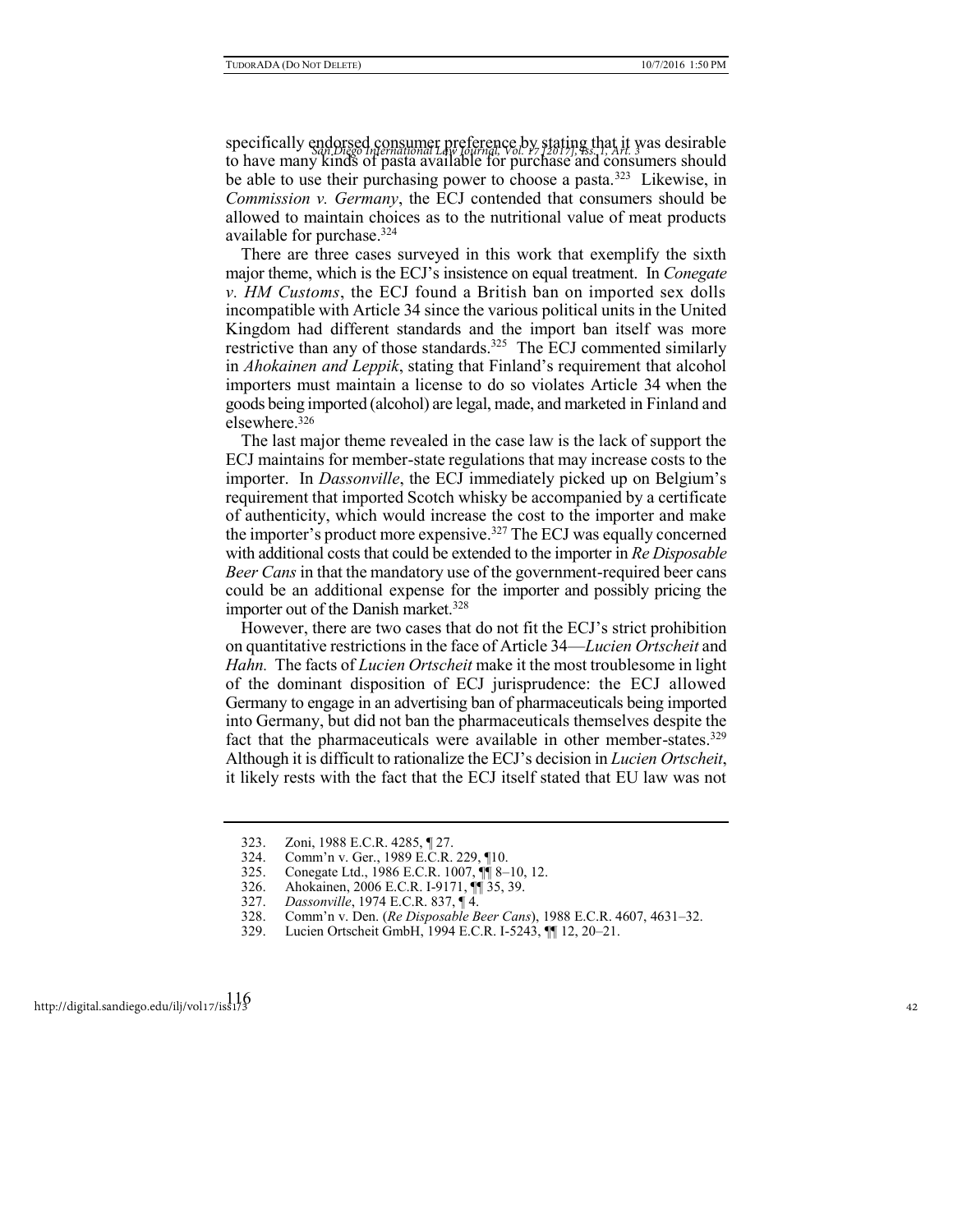specifically endorsed consumer preference by stating that it was desirable to have many kinds of pasta available for purchase and consumers should be able to use their purchasing power to choose a pasta.[323] Likewise, in *Commission v. Germany*, the ECJ contended that consumers should be allowed to maintain choices as to the nutritional value of meat products available for purchase.[324]

There are three cases surveyed in this work that exemplify the sixth major theme, which is the ECJ's insistence on equal treatment. In *Conegate v. HM Customs*, the ECJ found a British ban on imported sex dolls incompatible with Article 34 since the various political units in the United Kingdom had different standards and the import ban itself was more restrictive than any of those standards.[325] The ECJ commented similarly in *Ahokainen and Leppik*, stating that Finland's requirement that alcohol importers must maintain a license to do so violates Article 34 when the goods being imported (alcohol) are legal, made, and marketed in Finland and elsewhere.[326]

The last major theme revealed in the case law is the lack of support the ECJ maintains for member-state regulations that may increase costs to the importer. In *Dassonville*, the ECJ immediately picked up on Belgium's requirement that imported Scotch whisky be accompanied by a certificate of authenticity, which would increase the cost to the importer and make the importer's product more expensive.[327] The ECJ was equally concerned with additional costs that could be extended to the importer in *Re Disposable Beer Cans* in that the mandatory use of the government-required beer cans could be an additional expense for the importer and possibly pricing the importer out of the Danish market.[328]

However, there are two cases that do not fit the ECJ's strict prohibition on quantitative restrictions in the face of Article 34—*Lucien Ortscheit* and *Hahn.* The facts of *Lucien Ortscheit* make it the most troublesome in light of the dominant disposition of ECJ jurisprudence: the ECJ allowed Germany to engage in an advertising ban of pharmaceuticals being imported into Germany, but did not ban the pharmaceuticals themselves despite the fact that the pharmaceuticals were available in other member-states.[329] Although it is difficult to rationalize the ECJ's decision in *Lucien Ortscheit*, it likely rests with the fact that the ECJ itself stated that EU law was not

---

323. Zoni, 1988 E.C.R. 4285, ¶ 27.
324. Comm'n v. Ger., 1989 E.C.R. 229, ¶10.
325. Conegate Ltd., 1986 E.C.R. 1007, ¶¶ 8–10, 12.
326. Ahokainen, 2006 E.C.R. I-9171, ¶¶ 35, 39.
327. *Dassonville*, 1974 E.C.R. 837, ¶ 4.
328. Comm'n v. Den. (*Re Disposable Beer Cans*), 1988 E.C.R. 4607, 4631–32.
329. Lucien Ortscheit GmbH, 1994 E.C.R. I-5243, ¶¶ 12, 20–21.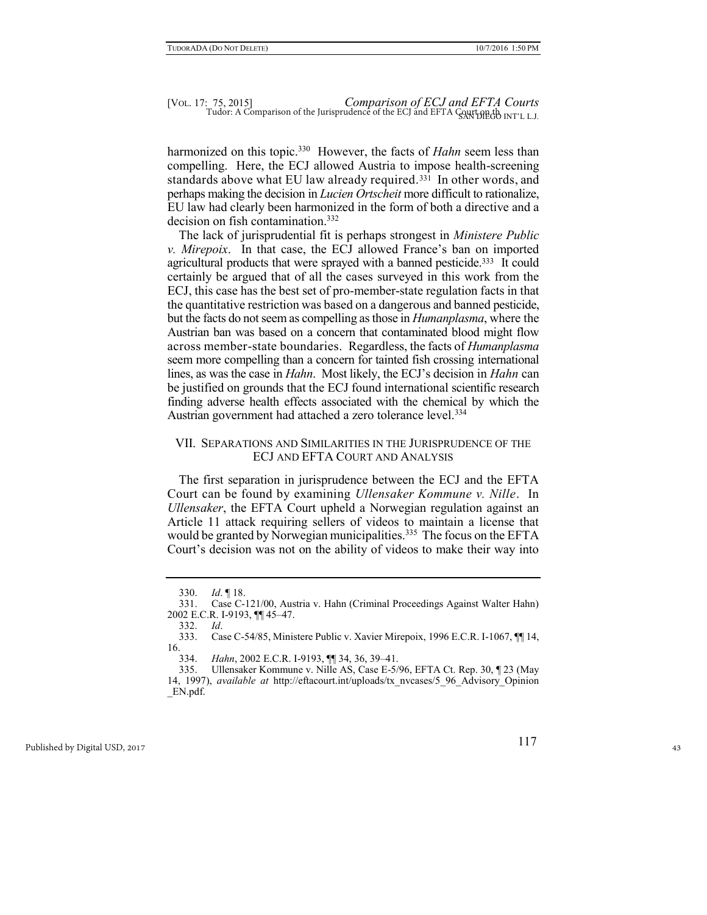harmonized on this topic.[330] However, the facts of *Hahn* seem less than compelling. Here, the ECJ allowed Austria to impose health-screening standards above what EU law already required.[331] In other words, and perhaps making the decision in *Lucien Ortscheit* more difficult to rationalize, EU law had clearly been harmonized in the form of both a directive and a decision on fish contamination.[332]

The lack of jurisprudential fit is perhaps strongest in *Ministere Public v. Mirepoix*. In that case, the ECJ allowed France's ban on imported agricultural products that were sprayed with a banned pesticide.[333] It could certainly be argued that of all the cases surveyed in this work from the ECJ, this case has the best set of pro-member-state regulation facts in that the quantitative restriction was based on a dangerous and banned pesticide, but the facts do not seem as compelling as those in *Humanplasma*, where the Austrian ban was based on a concern that contaminated blood might flow across member-state boundaries. Regardless, the facts of *Humanplasma* seem more compelling than a concern for tainted fish crossing international lines, as was the case in *Hahn*. Most likely, the ECJ's decision in *Hahn* can be justified on grounds that the ECJ found international scientific research finding adverse health effects associated with the chemical by which the Austrian government had attached a zero tolerance level.[334]

## VII. Separations and Similarities in the Jurisprudence of the ECJ and EFTA Court and Analysis

The first separation in jurisprudence between the ECJ and the EFTA Court can be found by examining *Ullensaker Kommune v. Nille*. In *Ullensaker*, the EFTA Court upheld a Norwegian regulation against an Article 11 attack requiring sellers of videos to maintain a license that would be granted by Norwegian municipalities.[335] The focus on the EFTA Court's decision was not on the ability of videos to make their way into

---

330. *Id*. ¶ 18.

331. Case C-121/00, Austria v. Hahn (Criminal Proceedings Against Walter Hahn) 2002 E.C.R. I-9193, ¶¶ 45–47.

332. *Id*.

333. Case C-54/85, Ministere Public v. Xavier Mirepoix, 1996 E.C.R. I-1067, ¶¶ 14, 16.

334. *Hahn*, 2002 E.C.R. I-9193, ¶¶ 34, 36, 39–41.

335. Ullensaker Kommune v. Nille AS, Case E-5/96, EFTA Ct. Rep. 30, ¶ 23 (May 14, 1997), *available at* http://eftacourt.int/uploads/tx_nvcases/5_96_Advisory_Opinion_EN.pdf.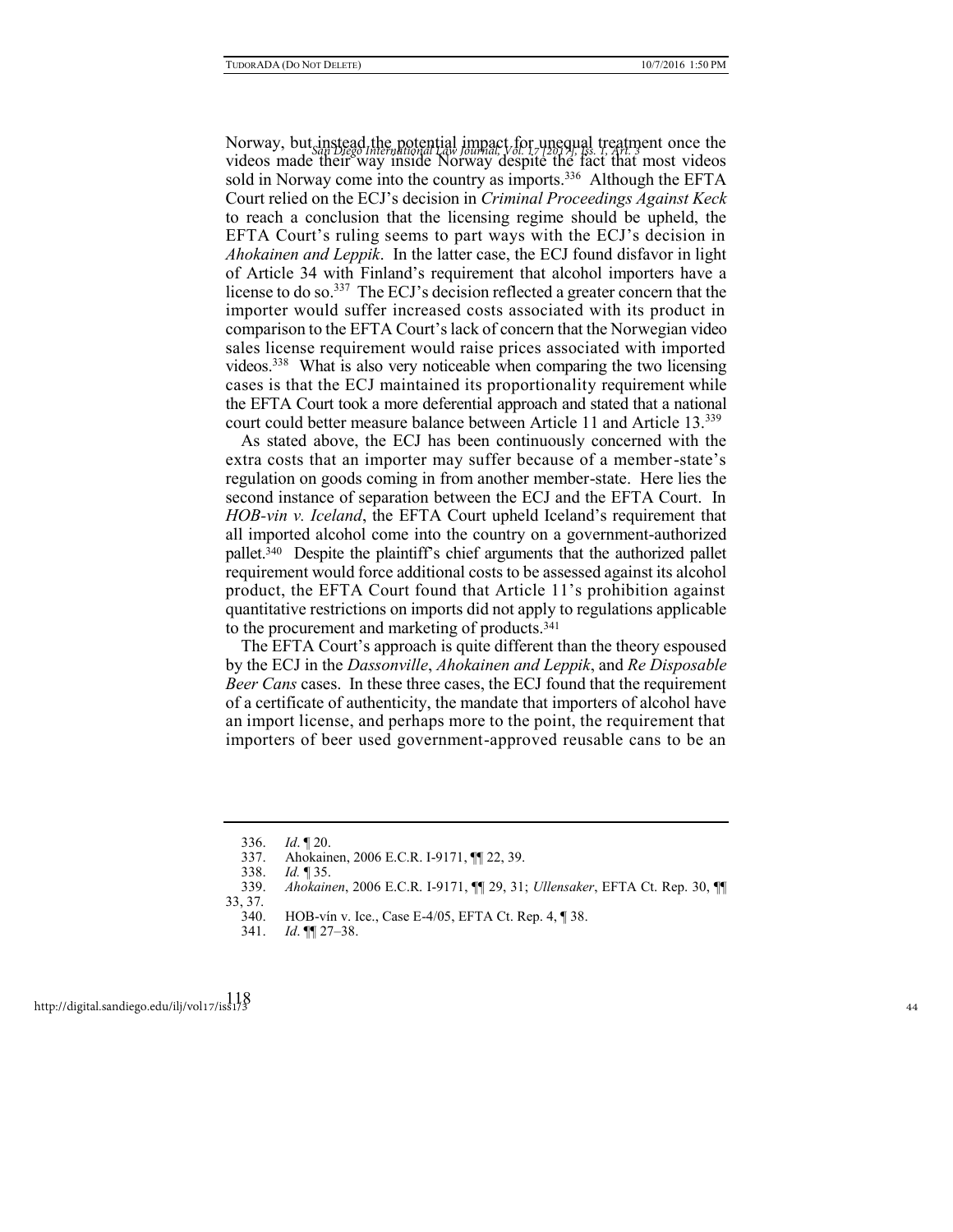Norway, but instead the potential impact for unequal treatment once the videos made their way inside Norway despite the fact that most videos sold in Norway come into the country as imports.[336] Although the EFTA Court relied on the ECJ's decision in *Criminal Proceedings Against Keck* to reach a conclusion that the licensing regime should be upheld, the EFTA Court's ruling seems to part ways with the ECJ's decision in *Ahokainen and Leppik*. In the latter case, the ECJ found disfavor in light of Article 34 with Finland's requirement that alcohol importers have a license to do so.[337] The ECJ's decision reflected a greater concern that the importer would suffer increased costs associated with its product in comparison to the EFTA Court's lack of concern that the Norwegian video sales license requirement would raise prices associated with imported videos.[338] What is also very noticeable when comparing the two licensing cases is that the ECJ maintained its proportionality requirement while the EFTA Court took a more deferential approach and stated that a national court could better measure balance between Article 11 and Article 13.[339]

As stated above, the ECJ has been continuously concerned with the extra costs that an importer may suffer because of a member-state's regulation on goods coming in from another member-state. Here lies the second instance of separation between the ECJ and the EFTA Court. In *HOB-vin v. Iceland*, the EFTA Court upheld Iceland's requirement that all imported alcohol come into the country on a government-authorized pallet.[340] Despite the plaintiff's chief arguments that the authorized pallet requirement would force additional costs to be assessed against its alcohol product, the EFTA Court found that Article 11's prohibition against quantitative restrictions on imports did not apply to regulations applicable to the procurement and marketing of products.[341]

The EFTA Court's approach is quite different than the theory espoused by the ECJ in the *Dassonville*, *Ahokainen and Leppik*, and *Re Disposable Beer Cans* cases. In these three cases, the ECJ found that the requirement of a certificate of authenticity, the mandate that importers of alcohol have an import license, and perhaps more to the point, the requirement that importers of beer used government-approved reusable cans to be an

---

336. *Id*. ¶ 20.

337. Ahokainen, 2006 E.C.R. I-9171, ¶¶ 22, 39.

338. *Id.* ¶ 35.

339. *Ahokainen*, 2006 E.C.R. I-9171, ¶¶ 29, 31; *Ullensaker*, EFTA Ct. Rep. 30, ¶¶ 33, 37.

340. HOB-vín v. Ice., Case E-4/05, EFTA Ct. Rep. 4, ¶ 38.

341. *Id*. ¶¶ 27–38.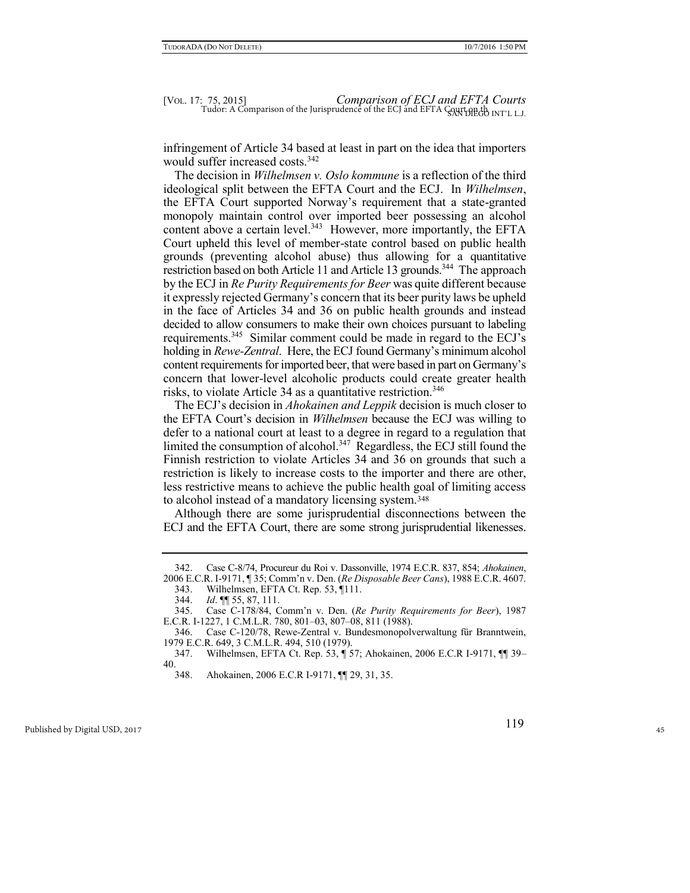infringement of Article 34 based at least in part on the idea that importers would suffer increased costs.[342]

The decision in *Wilhelmsen v. Oslo kommune* is a reflection of the third ideological split between the EFTA Court and the ECJ. In *Wilhelmsen*, the EFTA Court supported Norway's requirement that a state-granted monopoly maintain control over imported beer possessing an alcohol content above a certain level.[343] However, more importantly, the EFTA Court upheld this level of member-state control based on public health grounds (preventing alcohol abuse) thus allowing for a quantitative restriction based on both Article 11 and Article 13 grounds.[344] The approach by the ECJ in *Re Purity Requirements for Beer* was quite different because it expressly rejected Germany's concern that its beer purity laws be upheld in the face of Articles 34 and 36 on public health grounds and instead decided to allow consumers to make their own choices pursuant to labeling requirements.[345] Similar comment could be made in regard to the ECJ's holding in *Rewe-Zentral*. Here, the ECJ found Germany's minimum alcohol content requirements for imported beer, that were based in part on Germany's concern that lower-level alcoholic products could create greater health risks, to violate Article 34 as a quantitative restriction.[346]

The ECJ's decision in *Ahokainen and Leppik* decision is much closer to the EFTA Court's decision in *Wilhelmsen* because the ECJ was willing to defer to a national court at least to a degree in regard to a regulation that limited the consumption of alcohol.[347] Regardless, the ECJ still found the Finnish restriction to violate Articles 34 and 36 on grounds that such a restriction is likely to increase costs to the importer and there are other, less restrictive means to achieve the public health goal of limiting access to alcohol instead of a mandatory licensing system.[348]

Although there are some jurisprudential disconnections between the ECJ and the EFTA Court, there are some strong jurisprudential likenesses.

---

342. Case C-8/74, Procureur du Roi v. Dassonville, 1974 E.C.R. 837, 854; *Ahokainen*, 2006 E.C.R. I-9171, ¶ 35; Comm'n v. Den. (*Re Disposable Beer Cans*), 1988 E.C.R. 4607.

343. Wilhelmsen, EFTA Ct. Rep. 53, ¶111.

344. *Id*. ¶¶ 55, 87, 111.

345. Case C-178/84, Comm'n v. Den. (*Re Purity Requirements for Beer*), 1987 E.C.R. I-1227, 1 C.M.L.R. 780, 801–03, 807–08, 811 (1988).

346. Case C-120/78, Rewe-Zentral v. Bundesmonopolverwaltung für Branntwein, 1979 E.C.R. 649, 3 C.M.L.R. 494, 510 (1979).

347. Wilhelmsen, EFTA Ct. Rep. 53, ¶ 57; Ahokainen, 2006 E.C.R I-9171, ¶¶ 39–40.

348. Ahokainen, 2006 E.C.R I-9171, ¶¶ 29, 31, 35.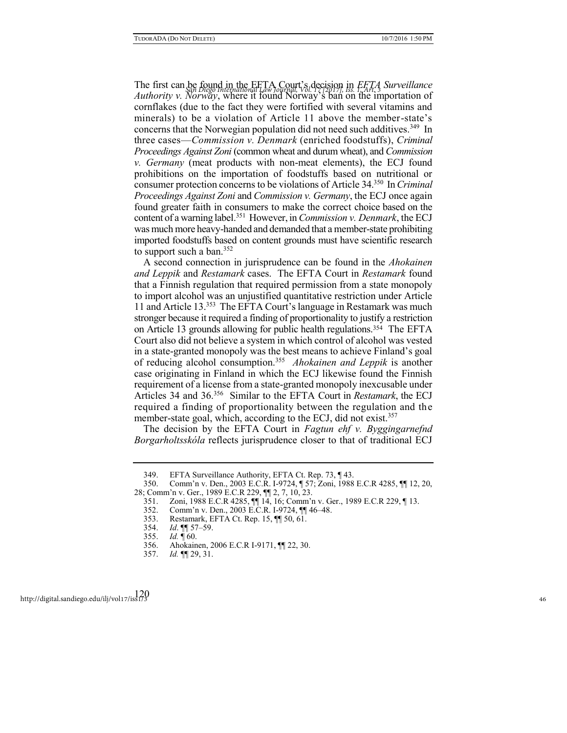The first can be found in the EFTA Court's decision in *EFTA Surveillance Authority v. Norway*, where it found Norway's ban on the importation of cornflakes (due to the fact they were fortified with several vitamins and minerals) to be a violation of Article 11 above the member-state's concerns that the Norwegian population did not need such additives.[349] In three cases—*Commission v. Denmark* (enriched foodstuffs), *Criminal Proceedings Against Zoni* (common wheat and durum wheat), and *Commission v. Germany* (meat products with non-meat elements), the ECJ found prohibitions on the importation of foodstuffs based on nutritional or consumer protection concerns to be violations of Article 34.[350] In *Criminal Proceedings Against Zoni* and *Commission v. Germany*, the ECJ once again found greater faith in consumers to make the correct choice based on the content of a warning label.[351] However, in *Commission v. Denmark*, the ECJ was much more heavy-handed and demanded that a member-state prohibiting imported foodstuffs based on content grounds must have scientific research to support such a ban.[352]

A second connection in jurisprudence can be found in the *Ahokainen and Leppik* and *Restamark* cases. The EFTA Court in *Restamark* found that a Finnish regulation that required permission from a state monopoly to import alcohol was an unjustified quantitative restriction under Article 11 and Article 13.[353] The EFTA Court's language in Restamark was much stronger because it required a finding of proportionality to justify a restriction on Article 13 grounds allowing for public health regulations.[354] The EFTA Court also did not believe a system in which control of alcohol was vested in a state-granted monopoly was the best means to achieve Finland's goal of reducing alcohol consumption.[355] *Ahokainen and Leppik* is another case originating in Finland in which the ECJ likewise found the Finnish requirement of a license from a state-granted monopoly inexcusable under Articles 34 and 36.[356] Similar to the EFTA Court in *Restamark*, the ECJ required a finding of proportionality between the regulation and the member-state goal, which, according to the ECJ, did not exist.[357]

The decision by the EFTA Court in *Fagtun ehf v. Byggingarnefnd Borgarholtsskóla* reflects jurisprudence closer to that of traditional ECJ

---

349. EFTA Surveillance Authority, EFTA Ct. Rep. 73, ¶ 43.

350. Comm'n v. Den., 2003 E.C.R. I-9724, ¶ 57; Zoni, 1988 E.C.R 4285, ¶¶ 12, 20, 28; Comm'n v. Ger., 1989 E.C.R 229, ¶¶ 2, 7, 10, 23.

351. Zoni, 1988 E.C.R 4285, ¶¶ 14, 16; Comm'n v. Ger., 1989 E.C.R 229, ¶ 13.

352. Comm'n v. Den., 2003 E.C.R. I-9724, ¶¶ 46–48.

353. Restamark, EFTA Ct. Rep. 15, ¶¶ 50, 61.

354. *Id*. ¶¶ 57–59.

355. *Id.* ¶ 60.

356. Ahokainen, 2006 E.C.R I-9171, ¶¶ 22, 30.

357. *Id.* ¶¶ 29, 31.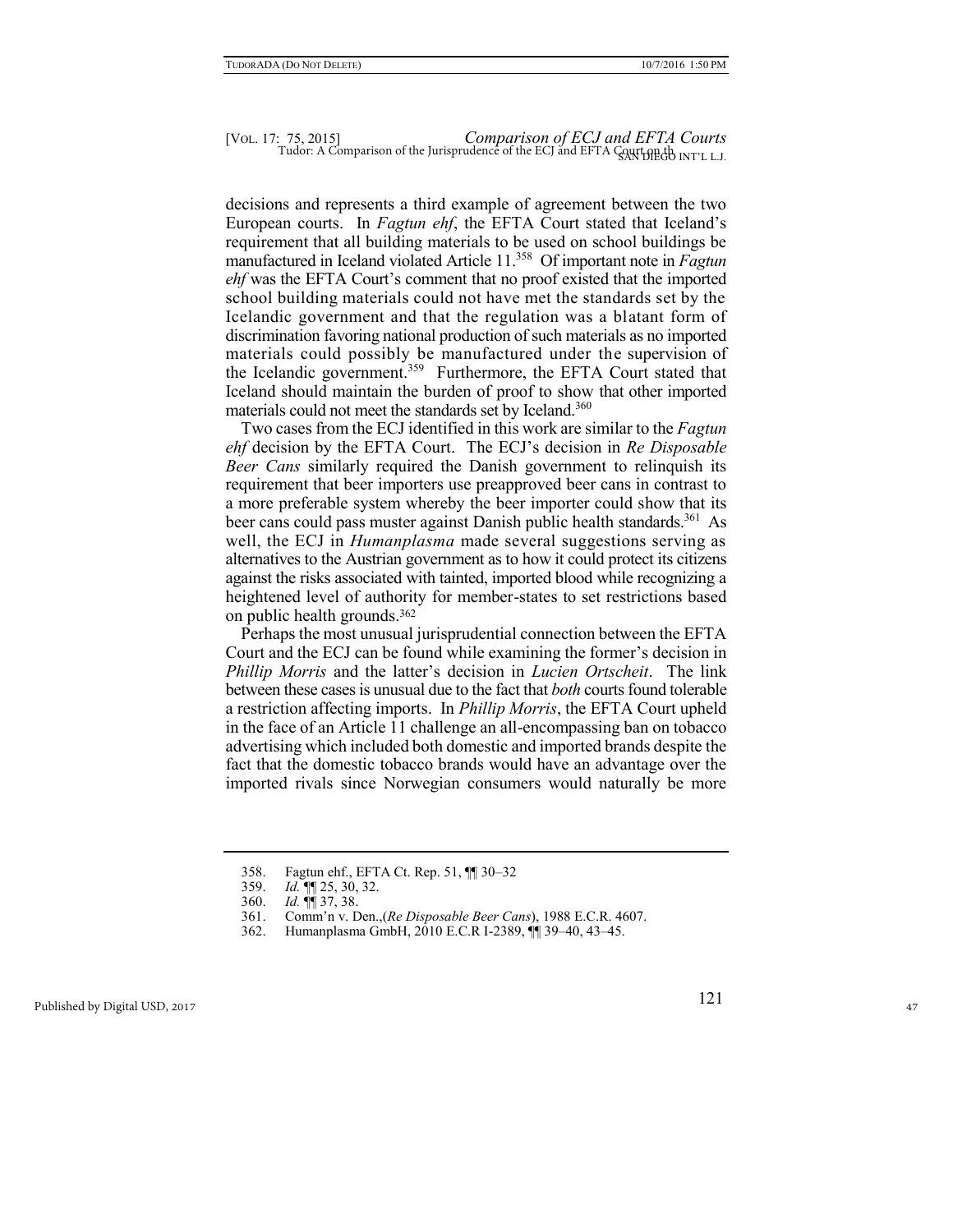decisions and represents a third example of agreement between the two European courts. In *Fagtun ehf*, the EFTA Court stated that Iceland's requirement that all building materials to be used on school buildings be manufactured in Iceland violated Article 11.[358] Of important note in *Fagtun ehf* was the EFTA Court's comment that no proof existed that the imported school building materials could not have met the standards set by the Icelandic government and that the regulation was a blatant form of discrimination favoring national production of such materials as no imported materials could possibly be manufactured under the supervision of the Icelandic government.[359] Furthermore, the EFTA Court stated that Iceland should maintain the burden of proof to show that other imported materials could not meet the standards set by Iceland.[360]

Two cases from the ECJ identified in this work are similar to the *Fagtun ehf* decision by the EFTA Court. The ECJ's decision in *Re Disposable Beer Cans* similarly required the Danish government to relinquish its requirement that beer importers use preapproved beer cans in contrast to a more preferable system whereby the beer importer could show that its beer cans could pass muster against Danish public health standards.[361] As well, the ECJ in *Humanplasma* made several suggestions serving as alternatives to the Austrian government as to how it could protect its citizens against the risks associated with tainted, imported blood while recognizing a heightened level of authority for member-states to set restrictions based on public health grounds.[362]

Perhaps the most unusual jurisprudential connection between the EFTA Court and the ECJ can be found while examining the former's decision in *Phillip Morris* and the latter's decision in *Lucien Ortscheit*. The link between these cases is unusual due to the fact that *both* courts found tolerable a restriction affecting imports. In *Phillip Morris*, the EFTA Court upheld in the face of an Article 11 challenge an all-encompassing ban on tobacco advertising which included both domestic and imported brands despite the fact that the domestic tobacco brands would have an advantage over the imported rivals since Norwegian consumers would naturally be more

---

358. Fagtun ehf., EFTA Ct. Rep. 51, ¶¶ 30–32

359. *Id.* ¶¶ 25, 30, 32.

360. *Id.* ¶¶ 37, 38.

361. Comm'n v. Den.,(*Re Disposable Beer Cans*), 1988 E.C.R. 4607.

362. Humanplasma GmbH, 2010 E.C.R I-2389, ¶¶ 39–40, 43–45.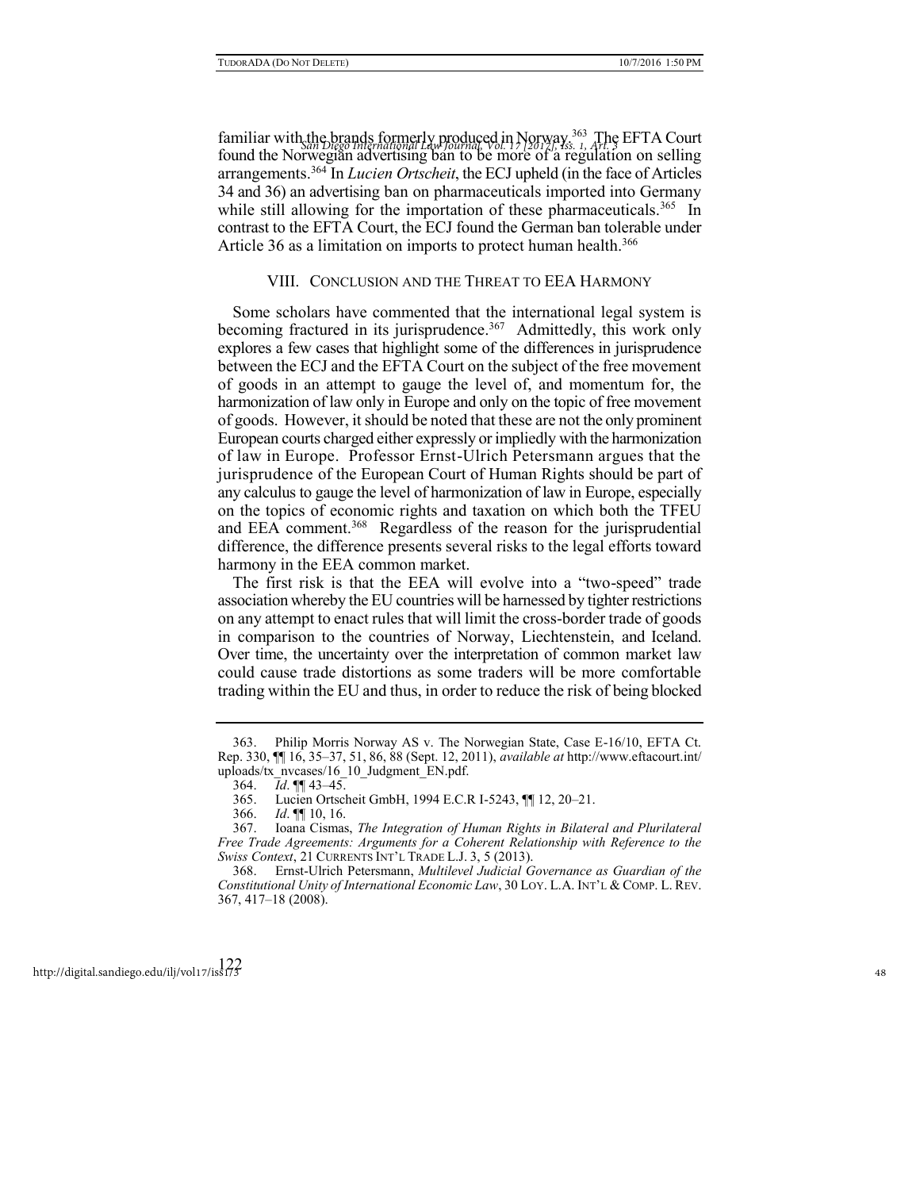familiar with the brands formerly produced in Norway.[363] The EFTA Court found the Norwegian advertising ban to be more of a regulation on selling arrangements.[364] In *Lucien Ortscheit*, the ECJ upheld (in the face of Articles 34 and 36) an advertising ban on pharmaceuticals imported into Germany while still allowing for the importation of these pharmaceuticals.[365] In contrast to the EFTA Court, the ECJ found the German ban tolerable under Article 36 as a limitation on imports to protect human health.[366]

## VIII. Conclusion and the Threat to EEA Harmony

Some scholars have commented that the international legal system is becoming fractured in its jurisprudence.[367] Admittedly, this work only explores a few cases that highlight some of the differences in jurisprudence between the ECJ and the EFTA Court on the subject of the free movement of goods in an attempt to gauge the level of, and momentum for, the harmonization of law only in Europe and only on the topic of free movement of goods. However, it should be noted that these are not the only prominent European courts charged either expressly or impliedly with the harmonization of law in Europe. Professor Ernst-Ulrich Petersmann argues that the jurisprudence of the European Court of Human Rights should be part of any calculus to gauge the level of harmonization of law in Europe, especially on the topics of economic rights and taxation on which both the TFEU and EEA comment.[368] Regardless of the reason for the jurisprudential difference, the difference presents several risks to the legal efforts toward harmony in the EEA common market.

The first risk is that the EEA will evolve into a "two-speed" trade association whereby the EU countries will be harnessed by tighter restrictions on any attempt to enact rules that will limit the cross-border trade of goods in comparison to the countries of Norway, Liechtenstein, and Iceland. Over time, the uncertainty over the interpretation of common market law could cause trade distortions as some traders will be more comfortable trading within the EU and thus, in order to reduce the risk of being blocked

---

363. Philip Morris Norway AS v. The Norwegian State, Case E-16/10, EFTA Ct. Rep. 330, ¶¶ 16, 35–37, 51, 86, 88 (Sept. 12, 2011), *available at* http://www.eftacourt.int/uploads/tx_nvcases/16_10_Judgment_EN.pdf.

364. *Id.* ¶¶ 43–45.

365. Lucien Ortscheit GmbH, 1994 E.C.R I-5243, ¶¶ 12, 20–21.

366. *Id.* ¶¶ 10, 16.

367. Ioana Cismas, *The Integration of Human Rights in Bilateral and Plurilateral Free Trade Agreements: Arguments for a Coherent Relationship with Reference to the Swiss Context*, 21 Currents Int'l Trade L.J. 3, 5 (2013).

368. Ernst-Ulrich Petersmann, *Multilevel Judicial Governance as Guardian of the Constitutional Unity of International Economic Law*, 30 Loy. L.A. Int'l & Comp. L. Rev. 367, 417–18 (2008).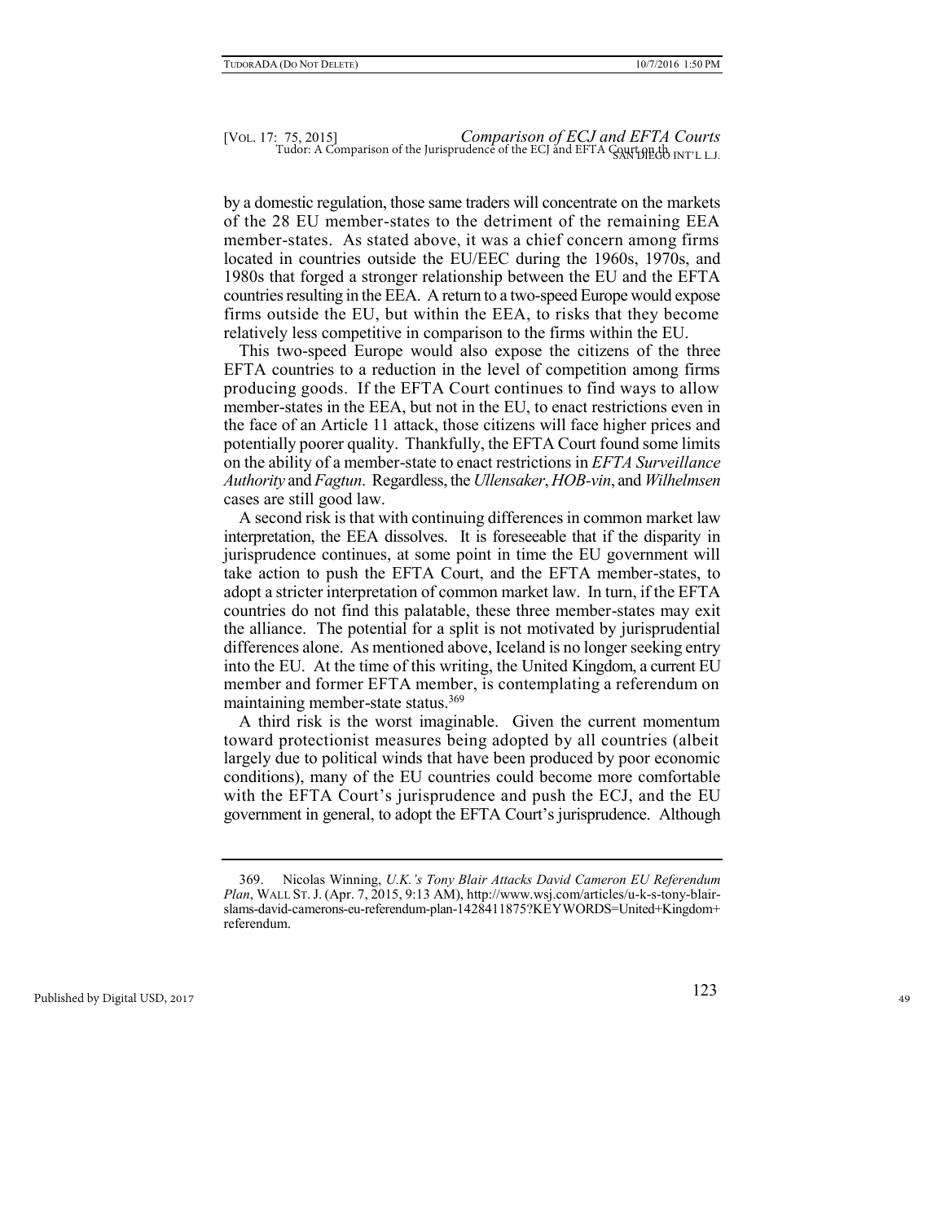by a domestic regulation, those same traders will concentrate on the markets of the 28 EU member-states to the detriment of the remaining EEA member-states. As stated above, it was a chief concern among firms located in countries outside the EU/EEC during the 1960s, 1970s, and 1980s that forged a stronger relationship between the EU and the EFTA countries resulting in the EEA. A return to a two-speed Europe would expose firms outside the EU, but within the EEA, to risks that they become relatively less competitive in comparison to the firms within the EU.

This two-speed Europe would also expose the citizens of the three EFTA countries to a reduction in the level of competition among firms producing goods. If the EFTA Court continues to find ways to allow member-states in the EEA, but not in the EU, to enact restrictions even in the face of an Article 11 attack, those citizens will face higher prices and potentially poorer quality. Thankfully, the EFTA Court found some limits on the ability of a member-state to enact restrictions in *EFTA Surveillance Authority* and *Fagtun*. Regardless, the *Ullensaker*, *HOB-vin*, and *Wilhelmsen* cases are still good law.

A second risk is that with continuing differences in common market law interpretation, the EEA dissolves. It is foreseeable that if the disparity in jurisprudence continues, at some point in time the EU government will take action to push the EFTA Court, and the EFTA member-states, to adopt a stricter interpretation of common market law. In turn, if the EFTA countries do not find this palatable, these three member-states may exit the alliance. The potential for a split is not motivated by jurisprudential differences alone. As mentioned above, Iceland is no longer seeking entry into the EU. At the time of this writing, the United Kingdom, a current EU member and former EFTA member, is contemplating a referendum on maintaining member-state status.[369]

A third risk is the worst imaginable. Given the current momentum toward protectionist measures being adopted by all countries (albeit largely due to political winds that have been produced by poor economic conditions), many of the EU countries could become more comfortable with the EFTA Court's jurisprudence and push the ECJ, and the EU government in general, to adopt the EFTA Court's jurisprudence. Although

---

369. Nicolas Winning, *U.K.'s Tony Blair Attacks David Cameron EU Referendum Plan*, WALL ST. J. (Apr. 7, 2015, 9:13 AM), http://www.wsj.com/articles/u-k-s-tony-blair-slams-david-camerons-eu-referendum-plan-1428411875?KEYWORDS=United+Kingdom+referendum.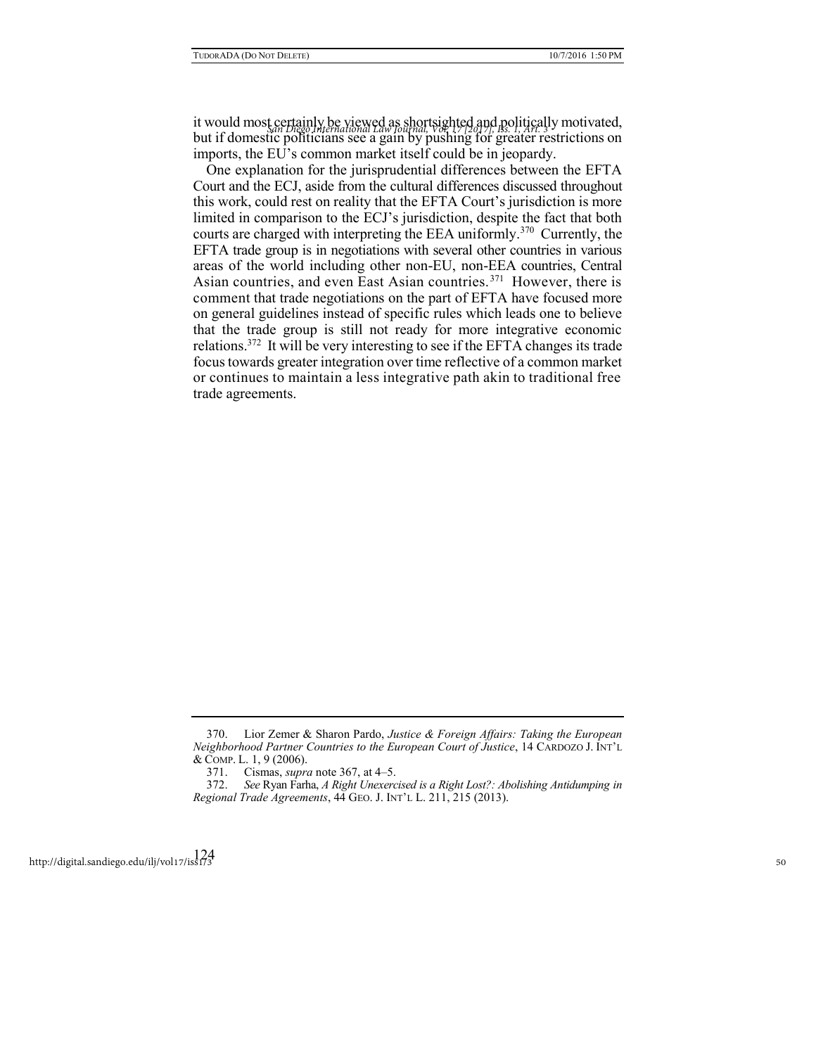it would most certainly be viewed as shortsighted and politically motivated, but if domestic politicians see a gain by pushing for greater restrictions on imports, the EU's common market itself could be in jeopardy.

One explanation for the jurisprudential differences between the EFTA Court and the ECJ, aside from the cultural differences discussed throughout this work, could rest on reality that the EFTA Court's jurisdiction is more limited in comparison to the ECJ's jurisdiction, despite the fact that both courts are charged with interpreting the EEA uniformly.[370] Currently, the EFTA trade group is in negotiations with several other countries in various areas of the world including other non-EU, non-EEA countries, Central Asian countries, and even East Asian countries.[371] However, there is comment that trade negotiations on the part of EFTA have focused more on general guidelines instead of specific rules which leads one to believe that the trade group is still not ready for more integrative economic relations.[372] It will be very interesting to see if the EFTA changes its trade focus towards greater integration over time reflective of a common market or continues to maintain a less integrative path akin to traditional free trade agreements.

---

370. Lior Zemer & Sharon Pardo, *Justice & Foreign Affairs: Taking the European Neighborhood Partner Countries to the European Court of Justice*, 14 CARDOZO J. INT'L & COMP. L. 1, 9 (2006).

371. Cismas, *supra* note 367, at 4–5.

372. *See* Ryan Farha, *A Right Unexercised is a Right Lost?: Abolishing Antidumping in Regional Trade Agreements*, 44 GEO. J. INT'L L. 211, 215 (2013).